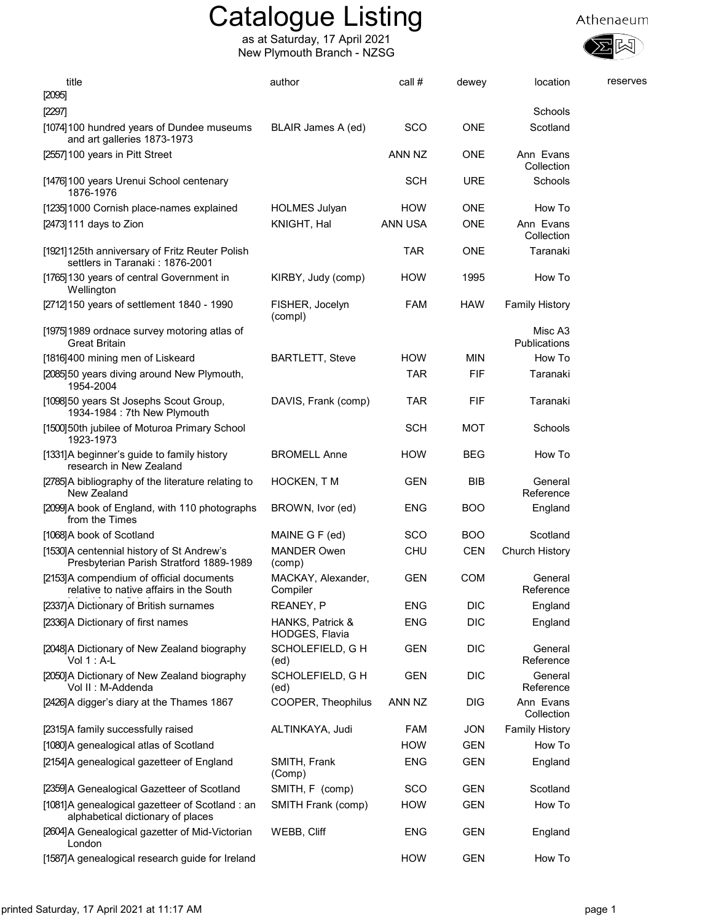# Catalogue Listing

as at Saturday, 17 April 2021
New Plymouth Branch - NZSG

Athenaeum

| title | author | call # | dewey | location | reserves |
|---|---|---|---|---|---|
| [2095] | | | | | |
| [2297] | | | | Schools | |
| [1074] 100 hundred years of Dundee museums and art galleries 1873-1973 | BLAIR James A (ed) | SCO | ONE | Scotland | |
| [2557] 100 years in Pitt Street | | ANN NZ | ONE | Ann Evans Collection | |
| [1476] 100 years Urenui School centenary 1876-1976 | | SCH | URE | Schools | |
| [1235] 1000 Cornish place-names explained | HOLMES Julyan | HOW | ONE | How To | |
| [2473] 111 days to Zion | KNIGHT, Hal | ANN USA | ONE | Ann Evans Collection | |
| [1921] 125th anniversary of Fritz Reuter Polish settlers in Taranaki : 1876-2001 | | TAR | ONE | Taranaki | |
| [1765] 130 years of central Government in Wellington | KIRBY, Judy (comp) | HOW | 1995 | How To | |
| [2712] 150 years of settlement 1840 - 1990 | FISHER, Jocelyn (compl) | FAM | HAW | Family History | |
| [1975] 1989 ordnace survey motoring atlas of Great Britain | | | | Misc A3 Publications | |
| [1816] 400 mining men of Liskeard | BARTLETT, Steve | HOW | MIN | How To | |
| [2085] 50 years diving around New Plymouth, 1954-2004 | | TAR | FIF | Taranaki | |
| [1098] 50 years St Josephs Scout Group, 1934-1984 : 7th New Plymouth | DAVIS, Frank (comp) | TAR | FIF | Taranaki | |
| [1500] 50th jubilee of Moturoa Primary School 1923-1973 | | SCH | MOT | Schools | |
| [1331] A beginner's guide to family history research in New Zealand | BROMELL Anne | HOW | BEG | How To | |
| [2785] A bibliography of the literature relating to New Zealand | HOCKEN, T M | GEN | BIB | General Reference | |
| [2099] A book of England, with 110 photographs from the Times | BROWN, Ivor (ed) | ENG | BOO | England | |
| [1068] A book of Scotland | MAINE G F (ed) | SCO | BOO | Scotland | |
| [1530] A centennial history of St Andrew's Presbyterian Parish Stratford 1889-1989 | MANDER Owen (comp) | CHU | CEN | Church History | |
| [2153] A compendium of official documents relative to native affairs in the South | MACKAY, Alexander, Compiler | GEN | COM | General Reference | |
| [2337] A Dictionary of British surnames | REANEY, P | ENG | DIC | England | |
| [2336] A Dictionary of first names | HANKS, Patrick & HODGES, Flavia | ENG | DIC | England | |
| [2048] A Dictionary of New Zealand biography Vol 1 : A-L | SCHOLEFIELD, G H (ed) | GEN | DIC | General Reference | |
| [2050] A Dictionary of New Zealand biography Vol II : M-Addenda | SCHOLEFIELD, G H (ed) | GEN | DIC | General Reference | |
| [2426] A digger's diary at the Thames 1867 | COOPER, Theophilus | ANN NZ | DIG | Ann Evans Collection | |
| [2315] A family successfully raised | ALTINKAYA, Judi | FAM | JON | Family History | |
| [1080] A genealogical atlas of Scotland | | HOW | GEN | How To | |
| [2154] A genealogical gazetteer of England | SMITH, Frank (Comp) | ENG | GEN | England | |
| [2359] A Genealogical Gazetteer of Scotland | SMITH, F (comp) | SCO | GEN | Scotland | |
| [1081] A genealogical gazetteer of Scotland : an alphabetical dictionary of places | SMITH Frank (comp) | HOW | GEN | How To | |
| [2604] A Genealogical gazetter of Mid-Victorian London | WEBB, Cliff | ENG | GEN | England | |
| [1587] A genealogical research guide for Ireland | | HOW | GEN | How To | |

printed Saturday, 17 April 2021 at 11:17 AM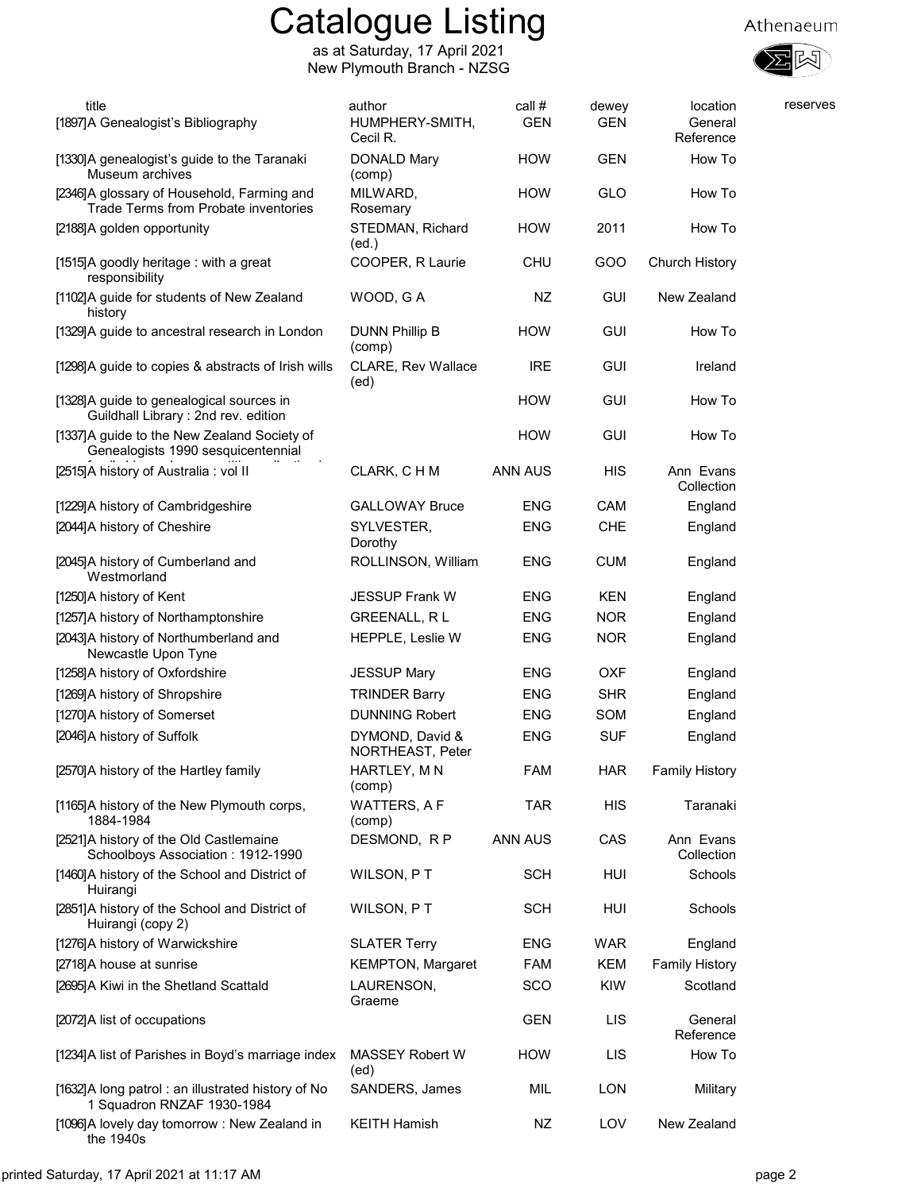# Catalogue Listing

as at Saturday, 17 April 2021
New Plymouth Branch - NZSG

Athenaeum

| title | author | call # | dewey | location | reserves |
|---|---|---|---|---|---|
| [1897]A Genealogist's Bibliography | HUMPHERY-SMITH, Cecil R. | GEN | GEN | General Reference | |
| [1330]A genealogist's guide to the Taranaki Museum archives | DONALD Mary (comp) | HOW | GEN | How To | |
| [2346]A glossary of Household, Farming and Trade Terms from Probate inventories | MILWARD, Rosemary | HOW | GLO | How To | |
| [2188]A golden opportunity | STEDMAN, Richard (ed.) | HOW | 2011 | How To | |
| [1515]A goodly heritage : with a great responsibility | COOPER, R Laurie | CHU | GOO | Church History | |
| [1102]A guide for students of New Zealand history | WOOD, G A | NZ | GUI | New Zealand | |
| [1329]A guide to ancestral research in London | DUNN Phillip B (comp) | HOW | GUI | How To | |
| [1298]A guide to copies & abstracts of Irish wills | CLARE, Rev Wallace (ed) | IRE | GUI | Ireland | |
| [1328]A guide to genealogical sources in Guildhall Library : 2nd rev. edition | | HOW | GUI | How To | |
| [1337]A guide to the New Zealand Society of Genealogists 1990 sesquicentennial | | HOW | GUI | How To | |
| [2515]A history of Australia : vol II | CLARK, C H M | ANN AUS | HIS | Ann Evans Collection | |
| [1229]A history of Cambridgeshire | GALLOWAY Bruce | ENG | CAM | England | |
| [2044]A history of Cheshire | SYLVESTER, Dorothy | ENG | CHE | England | |
| [2045]A history of Cumberland and Westmorland | ROLLINSON, William | ENG | CUM | England | |
| [1250]A history of Kent | JESSUP Frank W | ENG | KEN | England | |
| [1257]A history of Northamptonshire | GREENALL, R L | ENG | NOR | England | |
| [2043]A history of Northumberland and Newcastle Upon Tyne | HEPPLE, Leslie W | ENG | NOR | England | |
| [1258]A history of Oxfordshire | JESSUP Mary | ENG | OXF | England | |
| [1269]A history of Shropshire | TRINDER Barry | ENG | SHR | England | |
| [1270]A history of Somerset | DUNNING Robert | ENG | SOM | England | |
| [2046]A history of Suffolk | DYMOND, David & NORTHEAST, Peter | ENG | SUF | England | |
| [2570]A history of the Hartley family | HARTLEY, M N (comp) | FAM | HAR | Family History | |
| [1165]A history of the New Plymouth corps, 1884-1984 | WATTERS, A F (comp) | TAR | HIS | Taranaki | |
| [2521]A history of the Old Castlemaine Schoolboys Association : 1912-1990 | DESMOND, R P | ANN AUS | CAS | Ann Evans Collection | |
| [1460]A history of the School and District of Huirangi | WILSON, P T | SCH | HUI | Schools | |
| [2851]A history of the School and District of Huirangi (copy 2) | WILSON, P T | SCH | HUI | Schools | |
| [1276]A history of Warwickshire | SLATER Terry | ENG | WAR | England | |
| [2718]A house at sunrise | KEMPTON, Margaret | FAM | KEM | Family History | |
| [2695]A Kiwi in the Shetland Scattald | LAURENSON, Graeme | SCO | KIW | Scotland | |
| [2072]A list of occupations | | GEN | LIS | General Reference | |
| [1234]A list of Parishes in Boyd's marriage index | MASSEY Robert W (ed) | HOW | LIS | How To | |
| [1632]A long patrol : an illustrated history of No 1 Squadron RNZAF 1930-1984 | SANDERS, James | MIL | LON | Military | |
| [1096]A lovely day tomorrow : New Zealand in the 1940s | KEITH Hamish | NZ | LOV | New Zealand | |

printed Saturday, 17 April 2021 at 11:17 AM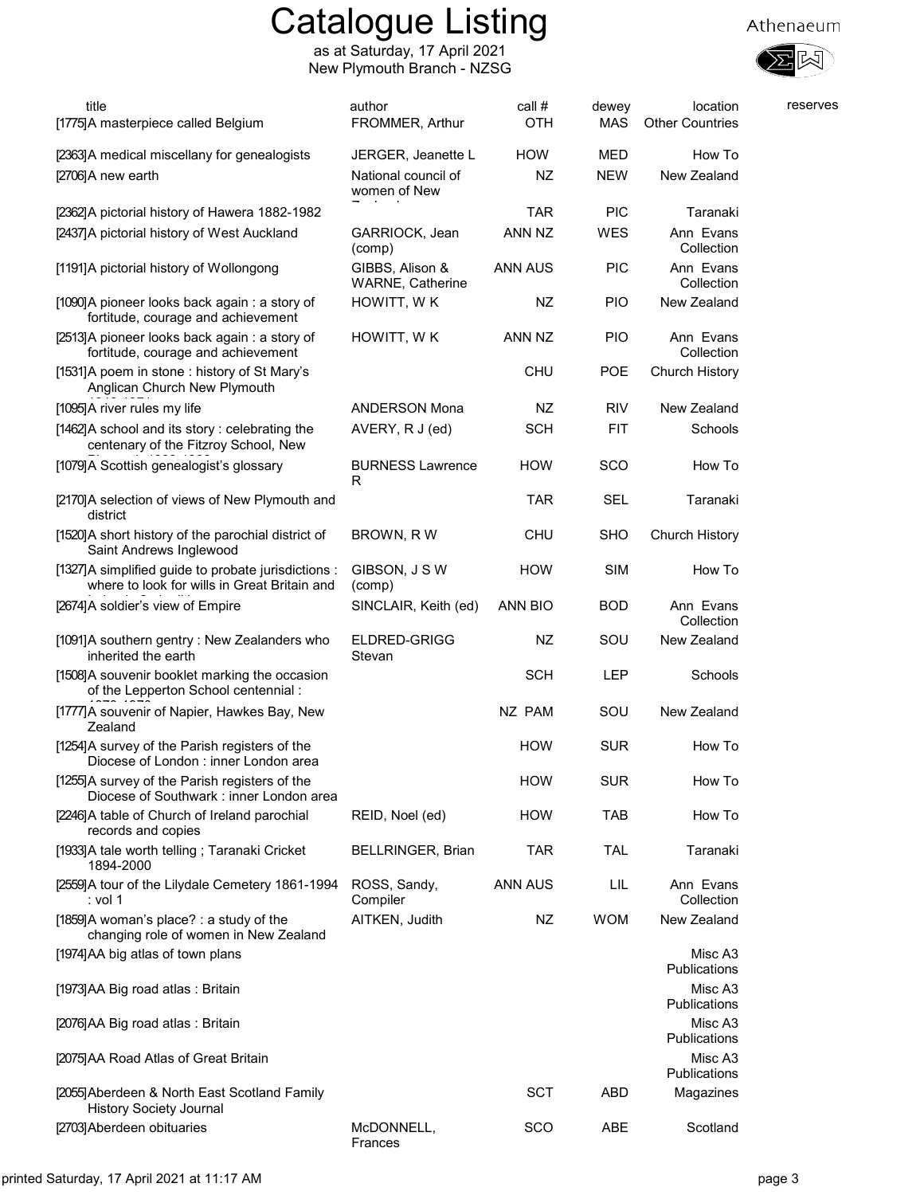# Catalogue Listing

as at Saturday, 17 April 2021
New Plymouth Branch - NZSG

Athenaeum

| title | author | call # | dewey | location | reserves |
|---|---|---|---|---|---|
| [1775]A masterpiece called Belgium | FROMMER, Arthur | OTH | MAS | Other Countries | |
| [2363]A medical miscellany for genealogists | JERGER, Jeanette L | HOW | MED | How To | |
| [2706]A new earth | National council of women of New Zealand | NZ | NEW | New Zealand | |
| [2362]A pictorial history of Hawera 1882-1982 | | TAR | PIC | Taranaki | |
| [2437]A pictorial history of West Auckland | GARRIOCK, Jean (comp) | ANN NZ | WES | Ann Evans Collection | |
| [1191]A pictorial history of Wollongong | GIBBS, Alison & WARNE, Catherine | ANN AUS | PIC | Ann Evans Collection | |
| [1090]A pioneer looks back again : a story of fortitude, courage and achievement | HOWITT, W K | NZ | PIO | New Zealand | |
| [2513]A pioneer looks back again : a story of fortitude, courage and achievement | HOWITT, W K | ANN NZ | PIO | Ann Evans Collection | |
| [1531]A poem in stone : history of St Mary's Anglican Church New Plymouth 1842-1974 | | CHU | POE | Church History | |
| [1095]A river rules my life | ANDERSON Mona | NZ | RIV | New Zealand | |
| [1462]A school and its story : celebrating the centenary of the Fitzroy School, New Plymouth 1882-1982 | AVERY, R J (ed) | SCH | FIT | Schools | |
| [1079]A Scottish genealogist's glossary | BURNESS Lawrence R | HOW | SCO | How To | |
| [2170]A selection of views of New Plymouth and district | | TAR | SEL | Taranaki | |
| [1520]A short history of the parochial district of Saint Andrews Inglewood | BROWN, R W | CHU | SHO | Church History | |
| [1327]A simplified guide to probate jurisdictions : where to look for wills in Great Britain and Ireland 3rd edition | GIBSON, J S W (comp) | HOW | SIM | How To | |
| [2674]A soldier's view of Empire | SINCLAIR, Keith (ed) | ANN BIO | BOD | Ann Evans Collection | |
| [1091]A southern gentry : New Zealanders who inherited the earth | ELDRED-GRIGG Stevan | NZ | SOU | New Zealand | |
| [1508]A souvenir booklet marking the occasion of the Lepperton School centennial : 1879-1979 | | SCH | LEP | Schools | |
| [1777]A souvenir of Napier, Hawkes Bay, New Zealand | | NZ PAM | SOU | New Zealand | |
| [1254]A survey of the Parish registers of the Diocese of London : inner London area | | HOW | SUR | How To | |
| [1255]A survey of the Parish registers of the Diocese of Southwark : inner London area | | HOW | SUR | How To | |
| [2246]A table of Church of Ireland parochial records and copies | REID, Noel (ed) | HOW | TAB | How To | |
| [1933]A tale worth telling ; Taranaki Cricket 1894-2000 | BELLRINGER, Brian | TAR | TAL | Taranaki | |
| [2559]A tour of the Lilydale Cemetery 1861-1994 : vol 1 | ROSS, Sandy, Compiler | ANN AUS | LIL | Ann Evans Collection | |
| [1859]A woman's place? : a study of the changing role of women in New Zealand | AITKEN, Judith | NZ | WOM | New Zealand | |
| [1974]AA big atlas of town plans | | | | Misc A3 Publications | |
| [1973]AA Big road atlas : Britain | | | | Misc A3 Publications | |
| [2076]AA Big road atlas : Britain | | | | Misc A3 Publications | |
| [2075]AA Road Atlas of Great Britain | | | | Misc A3 Publications | |
| [2055]Aberdeen & North East Scotland Family History Society Journal | | SCT | ABD | Magazines | |
| [2703]Aberdeen obituaries | McDONNELL, Frances | SCO | ABE | Scotland | |

printed Saturday, 17 April 2021 at 11:17 AM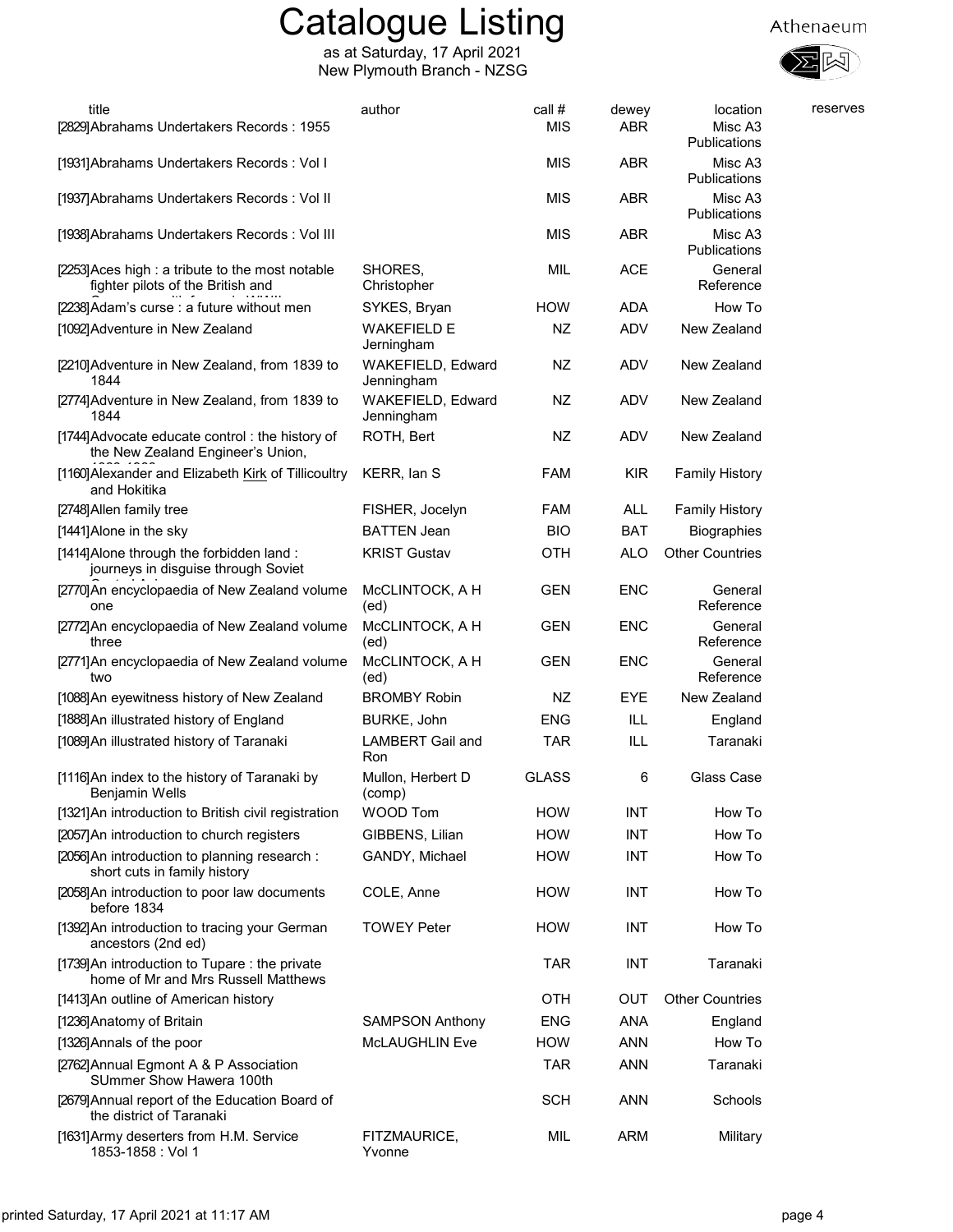# Catalogue Listing

as at Saturday, 17 April 2021
New Plymouth Branch - NZSG

| title | author | call # | dewey | location | reserves |
|---|---|---|---|---|---|
| [2829]Abrahams Undertakers Records : 1955 | | MIS | ABR | Misc A3 Publications | |
| [1931]Abrahams Undertakers Records : Vol I | | MIS | ABR | Misc A3 Publications | |
| [1937]Abrahams Undertakers Records : Vol II | | MIS | ABR | Misc A3 Publications | |
| [1938]Abrahams Undertakers Records : Vol III | | MIS | ABR | Misc A3 Publications | |
| [2253]Aces high : a tribute to the most notable fighter pilots of the British and | SHORES, Christopher | MIL | ACE | General Reference | |
| [2238]Adam's curse : a future without men | SYKES, Bryan | HOW | ADA | How To | |
| [1092]Adventure in New Zealand | WAKEFIELD E Jerningham | NZ | ADV | New Zealand | |
| [2210]Adventure in New Zealand, from 1839 to 1844 | WAKEFIELD, Edward Jenningham | NZ | ADV | New Zealand | |
| [2774]Adventure in New Zealand, from 1839 to 1844 | WAKEFIELD, Edward Jenningham | NZ | ADV | New Zealand | |
| [1744]Advocate educate control : the history of the New Zealand Engineer's Union, | ROTH, Bert | NZ | ADV | New Zealand | |
| [1160]Alexander and Elizabeth Kirk of Tillicoultry and Hokitika | KERR, Ian S | FAM | KIR | Family History | |
| [2748]Allen family tree | FISHER, Jocelyn | FAM | ALL | Family History | |
| [1441]Alone in the sky | BATTEN Jean | BIO | BAT | Biographies | |
| [1414]Alone through the forbidden land : journeys in disguise through Soviet | KRIST Gustav | OTH | ALO | Other Countries | |
| [2770]An encyclopaedia of New Zealand volume one | McCLINTOCK, A H (ed) | GEN | ENC | General Reference | |
| [2772]An encyclopaedia of New Zealand volume three | McCLINTOCK, A H (ed) | GEN | ENC | General Reference | |
| [2771]An encyclopaedia of New Zealand volume two | McCLINTOCK, A H (ed) | GEN | ENC | General Reference | |
| [1088]An eyewitness history of New Zealand | BROMBY Robin | NZ | EYE | New Zealand | |
| [1888]An illustrated history of England | BURKE, John | ENG | ILL | England | |
| [1089]An illustrated history of Taranaki | LAMBERT Gail and Ron | TAR | ILL | Taranaki | |
| [1116]An index to the history of Taranaki by Benjamin Wells | Mullon, Herbert D (comp) | GLASS | 6 | Glass Case | |
| [1321]An introduction to British civil registration | WOOD Tom | HOW | INT | How To | |
| [2057]An introduction to church registers | GIBBENS, Lilian | HOW | INT | How To | |
| [2056]An introduction to planning research : short cuts in family history | GANDY, Michael | HOW | INT | How To | |
| [2058]An introduction to poor law documents before 1834 | COLE, Anne | HOW | INT | How To | |
| [1392]An introduction to tracing your German ancestors (2nd ed) | TOWEY Peter | HOW | INT | How To | |
| [1739]An introduction to Tupare : the private home of Mr and Mrs Russell Matthews | | TAR | INT | Taranaki | |
| [1413]An outline of American history | | OTH | OUT | Other Countries | |
| [1236]Anatomy of Britain | SAMPSON Anthony | ENG | ANA | England | |
| [1326]Annals of the poor | McLAUGHLIN Eve | HOW | ANN | How To | |
| [2762]Annual Egmont A & P Association SUmmer Show Hawera 100th | | TAR | ANN | Taranaki | |
| [2679]Annual report of the Education Board of the district of Taranaki | | SCH | ANN | Schools | |
| [1631]Army deserters from H.M. Service 1853-1858 : Vol 1 | FITZMAURICE, Yvonne | MIL | ARM | Military | |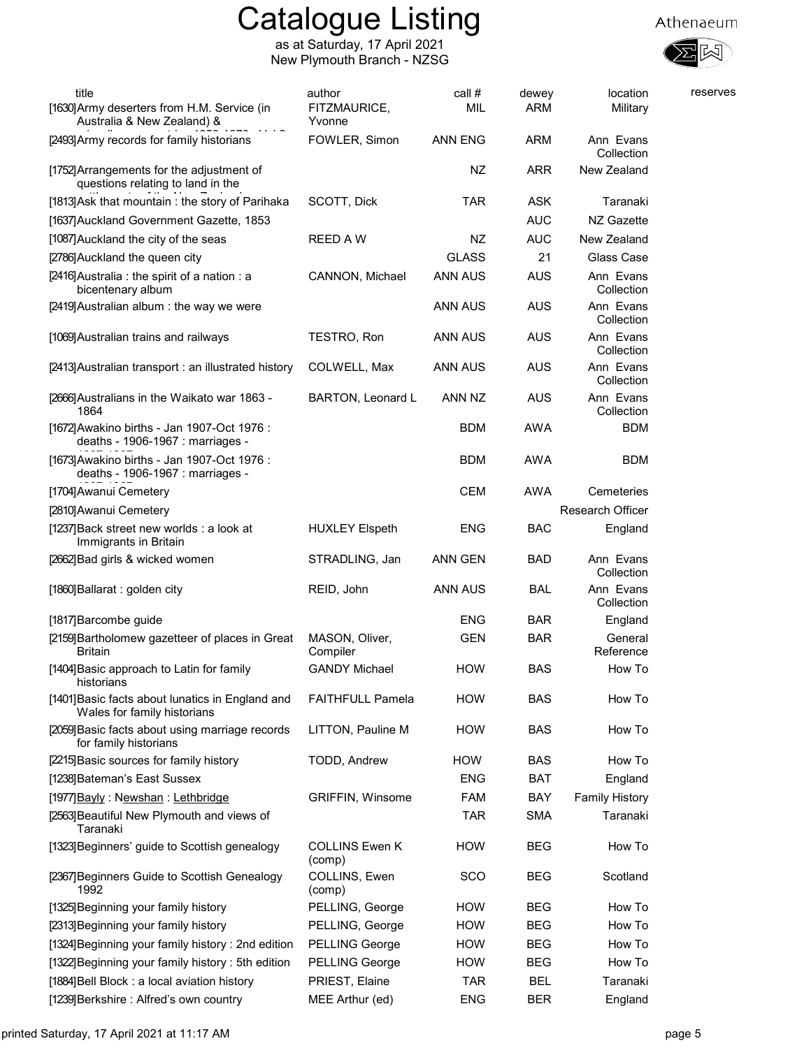# Catalogue Listing

as at Saturday, 17 April 2021
New Plymouth Branch - NZSG

Athenaeum

| title | author | call # | dewey | location | reserves |
|---|---|---|---|---|---|
| [1630] Army deserters from H.M. Service (in Australia & New Zealand) & | FITZMAURICE, Yvonne | MIL | ARM | Military | |
| [2493] Army records for family historians | FOWLER, Simon | ANN ENG | ARM | Ann Evans Collection | |
| [1752] Arrangements for the adjustment of questions relating to land in the | | NZ | ARR | New Zealand | |
| [1813] Ask that mountain : the story of Parihaka | SCOTT, Dick | TAR | ASK | Taranaki | |
| [1637] Auckland Government Gazette, 1853 | | | AUC | NZ Gazette | |
| [1087] Auckland the city of the seas | REED A W | NZ | AUC | New Zealand | |
| [2786] Auckland the queen city | | GLASS | 21 | Glass Case | |
| [2416] Australia : the spirit of a nation : a bicentenary album | CANNON, Michael | ANN AUS | AUS | Ann Evans Collection | |
| [2419] Australian album : the way we were | | ANN AUS | AUS | Ann Evans Collection | |
| [1069] Australian trains and railways | TESTRO, Ron | ANN AUS | AUS | Ann Evans Collection | |
| [2413] Australian transport : an illustrated history | COLWELL, Max | ANN AUS | AUS | Ann Evans Collection | |
| [2666] Australians in the Waikato war 1863 - 1864 | BARTON, Leonard L | ANN NZ | AUS | Ann Evans Collection | |
| [1672] Awakino births - Jan 1907-Oct 1976 : deaths - 1906-1967 : marriages - | | BDM | AWA | BDM | |
| [1673] Awakino births - Jan 1907-Oct 1976 : deaths - 1906-1967 : marriages - | | BDM | AWA | BDM | |
| [1704] Awanui Cemetery | | CEM | AWA | Cemeteries | |
| [2810] Awanui Cemetery | | | | Research Officer | |
| [1237] Back street new worlds : a look at Immigrants in Britain | HUXLEY Elspeth | ENG | BAC | England | |
| [2662] Bad girls & wicked women | STRADLING, Jan | ANN GEN | BAD | Ann Evans Collection | |
| [1860] Ballarat : golden city | REID, John | ANN AUS | BAL | Ann Evans Collection | |
| [1817] Barcombe guide | | ENG | BAR | England | |
| [2159] Bartholomew gazetteer of places in Great Britain | MASON, Oliver, Compiler | GEN | BAR | General Reference | |
| [1404] Basic approach to Latin for family historians | GANDY Michael | HOW | BAS | How To | |
| [1401] Basic facts about lunatics in England and Wales for family historians | FAITHFULL Pamela | HOW | BAS | How To | |
| [2059] Basic facts about using marriage records for family historians | LITTON, Pauline M | HOW | BAS | How To | |
| [2215] Basic sources for family history | TODD, Andrew | HOW | BAS | How To | |
| [1238] Bateman's East Sussex | | ENG | BAT | England | |
| [1977] Bayly : Newshan : Lethbridge | GRIFFIN, Winsome | FAM | BAY | Family History | |
| [2563] Beautiful New Plymouth and views of Taranaki | | TAR | SMA | Taranaki | |
| [1323] Beginners' guide to Scottish genealogy | COLLINS Ewen K (comp) | HOW | BEG | How To | |
| [2367] Beginners Guide to Scottish Genealogy 1992 | COLLINS, Ewen (comp) | SCO | BEG | Scotland | |
| [1325] Beginning your family history | PELLING, George | HOW | BEG | How To | |
| [2313] Beginning your family history | PELLING, George | HOW | BEG | How To | |
| [1324] Beginning your family history : 2nd edition | PELLING George | HOW | BEG | How To | |
| [1322] Beginning your family history : 5th edition | PELLING George | HOW | BEG | How To | |
| [1884] Bell Block : a local aviation history | PRIEST, Elaine | TAR | BEL | Taranaki | |
| [1239] Berkshire : Alfred's own country | MEE Arthur (ed) | ENG | BER | England | |

printed Saturday, 17 April 2021 at 11:17 AM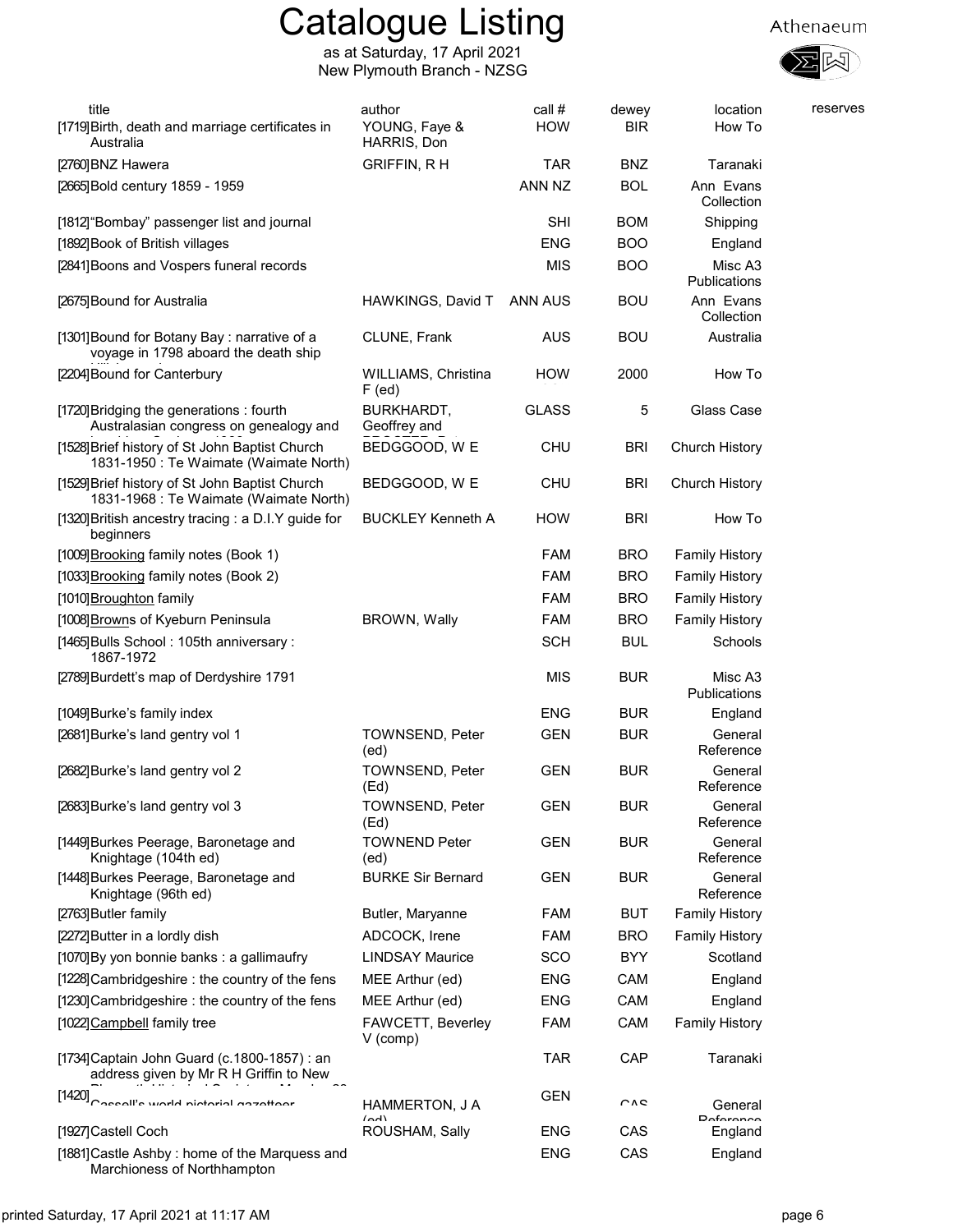# Catalogue Listing

as at Saturday, 17 April 2021
New Plymouth Branch - NZSG

Athenaeum

| title | author | call # | dewey | location | reserves |
|---|---|---|---|---|---|
| [1719]Birth, death and marriage certificates in Australia | YOUNG, Faye & HARRIS, Don | HOW | BIR | How To | |
| [2760]BNZ Hawera | GRIFFIN, R H | TAR | BNZ | Taranaki | |
| [2665]Bold century 1859 - 1959 | | ANN NZ | BOL | Ann Evans Collection | |
| [1812]"Bombay" passenger list and journal | | SHI | BOM | Shipping | |
| [1892]Book of British villages | | ENG | BOO | England | |
| [2841]Boons and Vospers funeral records | | MIS | BOO | Misc A3 Publications | |
| [2675]Bound for Australia | HAWKINGS, David T | ANN AUS | BOU | Ann Evans Collection | |
| [1301]Bound for Botany Bay : narrative of a voyage in 1798 aboard the death ship | CLUNE, Frank | AUS | BOU | Australia | |
| [2204]Bound for Canterbury | WILLIAMS, Christina F (ed) | HOW | 2000 | How To | |
| [1720]Bridging the generations : fourth Australasian congress on genealogy and | BURKHARDT, Geoffrey and | GLASS | 5 | Glass Case | |
| [1528]Brief history of St John Baptist Church 1831-1950 : Te Waimate (Waimate North) | BEDGGOOD, W E | CHU | BRI | Church History | |
| [1529]Brief history of St John Baptist Church 1831-1968 : Te Waimate (Waimate North) | BEDGGOOD, W E | CHU | BRI | Church History | |
| [1320]British ancestry tracing : a D.I.Y guide for beginners | BUCKLEY Kenneth A | HOW | BRI | How To | |
| [1009]Brooking family notes (Book 1) | | FAM | BRO | Family History | |
| [1033]Brooking family notes (Book 2) | | FAM | BRO | Family History | |
| [1010]Broughton family | | FAM | BRO | Family History | |
| [1008]Browns of Kyeburn Peninsula | BROWN, Wally | FAM | BRO | Family History | |
| [1465]Bulls School : 105th anniversary : 1867-1972 | | SCH | BUL | Schools | |
| [2789]Burdett's map of Derdyshire 1791 | | MIS | BUR | Misc A3 Publications | |
| [1049]Burke's family index | | ENG | BUR | England | |
| [2681]Burke's land gentry vol 1 | TOWNSEND, Peter (ed) | GEN | BUR | General Reference | |
| [2682]Burke's land gentry vol 2 | TOWNSEND, Peter (Ed) | GEN | BUR | General Reference | |
| [2683]Burke's land gentry vol 3 | TOWNSEND, Peter (Ed) | GEN | BUR | General Reference | |
| [1449]Burkes Peerage, Baronetage and Knightage (104th ed) | TOWNEND Peter (ed) | GEN | BUR | General Reference | |
| [1448]Burkes Peerage, Baronetage and Knightage (96th ed) | BURKE Sir Bernard | GEN | BUR | General Reference | |
| [2763]Butler family | Butler, Maryanne | FAM | BUT | Family History | |
| [2272]Butter in a lordly dish | ADCOCK, Irene | FAM | BRO | Family History | |
| [1070]By yon bonnie banks : a gallimaufry | LINDSAY Maurice | SCO | BYY | Scotland | |
| [1228]Cambridgeshire : the country of the fens | MEE Arthur (ed) | ENG | CAM | England | |
| [1230]Cambridgeshire : the country of the fens | MEE Arthur (ed) | ENG | CAM | England | |
| [1022]Campbell family tree | FAWCETT, Beverley V (comp) | FAM | CAM | Family History | |
| [1734]Captain John Guard (c.1800-1857) : an address given by Mr R H Griffin to New | | TAR | CAP | Taranaki | |
| [1420]Cassell's world pictorial gazetteer | HAMMERTON, J A (ed) | GEN | CAS | General Reference | |
| [1927]Castell Coch | ROUSHAM, Sally | ENG | CAS | England | |
| [1881]Castle Ashby : home of the Marquess and Marchioness of Northhampton | | ENG | CAS | England | |

printed Saturday, 17 April 2021 at 11:17 AM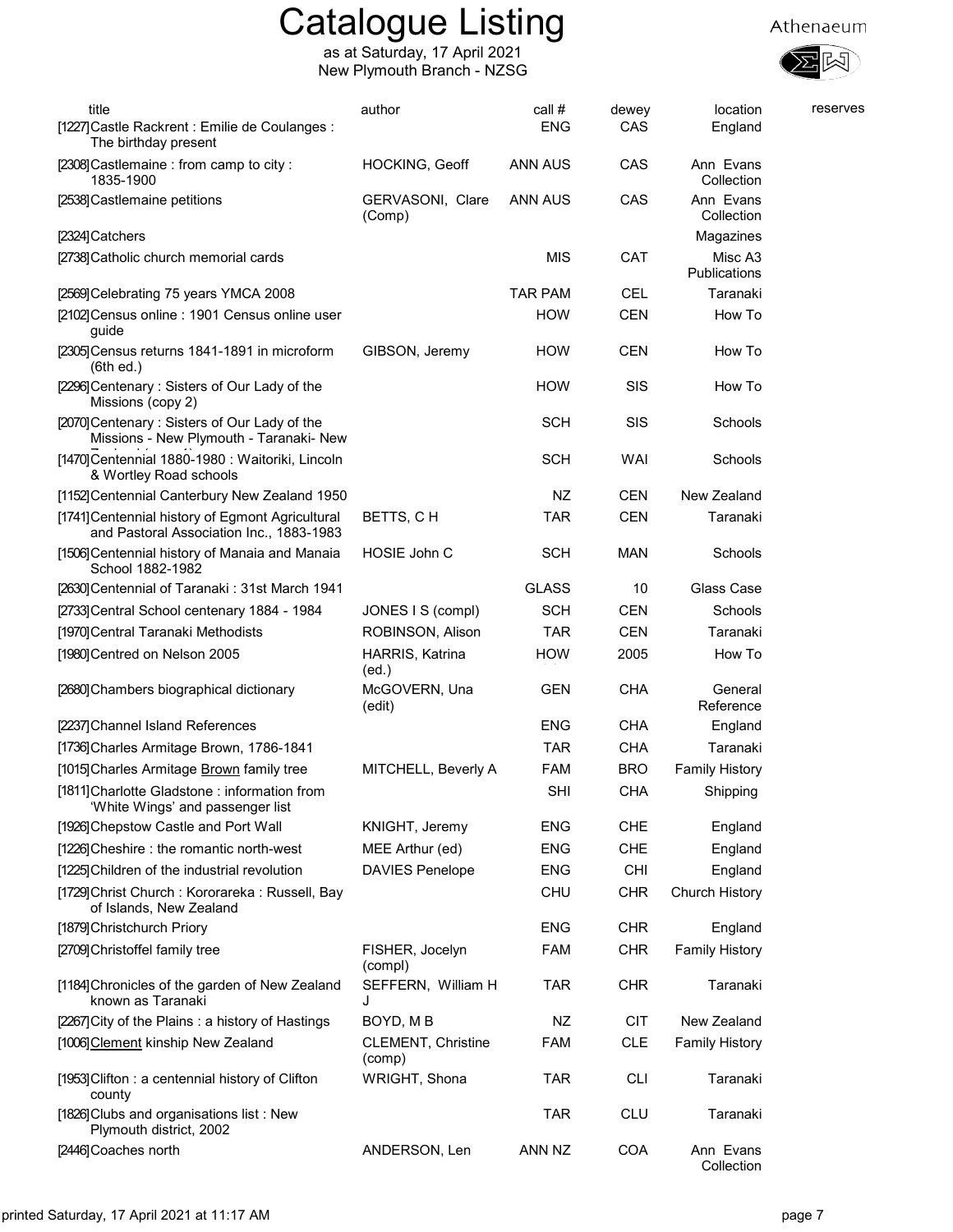# Catalogue Listing

as at Saturday, 17 April 2021
New Plymouth Branch - NZSG

Athenaeum

| title | author | call # | dewey | location | reserves |
|---|---|---|---|---|---|
| [1227] Castle Rackrent : Emilie de Coulanges : The birthday present | | ENG | CAS | England | |
| [2308] Castlemaine : from camp to city : 1835-1900 | HOCKING, Geoff | ANN AUS | CAS | Ann Evans Collection | |
| [2538] Castlemaine petitions | GERVASONI, Clare (Comp) | ANN AUS | CAS | Ann Evans Collection | |
| [2324] Catchers | | | | Magazines | |
| [2738] Catholic church memorial cards | | MIS | CAT | Misc A3 Publications | |
| [2569] Celebrating 75 years YMCA 2008 | | TAR PAM | CEL | Taranaki | |
| [2102] Census online : 1901 Census online user guide | | HOW | CEN | How To | |
| [2305] Census returns 1841-1891 in microform (6th ed.) | GIBSON, Jeremy | HOW | CEN | How To | |
| [2296] Centenary : Sisters of Our Lady of the Missions (copy 2) | | HOW | SIS | How To | |
| [2070] Centenary : Sisters of Our Lady of the Missions - New Plymouth - Taranaki- New | | SCH | SIS | Schools | |
| [1470] Centennial 1880-1980 : Waitoriki, Lincoln & Wortley Road schools | | SCH | WAI | Schools | |
| [1152] Centennial Canterbury New Zealand 1950 | | NZ | CEN | New Zealand | |
| [1741] Centennial history of Egmont Agricultural and Pastoral Association Inc., 1883-1983 | BETTS, C H | TAR | CEN | Taranaki | |
| [1506] Centennial history of Manaia and Manaia School 1882-1982 | HOSIE John C | SCH | MAN | Schools | |
| [2630] Centennial of Taranaki : 31st March 1941 | | GLASS | 10 | Glass Case | |
| [2733] Central School centenary 1884 - 1984 | JONES I S (compl) | SCH | CEN | Schools | |
| [1970] Central Taranaki Methodists | ROBINSON, Alison | TAR | CEN | Taranaki | |
| [1980] Centred on Nelson 2005 | HARRIS, Katrina (ed.) | HOW | 2005 | How To | |
| [2680] Chambers biographical dictionary | McGOVERN, Una (edit) | GEN | CHA | General Reference | |
| [2237] Channel Island References | | ENG | CHA | England | |
| [1736] Charles Armitage Brown, 1786-1841 | | TAR | CHA | Taranaki | |
| [1015] Charles Armitage Brown family tree | MITCHELL, Beverly A | FAM | BRO | Family History | |
| [1811] Charlotte Gladstone : information from 'White Wings' and passenger list | | SHI | CHA | Shipping | |
| [1926] Chepstow Castle and Port Wall | KNIGHT, Jeremy | ENG | CHE | England | |
| [1226] Cheshire : the romantic north-west | MEE Arthur (ed) | ENG | CHE | England | |
| [1225] Children of the industrial revolution | DAVIES Penelope | ENG | CHI | England | |
| [1729] Christ Church : Kororareka : Russell, Bay of Islands, New Zealand | | CHU | CHR | Church History | |
| [1879] Christchurch Priory | | ENG | CHR | England | |
| [2709] Christoffel family tree | FISHER, Jocelyn (compl) | FAM | CHR | Family History | |
| [1184] Chronicles of the garden of New Zealand known as Taranaki | SEFFERN, William H J | TAR | CHR | Taranaki | |
| [2267] City of the Plains : a history of Hastings | BOYD, M B | NZ | CIT | New Zealand | |
| [1006] Clement kinship New Zealand | CLEMENT, Christine (comp) | FAM | CLE | Family History | |
| [1953] Clifton : a centennial history of Clifton county | WRIGHT, Shona | TAR | CLI | Taranaki | |
| [1826] Clubs and organisations list : New Plymouth district, 2002 | | TAR | CLU | Taranaki | |
| [2446] Coaches north | ANDERSON, Len | ANN NZ | COA | Ann Evans Collection | |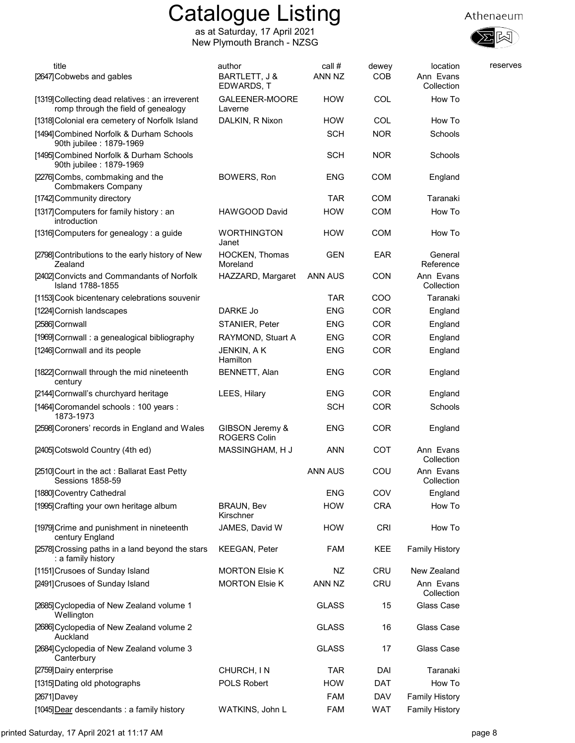# Catalogue Listing

as at Saturday, 17 April 2021
New Plymouth Branch - NZSG

Athenaeum

| title | author | call # | dewey | location | reserves |
|---|---|---|---|---|---|
| [2647] Cobwebs and gables | BARTLETT, J & EDWARDS, T | ANN NZ | COB | Ann Evans Collection | |
| [1319] Collecting dead relatives : an irreverent romp through the field of genealogy | GALEENER-MOORE Laverne | HOW | COL | How To | |
| [1318] Colonial era cemetery of Norfolk Island | DALKIN, R Nixon | HOW | COL | How To | |
| [1494] Combined Norfolk & Durham Schools 90th jubilee : 1879-1969 | | SCH | NOR | Schools | |
| [1495] Combined Norfolk & Durham Schools 90th jubilee : 1879-1969 | | SCH | NOR | Schools | |
| [2276] Combs, combmaking and the Combmakers Company | BOWERS, Ron | ENG | COM | England | |
| [1742] Community directory | | TAR | COM | Taranaki | |
| [1317] Computers for family history : an introduction | HAWGOOD David | HOW | COM | How To | |
| [1316] Computers for genealogy : a guide | WORTHINGTON Janet | HOW | COM | How To | |
| [2798] Contributions to the early history of New Zealand | HOCKEN, Thomas Moreland | GEN | EAR | General Reference | |
| [2402] Convicts and Commandants of Norfolk Island 1788-1855 | HAZZARD, Margaret | ANN AUS | CON | Ann Evans Collection | |
| [1153] Cook bicentenary celebrations souvenir | | TAR | COO | Taranaki | |
| [1224] Cornish landscapes | DARKE Jo | ENG | COR | England | |
| [2586] Cornwall | STANIER, Peter | ENG | COR | England | |
| [1969] Cornwall : a genealogical bibliography | RAYMOND, Stuart A | ENG | COR | England | |
| [1246] Cornwall and its people | JENKIN, A K Hamilton | ENG | COR | England | |
| [1822] Cornwall through the mid nineteenth century | BENNETT, Alan | ENG | COR | England | |
| [2144] Cornwall's churchyard heritage | LEES, Hilary | ENG | COR | England | |
| [1464] Coromandel schools : 100 years : 1873-1973 | | SCH | COR | Schools | |
| [2598] Coroners' records in England and Wales | GIBSON Jeremy & ROGERS Colin | ENG | COR | England | |
| [2405] Cotswold Country (4th ed) | MASSINGHAM, H J | ANN | COT | Ann Evans Collection | |
| [2510] Court in the act : Ballarat East Petty Sessions 1858-59 | | ANN AUS | COU | Ann Evans Collection | |
| [1880] Coventry Cathedral | | ENG | COV | England | |
| [1995] Crafting your own heritage album | BRAUN, Bev Kirschner | HOW | CRA | How To | |
| [1979] Crime and punishment in nineteenth century England | JAMES, David W | HOW | CRI | How To | |
| [2578] Crossing paths in a land beyond the stars : a family history | KEEGAN, Peter | FAM | KEE | Family History | |
| [1151] Crusoes of Sunday Island | MORTON Elsie K | NZ | CRU | New Zealand | |
| [2491] Crusoes of Sunday Island | MORTON Elsie K | ANN NZ | CRU | Ann Evans Collection | |
| [2685] Cyclopedia of New Zealand volume 1 Wellington | | GLASS | 15 | Glass Case | |
| [2686] Cyclopedia of New Zealand volume 2 Auckland | | GLASS | 16 | Glass Case | |
| [2684] Cyclopedia of New Zealand volume 3 Canterbury | | GLASS | 17 | Glass Case | |
| [2759] Dairy enterprise | CHURCH, I N | TAR | DAI | Taranaki | |
| [1315] Dating old photographs | POLS Robert | HOW | DAT | How To | |
| [2671] Davey | | FAM | DAV | Family History | |
| [1045] Dear descendants : a family history | WATKINS, John L | FAM | WAT | Family History | |

printed Saturday, 17 April 2021 at 11:17 AM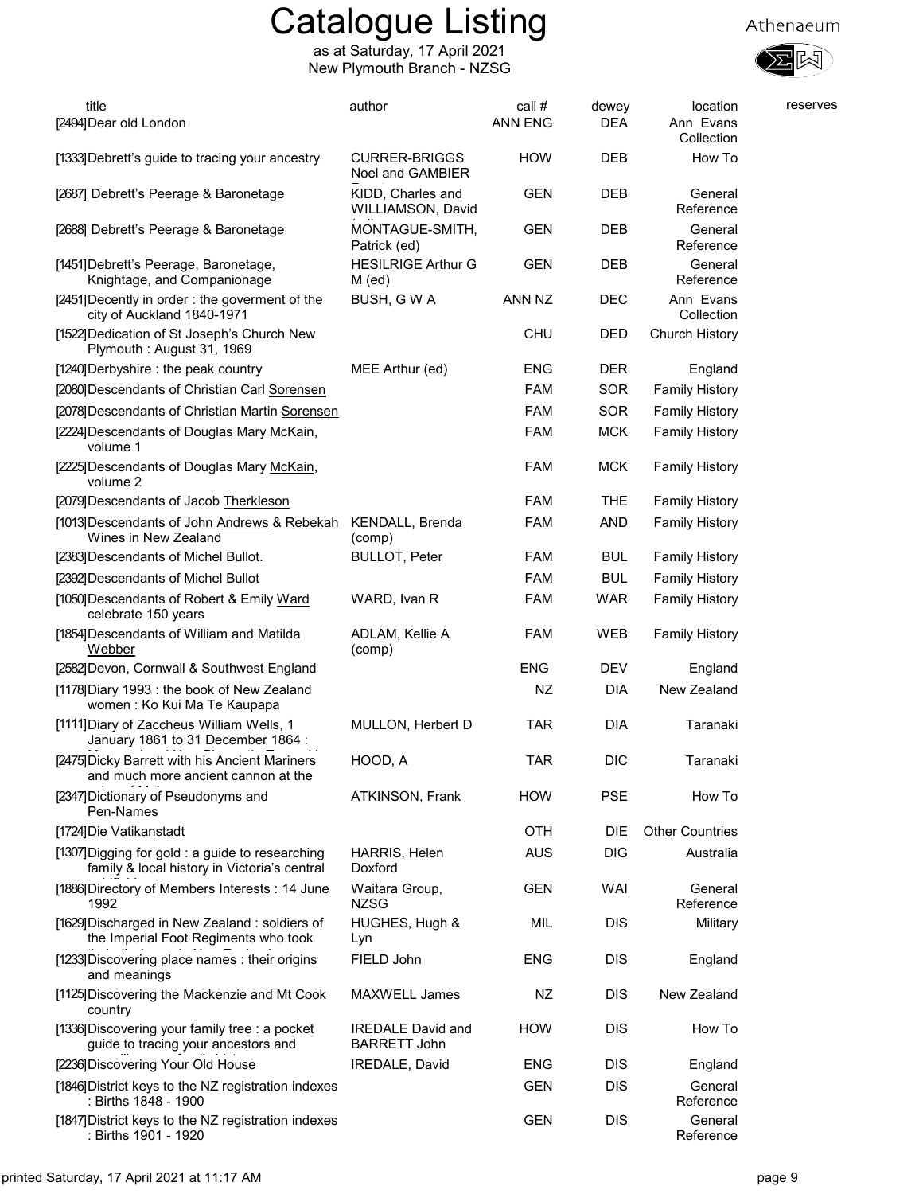# Catalogue Listing

as at Saturday, 17 April 2021
New Plymouth Branch - NZSG

Athenaeum

| title | author | call # | dewey | location | reserves |
|---|---|---|---|---|---|
| [2494]Dear old London | | ANN ENG | DEA | Ann Evans Collection | |
| [1333]Debrett's guide to tracing your ancestry | CURRER-BRIGGS Noel and GAMBIER | HOW | DEB | How To | |
| [2687] Debrett's Peerage & Baronetage | KIDD, Charles and WILLIAMSON, David | GEN | DEB | General Reference | |
| [2688] Debrett's Peerage & Baronetage | MONTAGUE-SMITH, Patrick (ed) | GEN | DEB | General Reference | |
| [1451]Debrett's Peerage, Baronetage, Knightage, and Companionage | HESILRIGE Arthur G M (ed) | GEN | DEB | General Reference | |
| [2451]Decently in order : the goverment of the city of Auckland 1840-1971 | BUSH, G W A | ANN NZ | DEC | Ann Evans Collection | |
| [1522]Dedication of St Joseph's Church New Plymouth : August 31, 1969 | | CHU | DED | Church History | |
| [1240]Derbyshire : the peak country | MEE Arthur (ed) | ENG | DER | England | |
| [2080]Descendants of Christian Carl Sorensen | | FAM | SOR | Family History | |
| [2078]Descendants of Christian Martin Sorensen | | FAM | SOR | Family History | |
| [2224]Descendants of Douglas Mary McKain, volume 1 | | FAM | MCK | Family History | |
| [2225]Descendants of Douglas Mary McKain, volume 2 | | FAM | MCK | Family History | |
| [2079]Descendants of Jacob Therkleson | | FAM | THE | Family History | |
| [1013]Descendants of John Andrews & Rebekah Wines in New Zealand | KENDALL, Brenda (comp) | FAM | AND | Family History | |
| [2383]Descendants of Michel Bullot. | BULLOT, Peter | FAM | BUL | Family History | |
| [2392]Descendants of Michel Bullot | | FAM | BUL | Family History | |
| [1050]Descendants of Robert & Emily Ward celebrate 150 years | WARD, Ivan R | FAM | WAR | Family History | |
| [1854]Descendants of William and Matilda Webber | ADLAM, Kellie A (comp) | FAM | WEB | Family History | |
| [2582]Devon, Cornwall & Southwest England | | ENG | DEV | England | |
| [1178]Diary 1993 : the book of New Zealand women : Ko Kui Ma Te Kaupapa | | NZ | DIA | New Zealand | |
| [1111]Diary of Zaccheus William Wells, 1 January 1861 to 31 December 1864 : | MULLON, Herbert D | TAR | DIA | Taranaki | |
| [2475]Dicky Barrett with his Ancient Mariners and much more ancient cannon at the | HOOD, A | TAR | DIC | Taranaki | |
| [2347]Dictionary of Pseudonyms and Pen-Names | ATKINSON, Frank | HOW | PSE | How To | |
| [1724]Die Vatikanstadt | | OTH | DIE | Other Countries | |
| [1307]Digging for gold : a guide to researching family & local history in Victoria's central | HARRIS, Helen Doxford | AUS | DIG | Australia | |
| [1886]Directory of Members Interests : 14 June 1992 | Waitara Group, NZSG | GEN | WAI | General Reference | |
| [1629]Discharged in New Zealand : soldiers of the Imperial Foot Regiments who took | HUGHES, Hugh & Lyn | MIL | DIS | Military | |
| [1233]Discovering place names : their origins and meanings | FIELD John | ENG | DIS | England | |
| [1125]Discovering the Mackenzie and Mt Cook country | MAXWELL James | NZ | DIS | New Zealand | |
| [1336]Discovering your family tree : a pocket guide to tracing your ancestors and | IREDALE David and BARRETT John | HOW | DIS | How To | |
| [2236]Discovering Your Old House | IREDALE, David | ENG | DIS | England | |
| [1846]District keys to the NZ registration indexes : Births 1848 - 1900 | | GEN | DIS | General Reference | |
| [1847]District keys to the NZ registration indexes : Births 1901 - 1920 | | GEN | DIS | General Reference | |

printed Saturday, 17 April 2021 at 11:17 AM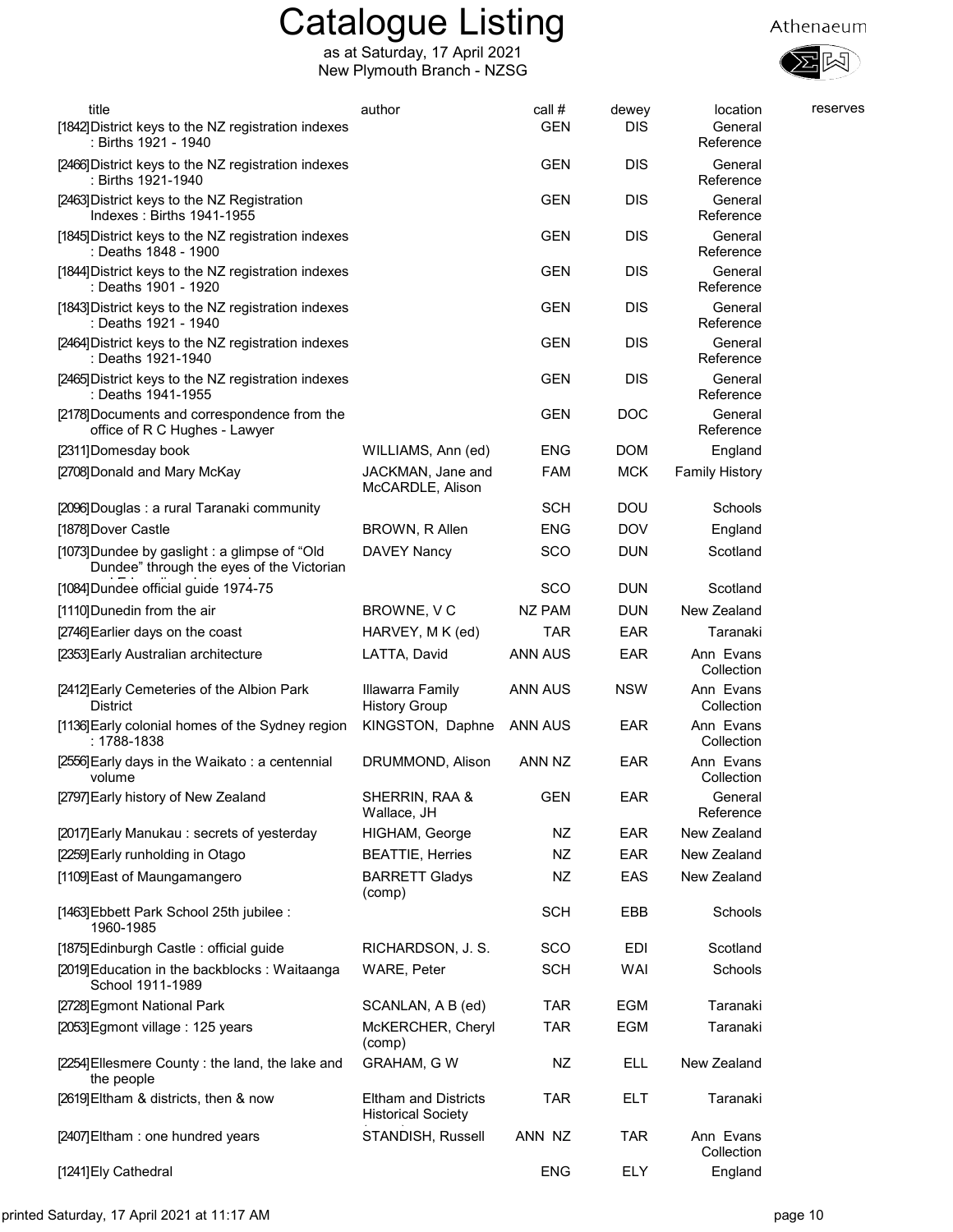# Catalogue Listing

as at Saturday, 17 April 2021
New Plymouth Branch - NZSG

Athenaeum

| title | author | call # | dewey | location | reserves |
|---|---|---|---|---|---|
| [1842] District keys to the NZ registration indexes : Births 1921 - 1940 | | GEN | DIS | General Reference | |
| [2466] District keys to the NZ registration indexes : Births 1921-1940 | | GEN | DIS | General Reference | |
| [2463] District keys to the NZ Registration Indexes : Births 1941-1955 | | GEN | DIS | General Reference | |
| [1845] District keys to the NZ registration indexes : Deaths 1848 - 1900 | | GEN | DIS | General Reference | |
| [1844] District keys to the NZ registration indexes : Deaths 1901 - 1920 | | GEN | DIS | General Reference | |
| [1843] District keys to the NZ registration indexes : Deaths 1921 - 1940 | | GEN | DIS | General Reference | |
| [2464] District keys to the NZ registration indexes : Deaths 1921-1940 | | GEN | DIS | General Reference | |
| [2465] District keys to the NZ registration indexes : Deaths 1941-1955 | | GEN | DIS | General Reference | |
| [2178] Documents and correspondence from the office of R C Hughes - Lawyer | | GEN | DOC | General Reference | |
| [2311] Domesday book | WILLIAMS, Ann (ed) | ENG | DOM | England | |
| [2708] Donald and Mary McKay | JACKMAN, Jane and McCARDLE, Alison | FAM | MCK | Family History | |
| [2096] Douglas : a rural Taranaki community | | SCH | DOU | Schools | |
| [1878] Dover Castle | BROWN, R Allen | ENG | DOV | England | |
| [1073] Dundee by gaslight : a glimpse of "Old Dundee" through the eyes of the Victorian | DAVEY Nancy | SCO | DUN | Scotland | |
| [1084] Dundee official guide 1974-75 | | SCO | DUN | Scotland | |
| [1110] Dunedin from the air | BROWNE, V C | NZ PAM | DUN | New Zealand | |
| [2746] Earlier days on the coast | HARVEY, M K (ed) | TAR | EAR | Taranaki | |
| [2353] Early Australian architecture | LATTA, David | ANN AUS | EAR | Ann Evans Collection | |
| [2412] Early Cemeteries of the Albion Park District | Illawarra Family History Group | ANN AUS | NSW | Ann Evans Collection | |
| [1136] Early colonial homes of the Sydney region : 1788-1838 | KINGSTON, Daphne | ANN AUS | EAR | Ann Evans Collection | |
| [2556] Early days in the Waikato : a centennial volume | DRUMMOND, Alison | ANN NZ | EAR | Ann Evans Collection | |
| [2797] Early history of New Zealand | SHERRIN, RAA & Wallace, JH | GEN | EAR | General Reference | |
| [2017] Early Manukau : secrets of yesterday | HIGHAM, George | NZ | EAR | New Zealand | |
| [2259] Early runholding in Otago | BEATTIE, Herries | NZ | EAR | New Zealand | |
| [1109] East of Maungamangero | BARRETT Gladys (comp) | NZ | EAS | New Zealand | |
| [1463] Ebbett Park School 25th jubilee : 1960-1985 | | SCH | EBB | Schools | |
| [1875] Edinburgh Castle : official guide | RICHARDSON, J. S. | SCO | EDI | Scotland | |
| [2019] Education in the backblocks : Waitaanga School 1911-1989 | WARE, Peter | SCH | WAI | Schools | |
| [2728] Egmont National Park | SCANLAN, A B (ed) | TAR | EGM | Taranaki | |
| [2053] Egmont village : 125 years | McKERCHER, Cheryl (comp) | TAR | EGM | Taranaki | |
| [2254] Ellesmere County : the land, the lake and the people | GRAHAM, G W | NZ | ELL | New Zealand | |
| [2619] Eltham & districts, then & now | Eltham and Districts Historical Society | TAR | ELT | Taranaki | |
| [2407] Eltham : one hundred years | STANDISH, Russell | ANN NZ | TAR | Ann Evans Collection | |
| [1241] Ely Cathedral | | ENG | ELY | England | |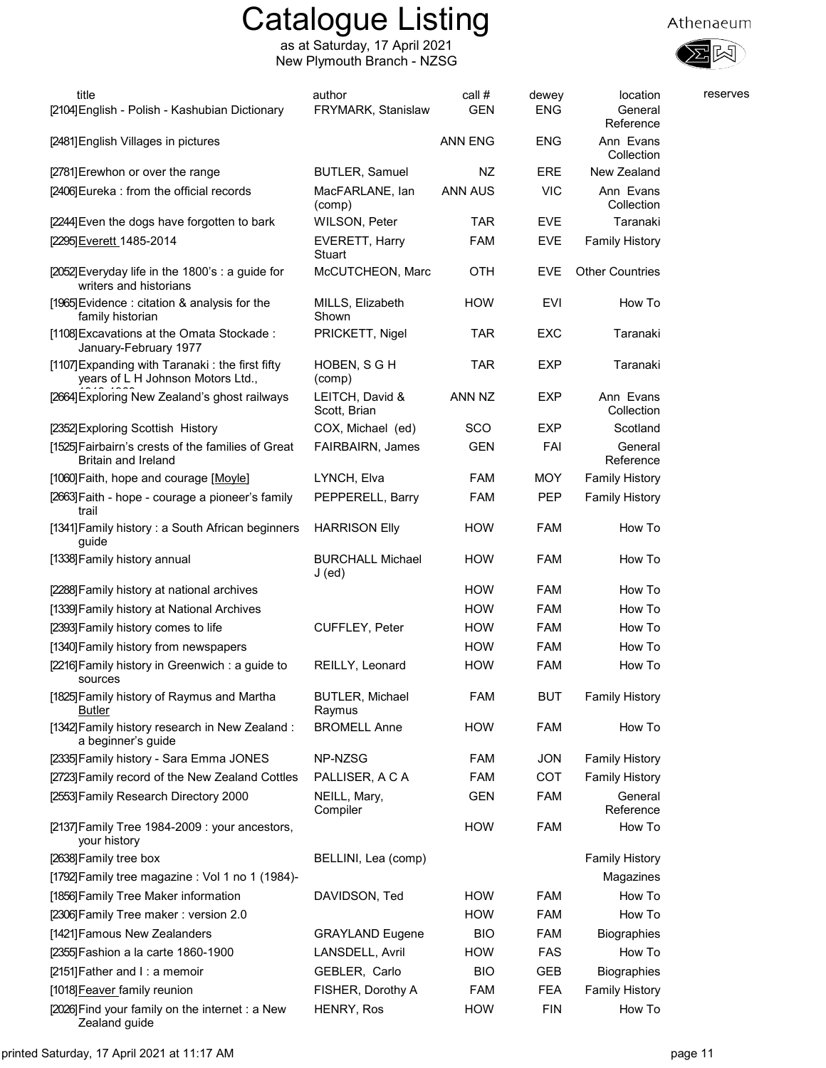# Catalogue Listing

as at Saturday, 17 April 2021
New Plymouth Branch - NZSG

Athenaeum

| title | author | call # | dewey | location | reserves |
|---|---|---|---|---|---|
| [2104] English - Polish - Kashubian Dictionary | FRYMARK, Stanislaw | GEN | ENG | General Reference | |
| [2481] English Villages in pictures | | ANN ENG | ENG | Ann Evans Collection | |
| [2781] Erewhon or over the range | BUTLER, Samuel | NZ | ERE | New Zealand | |
| [2406] Eureka : from the official records | MacFARLANE, Ian (comp) | ANN AUS | VIC | Ann Evans Collection | |
| [2244] Even the dogs have forgotten to bark | WILSON, Peter | TAR | EVE | Taranaki | |
| [2295] Everett 1485-2014 | EVERETT, Harry Stuart | FAM | EVE | Family History | |
| [2052] Everyday life in the 1800's : a guide for writers and historians | McCUTCHEON, Marc | OTH | EVE | Other Countries | |
| [1965] Evidence : citation & analysis for the family historian | MILLS, Elizabeth Shown | HOW | EVI | How To | |
| [1108] Excavations at the Omata Stockade : January-February 1977 | PRICKETT, Nigel | TAR | EXC | Taranaki | |
| [1107] Expanding with Taranaki : the first fifty years of L H Johnson Motors Ltd., | HOBEN, S G H (comp) | TAR | EXP | Taranaki | |
| [2664] Exploring New Zealand's ghost railways | LEITCH, David & Scott, Brian | ANN NZ | EXP | Ann Evans Collection | |
| [2352] Exploring Scottish History | COX, Michael (ed) | SCO | EXP | Scotland | |
| [1525] Fairbairn's crests of the families of Great Britain and Ireland | FAIRBAIRN, James | GEN | FAI | General Reference | |
| [1060] Faith, hope and courage [Moyle] | LYNCH, Elva | FAM | MOY | Family History | |
| [2663] Faith - hope - courage a pioneer's family trail | PEPPERELL, Barry | FAM | PEP | Family History | |
| [1341] Family history : a South African beginners guide | HARRISON Elly | HOW | FAM | How To | |
| [1338] Family history annual | BURCHALL Michael J (ed) | HOW | FAM | How To | |
| [2288] Family history at national archives | | HOW | FAM | How To | |
| [1339] Family history at National Archives | | HOW | FAM | How To | |
| [2393] Family history comes to life | CUFFLEY, Peter | HOW | FAM | How To | |
| [1340] Family history from newspapers | | HOW | FAM | How To | |
| [2216] Family history in Greenwich : a guide to sources | REILLY, Leonard | HOW | FAM | How To | |
| [1825] Family history of Raymus and Martha Butler | BUTLER, Michael Raymus | FAM | BUT | Family History | |
| [1342] Family history research in New Zealand : a beginner's guide | BROMELL Anne | HOW | FAM | How To | |
| [2335] Family history - Sara Emma JONES | NP-NZSG | FAM | JON | Family History | |
| [2723] Family record of the New Zealand Cottles | PALLISER, A C A | FAM | COT | Family History | |
| [2553] Family Research Directory 2000 | NEILL, Mary, Compiler | GEN | FAM | General Reference | |
| [2137] Family Tree 1984-2009 : your ancestors, your history | | HOW | FAM | How To | |
| [2638] Family tree box | BELLINI, Lea (comp) | | | Family History | |
| [1792] Family tree magazine : Vol 1 no 1 (1984)- | | | | Magazines | |
| [1856] Family Tree Maker information | DAVIDSON, Ted | HOW | FAM | How To | |
| [2306] Family Tree maker : version 2.0 | | HOW | FAM | How To | |
| [1421] Famous New Zealanders | GRAYLAND Eugene | BIO | FAM | Biographies | |
| [2355] Fashion a la carte 1860-1900 | LANSDELL, Avril | HOW | FAS | How To | |
| [2151] Father and I : a memoir | GEBLER, Carlo | BIO | GEB | Biographies | |
| [1018] Feaver family reunion | FISHER, Dorothy A | FAM | FEA | Family History | |
| [2026] Find your family on the internet : a New Zealand guide | HENRY, Ros | HOW | FIN | How To | |

printed Saturday, 17 April 2021 at 11:17 AM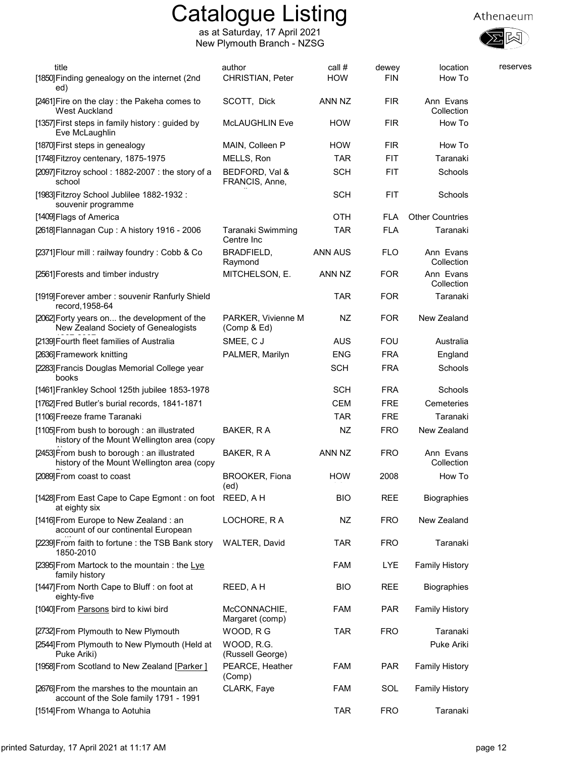# Catalogue Listing

as at Saturday, 17 April 2021
New Plymouth Branch - NZSG

| title | author | call # | dewey | location | reserves |
|---|---|---|---|---|---|
| [1850] Finding genealogy on the internet (2nd ed) | CHRISTIAN, Peter | HOW | FIN | How To | |
| [2461] Fire on the clay : the Pakeha comes to West Auckland | SCOTT, Dick | ANN NZ | FIR | Ann Evans Collection | |
| [1357] First steps in family history : guided by Eve McLaughlin | McLAUGHLIN Eve | HOW | FIR | How To | |
| [1870] First steps in genealogy | MAIN, Colleen P | HOW | FIR | How To | |
| [1748] Fitzroy centenary, 1875-1975 | MELLS, Ron | TAR | FIT | Taranaki | |
| [2097] Fitzroy school : 1882-2007 : the story of a school | BEDFORD, Val & FRANCIS, Anne, | SCH | FIT | Schools | |
| [1983] Fitzroy School Jublilee 1882-1932 : souvenir programme | | SCH | FIT | Schools | |
| [1409] Flags of America | | OTH | FLA | Other Countries | |
| [2618] Flannagan Cup : A history 1916 - 2006 | Taranaki Swimming Centre Inc | TAR | FLA | Taranaki | |
| [2371] Flour mill : railway foundry : Cobb & Co | BRADFIELD, Raymond | ANN AUS | FLO | Ann Evans Collection | |
| [2561] Forests and timber industry | MITCHELSON, E. | ANN NZ | FOR | Ann Evans Collection | |
| [1919] Forever amber : souvenir Ranfurly Shield record,1958-64 | | TAR | FOR | Taranaki | |
| [2062] Forty years on... the development of the New Zealand Society of Genealogists | PARKER, Vivienne M (Comp & Ed) | NZ | FOR | New Zealand | |
| [2139] Fourth fleet families of Australia | SMEE, C J | AUS | FOU | Australia | |
| [2636] Framework knitting | PALMER, Marilyn | ENG | FRA | England | |
| [2283] Francis Douglas Memorial College year books | | SCH | FRA | Schools | |
| [1461] Frankley School 125th jubilee 1853-1978 | | SCH | FRA | Schools | |
| [1762] Fred Butler's burial records, 1841-1871 | | CEM | FRE | Cemeteries | |
| [1106] Freeze frame Taranaki | | TAR | FRE | Taranaki | |
| [1105] From bush to borough : an illustrated history of the Mount Wellington area (copy | BAKER, R A | NZ | FRO | New Zealand | |
| [2453] From bush to borough : an illustrated history of the Mount Wellington area (copy | BAKER, R A | ANN NZ | FRO | Ann Evans Collection | |
| [2089] From coast to coast | BROOKER, Fiona (ed) | HOW | 2008 | How To | |
| [1428] From East Cape to Cape Egmont : on foot at eighty six | REED, A H | BIO | REE | Biographies | |
| [1416] From Europe to New Zealand : an account of our continental European | LOCHORE, R A | NZ | FRO | New Zealand | |
| [2239] From faith to fortune : the TSB Bank story 1850-2010 | WALTER, David | TAR | FRO | Taranaki | |
| [2395] From Martock to the mountain : the Lye family history | | FAM | LYE | Family History | |
| [1447] From North Cape to Bluff : on foot at eighty-five | REED, A H | BIO | REE | Biographies | |
| [1040] From Parsons bird to kiwi bird | McCONNACHIE, Margaret (comp) | FAM | PAR | Family History | |
| [2732] From Plymouth to New Plymouth | WOOD, R G | TAR | FRO | Taranaki | |
| [2544] From Plymouth to New Plymouth (Held at Puke Ariki) | WOOD, R.G. (Russell George) | | | Puke Ariki | |
| [1958] From Scotland to New Zealand [Parker ] | PEARCE, Heather (Comp) | FAM | PAR | Family History | |
| [2676] From the marshes to the mountain an account of the Sole family 1791 - 1991 | CLARK, Faye | FAM | SOL | Family History | |
| [1514] From Whanga to Aotuhia | | TAR | FRO | Taranaki | |

printed Saturday, 17 April 2021 at 11:17 AM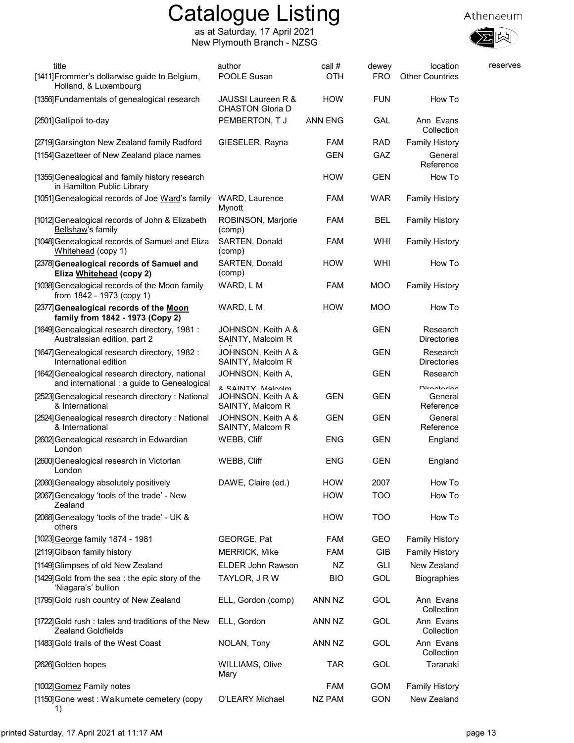# Catalogue Listing

as at Saturday, 17 April 2021
New Plymouth Branch - NZSG

Athenaeum

| title | author | call # | dewey | location | reserves |
|---|---|---|---|---|---|
| [1411] Frommer's dollarwise guide to Belgium, Holland, & Luxembourg | POOLE Susan | OTH | FRO | Other Countries | |
| [1356] Fundamentals of genealogical research | JAUSSI Laureen R & CHASTON Gloria D | HOW | FUN | How To | |
| [2501] Gallipoli to-day | PEMBERTON, T J | ANN ENG | GAL | Ann Evans Collection | |
| [2719] Garsington New Zealand family Radford | GIESELER, Rayna | FAM | RAD | Family History | |
| [1154] Gazetteer of New Zealand place names | | GEN | GAZ | General Reference | |
| [1355] Genealogical and family history research in Hamilton Public Library | | HOW | GEN | How To | |
| [1051] Genealogical records of Joe Ward's family | WARD, Laurence Mynott | FAM | WAR | Family History | |
| [1012] Genealogical records of John & Elizabeth Bellshaw's family | ROBINSON, Marjorie (comp) | FAM | BEL | Family History | |
| [1048] Genealogical records of Samuel and Eliza Whitehead (copy 1) | SARTEN, Donald (comp) | FAM | WHI | Family History | |
| [2378] **Genealogical records of Samuel and Eliza Whitehead (copy 2)** | SARTEN, Donald (comp) | HOW | WHI | How To | |
| [1038] Genealogical records of the Moon family from 1842 - 1973 (copy 1) | WARD, L M | FAM | MOO | Family History | |
| [2377] **Genealogical records of the Moon family from 1842 - 1973 (Copy 2)** | WARD, L M | HOW | MOO | How To | |
| [1649] Genealogical research directory, 1981 : Australasian edition, part 2 | JOHNSON, Keith A & SAINTY, Malcolm R | | GEN | Research Directories | |
| [1647] Genealogical research directory, 1982 : International edition | JOHNSON, Keith A & SAINTY, Malcolm R | | GEN | Research Directories | |
| [1642] Genealogical research directory, national and international : a guide to Genealogical | JOHNSON, Keith A, & SAINTY, Malcolm | | GEN | Research Directories | |
| [2523] Genealogical research directory : National & International | JOHNSON, Keith A & SAINTY, Malcom R | GEN | GEN | General Reference | |
| [2524] Genealogical research directory : National & International | JOHNSON, Keith A & SAINTY, Malcom R | GEN | GEN | General Reference | |
| [2602] Genealogical research in Edwardian London | WEBB, Cliff | ENG | GEN | England | |
| [2600] Genealogical research in Victorian London | WEBB, Cliff | ENG | GEN | England | |
| [2060] Genealogy absolutely positively | DAWE, Claire (ed.) | HOW | 2007 | How To | |
| [2067] Genealogy 'tools of the trade' - New Zealand | | HOW | TOO | How To | |
| [2068] Genealogy 'tools of the trade' - UK & others | | HOW | TOO | How To | |
| [1023] George family 1874 - 1981 | GEORGE, Pat | FAM | GEO | Family History | |
| [2119] Gibson family history | MERRICK, Mike | FAM | GIB | Family History | |
| [1149] Glimpses of old New Zealand | ELDER John Rawson | NZ | GLI | New Zealand | |
| [1429] Gold from the sea : the epic story of the 'Niagara's' bullion | TAYLOR, J R W | BIO | GOL | Biographies | |
| [1795] Gold rush country of New Zealand | ELL, Gordon (comp) | ANN NZ | GOL | Ann Evans Collection | |
| [1722] Gold rush : tales and traditions of the New Zealand Goldfields | ELL, Gordon | ANN NZ | GOL | Ann Evans Collection | |
| [1483] Gold trails of the West Coast | NOLAN, Tony | ANN NZ | GOL | Ann Evans Collection | |
| [2626] Golden hopes | WILLIAMS, Olive Mary | TAR | GOL | Taranaki | |
| [1002] Gomez Family notes | | FAM | GOM | Family History | |
| [1150] Gone west : Waikumete cemetery (copy 1) | O'LEARY Michael | NZ PAM | GON | New Zealand | |

printed Saturday, 17 April 2021 at 11:17 AM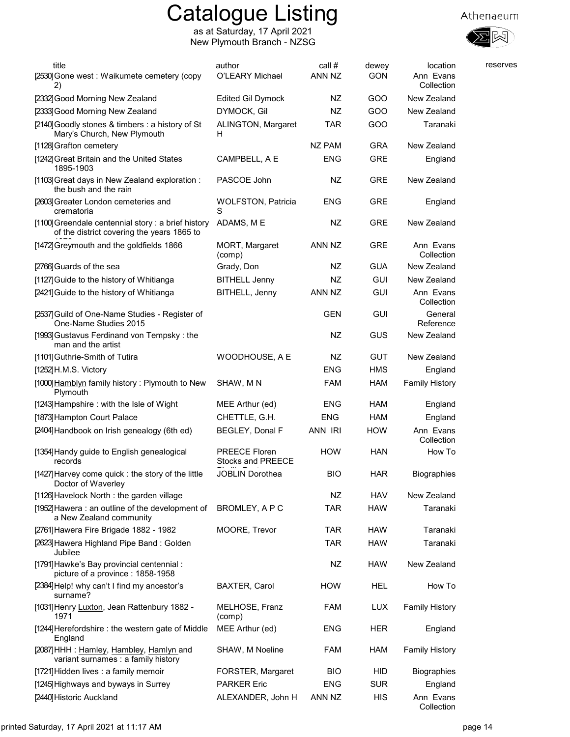# Catalogue Listing

as at Saturday, 17 April 2021
New Plymouth Branch - NZSG

Athenaeum

| title | author | call # | dewey | location | reserves |
|---|---|---|---|---|---|
| [2530] Gone west : Waikumete cemetery (copy 2) | O'LEARY Michael | ANN NZ | GON | Ann Evans Collection | |
| [2332] Good Morning New Zealand | Edited Gil Dymock | NZ | GOO | New Zealand | |
| [2333] Good Morning New Zealand | DYMOCK, Gil | NZ | GOO | New Zealand | |
| [2140] Goodly stones & timbers : a history of St Mary's Church, New Plymouth | ALINGTON, Margaret H | TAR | GOO | Taranaki | |
| [1128] Grafton cemetery | | NZ PAM | GRA | New Zealand | |
| [1242] Great Britain and the United States 1895-1903 | CAMPBELL, A E | ENG | GRE | England | |
| [1103] Great days in New Zealand exploration : the bush and the rain | PASCOE John | NZ | GRE | New Zealand | |
| [2603] Greater London cemeteries and crematoria | WOLFSTON, Patricia S | ENG | GRE | England | |
| [1100] Greendale centennial story : a brief history of the district covering the years 1865 to 1970 | ADAMS, M E | NZ | GRE | New Zealand | |
| [1472] Greymouth and the goldfields 1866 | MORT, Margaret (comp) | ANN NZ | GRE | Ann Evans Collection | |
| [2766] Guards of the sea | Grady, Don | NZ | GUA | New Zealand | |
| [1127] Guide to the history of Whitianga | BITHELL Jenny | NZ | GUI | New Zealand | |
| [2421] Guide to the history of Whitianga | BITHELL, Jenny | ANN NZ | GUI | Ann Evans Collection | |
| [2537] Guild of One-Name Studies - Register of One-Name Studies 2015 | | GEN | GUI | General Reference | |
| [1993] Gustavus Ferdinand von Tempsky : the man and the artist | | NZ | GUS | New Zealand | |
| [1101] Guthrie-Smith of Tutira | WOODHOUSE, A E | NZ | GUT | New Zealand | |
| [1252] H.M.S. Victory | | ENG | HMS | England | |
| [1000] Hamblyn family history : Plymouth to New Plymouth | SHAW, M N | FAM | HAM | Family History | |
| [1243] Hampshire : with the Isle of Wight | MEE Arthur (ed) | ENG | HAM | England | |
| [1873] Hampton Court Palace | CHETTLE, G.H. | ENG | HAM | England | |
| [2404] Handbook on Irish genealogy (6th ed) | BEGLEY, Donal F | ANN IRI | HOW | Ann Evans Collection | |
| [1354] Handy guide to English genealogical records | PREECE Floren Stocks and PREECE Phyllis | HOW | HAN | How To | |
| [1427] Harvey come quick : the story of the little Doctor of Waverley | JOBLIN Dorothea | BIO | HAR | Biographies | |
| [1126] Havelock North : the garden village | | NZ | HAV | New Zealand | |
| [1952] Hawera : an outline of the development of a New Zealand community | BROMLEY, A P C | TAR | HAW | Taranaki | |
| [2761] Hawera Fire Brigade 1882 - 1982 | MOORE, Trevor | TAR | HAW | Taranaki | |
| [2623] Hawera Highland Pipe Band : Golden Jubilee | | TAR | HAW | Taranaki | |
| [1791] Hawke's Bay provincial centennial : picture of a province : 1858-1958 | | NZ | HAW | New Zealand | |
| [2384] Help! why can't I find my ancestor's surname? | BAXTER, Carol | HOW | HEL | How To | |
| [1031] Henry Luxton, Jean Rattenbury 1882 - 1971 | MELHOSE, Franz (comp) | FAM | LUX | Family History | |
| [1244] Herefordshire : the western gate of Middle England | MEE Arthur (ed) | ENG | HER | England | |
| [2087] HHH : Hamley, Hambley, Hamlyn and variant surnames : a family history | SHAW, M Noeline | FAM | HAM | Family History | |
| [1721] Hidden lives : a family memoir | FORSTER, Margaret | BIO | HID | Biographies | |
| [1245] Highways and byways in Surrey | PARKER Eric | ENG | SUR | England | |
| [2440] Historic Auckland | ALEXANDER, John H | ANN NZ | HIS | Ann Evans Collection | |

printed Saturday, 17 April 2021 at 11:17 AM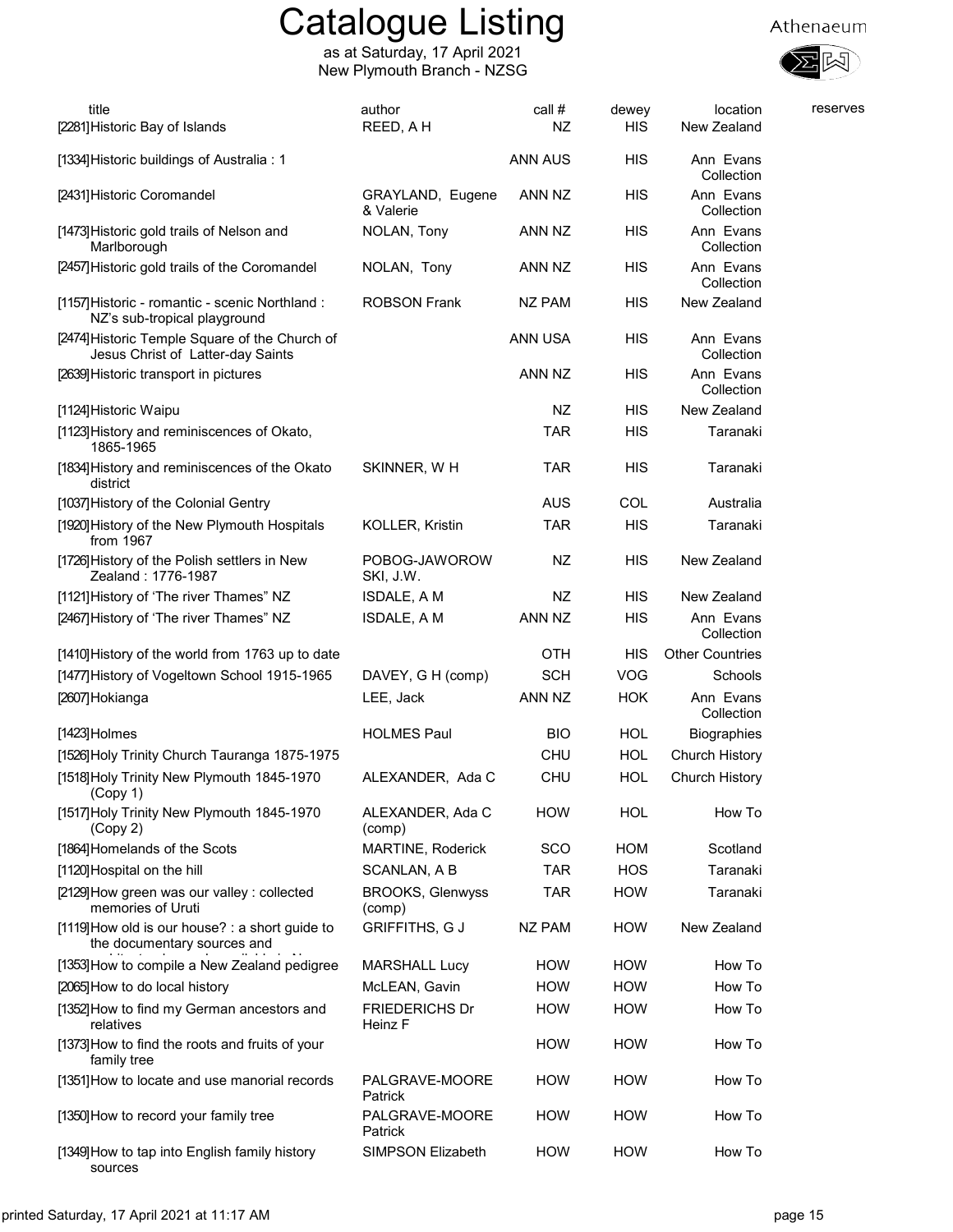# Catalogue Listing

as at Saturday, 17 April 2021
New Plymouth Branch - NZSG

| title | author | call # | dewey | location | reserves |
|---|---|---|---|---|---|
| [2281] Historic Bay of Islands | REED, A H | NZ | HIS | New Zealand | |
| [1334] Historic buildings of Australia : 1 | | ANN AUS | HIS | Ann Evans Collection | |
| [2431] Historic Coromandel | GRAYLAND, Eugene & Valerie | ANN NZ | HIS | Ann Evans Collection | |
| [1473] Historic gold trails of Nelson and Marlborough | NOLAN, Tony | ANN NZ | HIS | Ann Evans Collection | |
| [2457] Historic gold trails of the Coromandel | NOLAN, Tony | ANN NZ | HIS | Ann Evans Collection | |
| [1157] Historic - romantic - scenic Northland : NZ's sub-tropical playground | ROBSON Frank | NZ PAM | HIS | New Zealand | |
| [2474] Historic Temple Square of the Church of Jesus Christ of Latter-day Saints | | ANN USA | HIS | Ann Evans Collection | |
| [2639] Historic transport in pictures | | ANN NZ | HIS | Ann Evans Collection | |
| [1124] Historic Waipu | | NZ | HIS | New Zealand | |
| [1123] History and reminiscences of Okato, 1865-1965 | | TAR | HIS | Taranaki | |
| [1834] History and reminiscences of the Okato district | SKINNER, W H | TAR | HIS | Taranaki | |
| [1037] History of the Colonial Gentry | | AUS | COL | Australia | |
| [1920] History of the New Plymouth Hospitals from 1967 | KOLLER, Kristin | TAR | HIS | Taranaki | |
| [1726] History of the Polish settlers in New Zealand : 1776-1987 | POBOG-JAWOROWSKI, J.W. | NZ | HIS | New Zealand | |
| [1121] History of 'The river Thames" NZ | ISDALE, A M | NZ | HIS | New Zealand | |
| [2467] History of 'The river Thames" NZ | ISDALE, A M | ANN NZ | HIS | Ann Evans Collection | |
| [1410] History of the world from 1763 up to date | | OTH | HIS | Other Countries | |
| [1477] History of Vogeltown School 1915-1965 | DAVEY, G H (comp) | SCH | VOG | Schools | |
| [2607] Hokianga | LEE, Jack | ANN NZ | HOK | Ann Evans Collection | |
| [1423] Holmes | HOLMES Paul | BIO | HOL | Biographies | |
| [1526] Holy Trinity Church Tauranga 1875-1975 | | CHU | HOL | Church History | |
| [1518] Holy Trinity New Plymouth 1845-1970 (Copy 1) | ALEXANDER, Ada C | CHU | HOL | Church History | |
| [1517] Holy Trinity New Plymouth 1845-1970 (Copy 2) | ALEXANDER, Ada C (comp) | HOW | HOL | How To | |
| [1864] Homelands of the Scots | MARTINE, Roderick | SCO | HOM | Scotland | |
| [1120] Hospital on the hill | SCANLAN, A B | TAR | HOS | Taranaki | |
| [2129] How green was our valley : collected memories of Uruti | BROOKS, Glenwyss (comp) | TAR | HOW | Taranaki | |
| [1119] How old is our house? : a short guide to the documentary sources and | GRIFFITHS, G J | NZ PAM | HOW | New Zealand | |
| [1353] How to compile a New Zealand pedigree | MARSHALL Lucy | HOW | HOW | How To | |
| [2065] How to do local history | McLEAN, Gavin | HOW | HOW | How To | |
| [1352] How to find my German ancestors and relatives | FRIEDERICHS Dr Heinz F | HOW | HOW | How To | |
| [1373] How to find the roots and fruits of your family tree | | HOW | HOW | How To | |
| [1351] How to locate and use manorial records | PALGRAVE-MOORE Patrick | HOW | HOW | How To | |
| [1350] How to record your family tree | PALGRAVE-MOORE Patrick | HOW | HOW | How To | |
| [1349] How to tap into English family history sources | SIMPSON Elizabeth | HOW | HOW | How To | |

printed Saturday, 17 April 2021 at 11:17 AM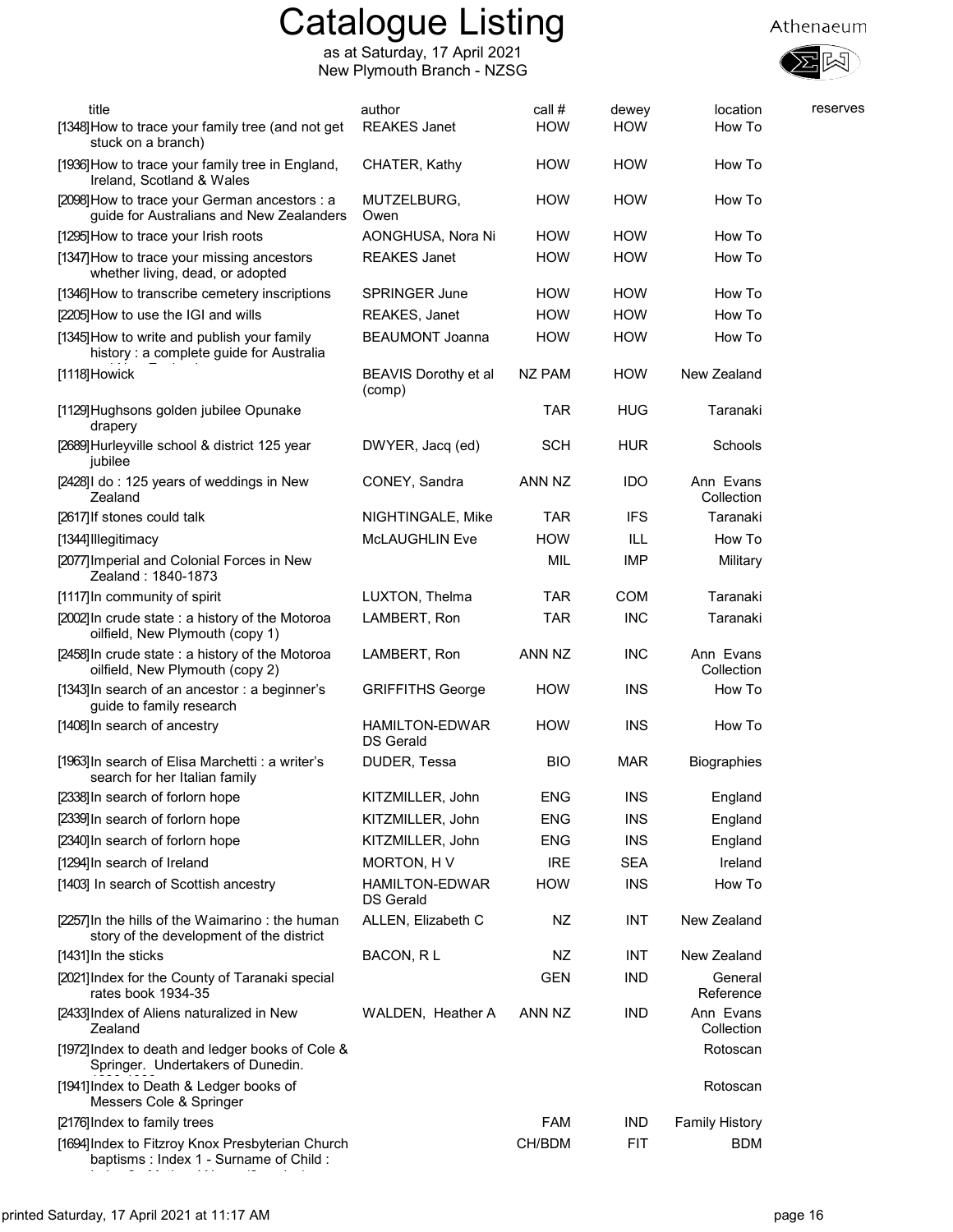# Catalogue Listing

as at Saturday, 17 April 2021
New Plymouth Branch - NZSG

| title | author | call # | dewey | location | reserves |
|---|---|---|---|---|---|
| [1348] How to trace your family tree (and not get stuck on a branch) | REAKES Janet | HOW | HOW | How To | |
| [1936] How to trace your family tree in England, Ireland, Scotland & Wales | CHATER, Kathy | HOW | HOW | How To | |
| [2098] How to trace your German ancestors : a guide for Australians and New Zealanders | MUTZELBURG, Owen | HOW | HOW | How To | |
| [1295] How to trace your Irish roots | AONGHUSA, Nora Ni | HOW | HOW | How To | |
| [1347] How to trace your missing ancestors whether living, dead, or adopted | REAKES Janet | HOW | HOW | How To | |
| [1346] How to transcribe cemetery inscriptions | SPRINGER June | HOW | HOW | How To | |
| [2205] How to use the IGI and wills | REAKES, Janet | HOW | HOW | How To | |
| [1345] How to write and publish your family history : a complete guide for Australia | BEAUMONT Joanna | HOW | HOW | How To | |
| [1118] Howick | BEAVIS Dorothy et al (comp) | NZ PAM | HOW | New Zealand | |
| [1129] Hughsons golden jubilee Opunake drapery | | TAR | HUG | Taranaki | |
| [2689] Hurleyville school & district 125 year jubilee | DWYER, Jacq (ed) | SCH | HUR | Schools | |
| [2428] I do : 125 years of weddings in New Zealand | CONEY, Sandra | ANN NZ | IDO | Ann Evans Collection | |
| [2617] If stones could talk | NIGHTINGALE, Mike | TAR | IFS | Taranaki | |
| [1344] Illegitimacy | McLAUGHLIN Eve | HOW | ILL | How To | |
| [2077] Imperial and Colonial Forces in New Zealand : 1840-1873 | | MIL | IMP | Military | |
| [1117] In community of spirit | LUXTON, Thelma | TAR | COM | Taranaki | |
| [2002] In crude state : a history of the Motoroa oilfield, New Plymouth (copy 1) | LAMBERT, Ron | TAR | INC | Taranaki | |
| [2458] In crude state : a history of the Motoroa oilfield, New Plymouth (copy 2) | LAMBERT, Ron | ANN NZ | INC | Ann Evans Collection | |
| [1343] In search of an ancestor : a beginner's guide to family research | GRIFFITHS George | HOW | INS | How To | |
| [1408] In search of ancestry | HAMILTON-EDWARDS Gerald | HOW | INS | How To | |
| [1963] In search of Elisa Marchetti : a writer's search for her Italian family | DUDER, Tessa | BIO | MAR | Biographies | |
| [2338] In search of forlorn hope | KITZMILLER, John | ENG | INS | England | |
| [2339] In search of forlorn hope | KITZMILLER, John | ENG | INS | England | |
| [2340] In search of forlorn hope | KITZMILLER, John | ENG | INS | England | |
| [1294] In search of Ireland | MORTON, H V | IRE | SEA | Ireland | |
| [1403] In search of Scottish ancestry | HAMILTON-EDWARDS Gerald | HOW | INS | How To | |
| [2257] In the hills of the Waimarino : the human story of the development of the district | ALLEN, Elizabeth C | NZ | INT | New Zealand | |
| [1431] In the sticks | BACON, R L | NZ | INT | New Zealand | |
| [2021] Index for the County of Taranaki special rates book 1934-35 | | GEN | IND | General Reference | |
| [2433] Index of Aliens naturalized in New Zealand | WALDEN, Heather A | ANN NZ | IND | Ann Evans Collection | |
| [1972] Index to death and ledger books of Cole & Springer. Undertakers of Dunedin. | | | | Rotoscan | |
| [1941] Index to Death & Ledger books of Messers Cole & Springer | | | | Rotoscan | |
| [2176] Index to family trees | | FAM | IND | Family History | |
| [1694] Index to Fitzroy Knox Presbyterian Church baptisms : Index 1 - Surname of Child : | | CH/BDM | FIT | BDM | |

printed Saturday, 17 April 2021 at 11:17 AM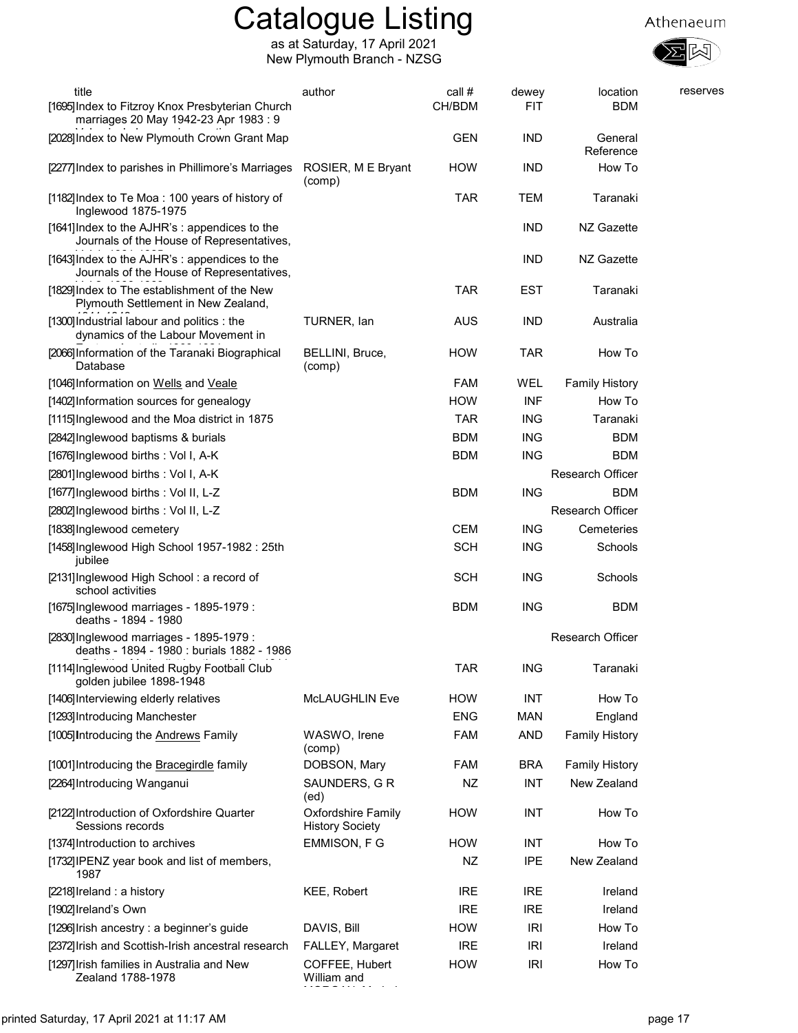# Catalogue Listing

as at Saturday, 17 April 2021
New Plymouth Branch - NZSG

| title | author | call # | dewey | location | reserves |
|---|---|---|---|---|---|
| [1695] Index to Fitzroy Knox Presbyterian Church marriages 20 May 1942-23 Apr 1983 : 9 | | CH/BDM | FIT | BDM | |
| [2028] Index to New Plymouth Crown Grant Map | | GEN | IND | General Reference | |
| [2277] Index to parishes in Phillimore's Marriages | ROSIER, M E Bryant (comp) | HOW | IND | How To | |
| [1182] Index to Te Moa : 100 years of history of Inglewood 1875-1975 | | TAR | TEM | Taranaki | |
| [1641] Index to the AJHR's : appendices to the Journals of the House of Representatives, | | | IND | NZ Gazette | |
| [1643] Index to the AJHR's : appendices to the Journals of the House of Representatives, | | | IND | NZ Gazette | |
| [1829] Index to The establishment of the New Plymouth Settlement in New Zealand, | | TAR | EST | Taranaki | |
| [1300] Industrial labour and politics : the dynamics of the Labour Movement in | TURNER, Ian | AUS | IND | Australia | |
| [2066] Information of the Taranaki Biographical Database | BELLINI, Bruce, (comp) | HOW | TAR | How To | |
| [1046] Information on Wells and Veale | | FAM | WEL | Family History | |
| [1402] Information sources for genealogy | | HOW | INF | How To | |
| [1115] Inglewood and the Moa district in 1875 | | TAR | ING | Taranaki | |
| [2842] Inglewood baptisms & burials | | BDM | ING | BDM | |
| [1676] Inglewood births : Vol I, A-K | | BDM | ING | BDM | |
| [2801] Inglewood births : Vol I, A-K | | | | Research Officer | |
| [1677] Inglewood births : Vol II, L-Z | | BDM | ING | BDM | |
| [2802] Inglewood births : Vol II, L-Z | | | | Research Officer | |
| [1838] Inglewood cemetery | | CEM | ING | Cemeteries | |
| [1458] Inglewood High School 1957-1982 : 25th jubilee | | SCH | ING | Schools | |
| [2131] Inglewood High School : a record of school activities | | SCH | ING | Schools | |
| [1675] Inglewood marriages - 1895-1979 : deaths - 1894 - 1980 | | BDM | ING | BDM | |
| [2830] Inglewood marriages - 1895-1979 : deaths - 1894 - 1980 : burials 1882 - 1986 | | | | Research Officer | |
| [1114] Inglewood United Rugby Football Club golden jubilee 1898-1948 | | TAR | ING | Taranaki | |
| [1406] Interviewing elderly relatives | McLAUGHLIN Eve | HOW | INT | How To | |
| [1293] Introducing Manchester | | ENG | MAN | England | |
| [1005] Introducing the Andrews Family | WASWO, Irene (comp) | FAM | AND | Family History | |
| [1001] Introducing the Bracegirdle family | DOBSON, Mary | FAM | BRA | Family History | |
| [2264] Introducing Wanganui | SAUNDERS, G R (ed) | NZ | INT | New Zealand | |
| [2122] Introduction of Oxfordshire Quarter Sessions records | Oxfordshire Family History Society | HOW | INT | How To | |
| [1374] Introduction to archives | EMMISON, F G | HOW | INT | How To | |
| [1732] IPENZ year book and list of members, 1987 | | NZ | IPE | New Zealand | |
| [2218] Ireland : a history | KEE, Robert | IRE | IRE | Ireland | |
| [1902] Ireland's Own | | IRE | IRE | Ireland | |
| [1296] Irish ancestry : a beginner's guide | DAVIS, Bill | HOW | IRI | How To | |
| [2372] Irish and Scottish-Irish ancestral research | FALLEY, Margaret | IRE | IRI | Ireland | |
| [1297] Irish families in Australia and New Zealand 1788-1978 | COFFEE, Hubert William and | HOW | IRI | How To | |

printed Saturday, 17 April 2021 at 11:17 AM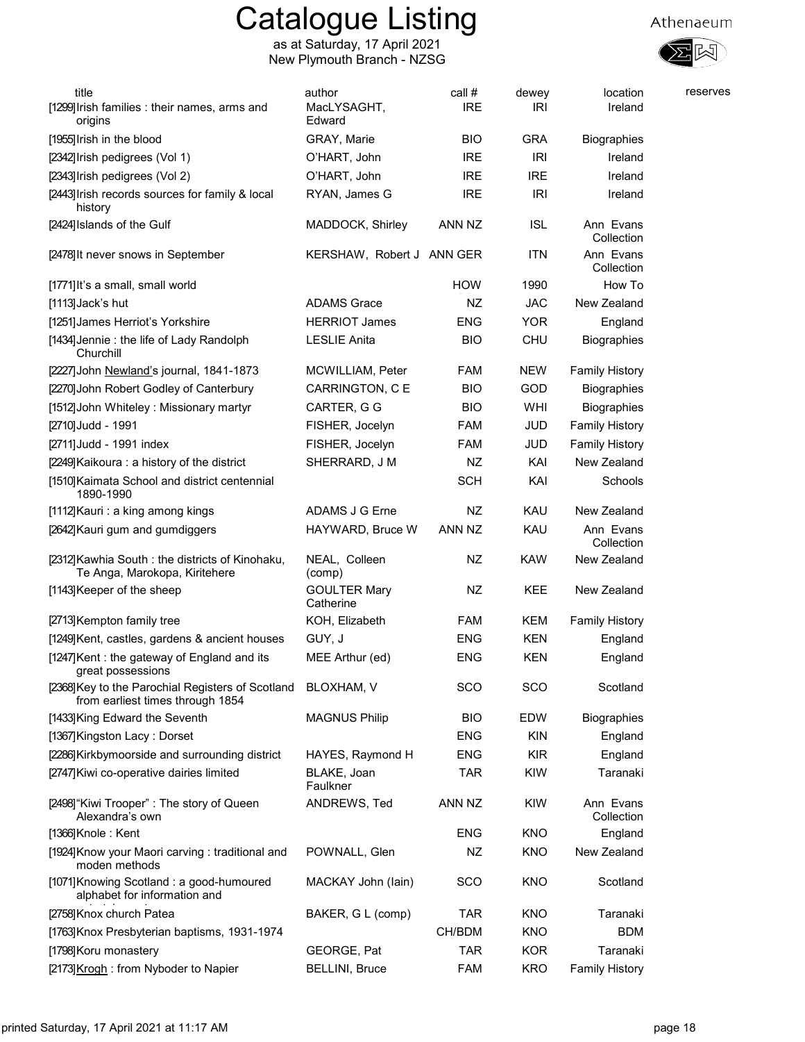# Catalogue Listing

as at Saturday, 17 April 2021
New Plymouth Branch - NZSG

Athenaeum

| title | author | call # | dewey | location | reserves |
|---|---|---|---|---|---|
| [1299]Irish families : their names, arms and origins | MacLYSAGHT, Edward | IRE | IRI | Ireland | |
| [1955]Irish in the blood | GRAY, Marie | BIO | GRA | Biographies | |
| [2342]Irish pedigrees (Vol 1) | O'HART, John | IRE | IRI | Ireland | |
| [2343]Irish pedigrees (Vol 2) | O'HART, John | IRE | IRE | Ireland | |
| [2443]Irish records sources for family & local history | RYAN, James G | IRE | IRI | Ireland | |
| [2424]Islands of the Gulf | MADDOCK, Shirley | ANN NZ | ISL | Ann Evans Collection | |
| [2478]It never snows in September | KERSHAW, Robert J | ANN GER | ITN | Ann Evans Collection | |
| [1771]It's a small, small world | | HOW | 1990 | How To | |
| [1113]Jack's hut | ADAMS Grace | NZ | JAC | New Zealand | |
| [1251]James Herriot's Yorkshire | HERRIOT James | ENG | YOR | England | |
| [1434]Jennie : the life of Lady Randolph Churchill | LESLIE Anita | BIO | CHU | Biographies | |
| [2227]John Newland's journal, 1841-1873 | MCWILLIAM, Peter | FAM | NEW | Family History | |
| [2270]John Robert Godley of Canterbury | CARRINGTON, C E | BIO | GOD | Biographies | |
| [1512]John Whiteley : Missionary martyr | CARTER, G G | BIO | WHI | Biographies | |
| [2710]Judd - 1991 | FISHER, Jocelyn | FAM | JUD | Family History | |
| [2711]Judd - 1991 index | FISHER, Jocelyn | FAM | JUD | Family History | |
| [2249]Kaikoura : a history of the district | SHERRARD, J M | NZ | KAI | New Zealand | |
| [1510]Kaimata School and district centennial 1890-1990 | | SCH | KAI | Schools | |
| [1112]Kauri : a king among kings | ADAMS J G Erne | NZ | KAU | New Zealand | |
| [2642]Kauri gum and gumdiggers | HAYWARD, Bruce W | ANN NZ | KAU | Ann Evans Collection | |
| [2312]Kawhia South : the districts of Kinohaku, Te Anga, Marokopa, Kiritehere | NEAL, Colleen (comp) | NZ | KAW | New Zealand | |
| [1143]Keeper of the sheep | GOULTER Mary Catherine | NZ | KEE | New Zealand | |
| [2713]Kempton family tree | KOH, Elizabeth | FAM | KEM | Family History | |
| [1249]Kent, castles, gardens & ancient houses | GUY, J | ENG | KEN | England | |
| [1247]Kent : the gateway of England and its great possessions | MEE Arthur (ed) | ENG | KEN | England | |
| [2368]Key to the Parochial Registers of Scotland from earliest times through 1854 | BLOXHAM, V | SCO | SCO | Scotland | |
| [1433]King Edward the Seventh | MAGNUS Philip | BIO | EDW | Biographies | |
| [1367]Kingston Lacy : Dorset | | ENG | KIN | England | |
| [2286]Kirkbymoorside and surrounding district | HAYES, Raymond H | ENG | KIR | England | |
| [2747]Kiwi co-operative dairies limited | BLAKE, Joan Faulkner | TAR | KIW | Taranaki | |
| [2498]"Kiwi Trooper" : The story of Queen Alexandra's own | ANDREWS, Ted | ANN NZ | KIW | Ann Evans Collection | |
| [1366]Knole : Kent | | ENG | KNO | England | |
| [1924]Know your Maori carving : traditional and moden methods | POWNALL, Glen | NZ | KNO | New Zealand | |
| [1071]Knowing Scotland : a good-humoured alphabet for information and | MACKAY John (Iain) | SCO | KNO | Scotland | |
| [2758]Knox church Patea | BAKER, G L (comp) | TAR | KNO | Taranaki | |
| [1763]Knox Presbyterian baptisms, 1931-1974 | | CH/BDM | KNO | BDM | |
| [1798]Koru monastery | GEORGE, Pat | TAR | KOR | Taranaki | |
| [2173]Krogh : from Nyboder to Napier | BELLINI, Bruce | FAM | KRO | Family History | |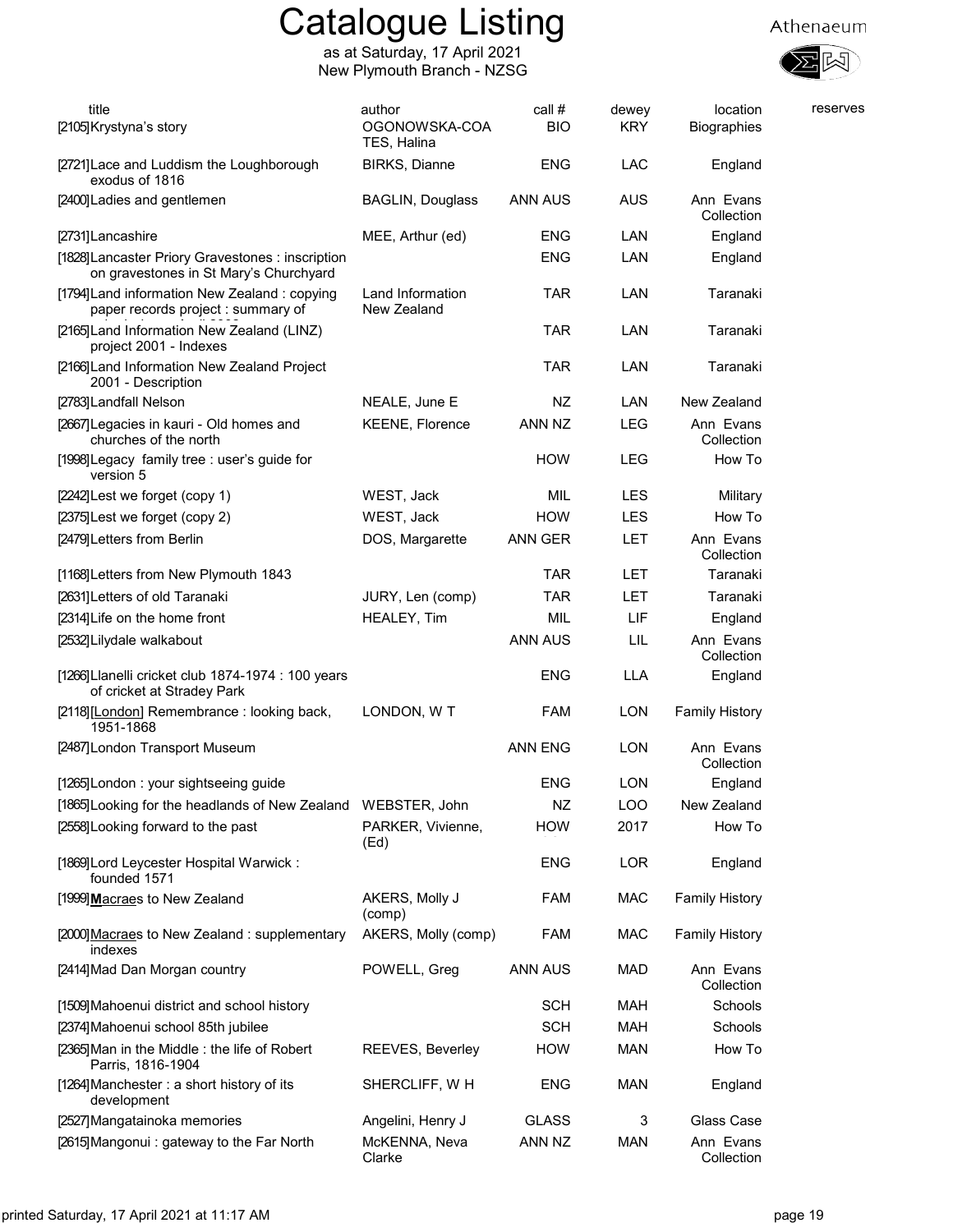# Catalogue Listing

as at Saturday, 17 April 2021
New Plymouth Branch - NZSG

Athenaeum

| title | author | call # | dewey | location | reserves |
|---|---|---|---|---|---|
| [2105]Krystyna's story | OGONOWSKA-COATES, Halina | BIO | KRY | Biographies | |
| [2721]Lace and Luddism the Loughborough exodus of 1816 | BIRKS, Dianne | ENG | LAC | England | |
| [2400]Ladies and gentlemen | BAGLIN, Douglass | ANN AUS | AUS | Ann Evans Collection | |
| [2731]Lancashire | MEE, Arthur (ed) | ENG | LAN | England | |
| [1828]Lancaster Priory Gravestones : inscription on gravestones in St Mary's Churchyard | | ENG | LAN | England | |
| [1794]Land information New Zealand : copying paper records project : summary of | Land Information New Zealand | TAR | LAN | Taranaki | |
| [2165]Land Information New Zealand (LINZ) project 2001 - Indexes | | TAR | LAN | Taranaki | |
| [2166]Land Information New Zealand Project 2001 - Description | | TAR | LAN | Taranaki | |
| [2783]Landfall Nelson | NEALE, June E | NZ | LAN | New Zealand | |
| [2667]Legacies in kauri - Old homes and churches of the north | KEENE, Florence | ANN NZ | LEG | Ann Evans Collection | |
| [1998]Legacy family tree : user's guide for version 5 | | HOW | LEG | How To | |
| [2242]Lest we forget (copy 1) | WEST, Jack | MIL | LES | Military | |
| [2375]Lest we forget (copy 2) | WEST, Jack | HOW | LES | How To | |
| [2479]Letters from Berlin | DOS, Margarette | ANN GER | LET | Ann Evans Collection | |
| [1168]Letters from New Plymouth 1843 | | TAR | LET | Taranaki | |
| [2631]Letters of old Taranaki | JURY, Len (comp) | TAR | LET | Taranaki | |
| [2314]Life on the home front | HEALEY, Tim | MIL | LIF | England | |
| [2532]Lilydale walkabout | | ANN AUS | LIL | Ann Evans Collection | |
| [1266]Llanelli cricket club 1874-1974 : 100 years of cricket at Stradey Park | | ENG | LLA | England | |
| [2118][London] Remembrance : looking back, 1951-1868 | LONDON, W T | FAM | LON | Family History | |
| [2487]London Transport Museum | | ANN ENG | LON | Ann Evans Collection | |
| [1265]London : your sightseeing guide | | ENG | LON | England | |
| [1865]Looking for the headlands of New Zealand | WEBSTER, John | NZ | LOO | New Zealand | |
| [2558]Looking forward to the past | PARKER, Vivienne, (Ed) | HOW | 2017 | How To | |
| [1869]Lord Leycester Hospital Warwick : founded 1571 | | ENG | LOR | England | |
| [1999]**M**acraes to New Zealand | AKERS, Molly J (comp) | FAM | MAC | Family History | |
| [2000]Macraes to New Zealand : supplementary indexes | AKERS, Molly (comp) | FAM | MAC | Family History | |
| [2414]Mad Dan Morgan country | POWELL, Greg | ANN AUS | MAD | Ann Evans Collection | |
| [1509]Mahoenui district and school history | | SCH | MAH | Schools | |
| [2374]Mahoenui school 85th jubilee | | SCH | MAH | Schools | |
| [2365]Man in the Middle : the life of Robert Parris, 1816-1904 | REEVES, Beverley | HOW | MAN | How To | |
| [1264]Manchester : a short history of its development | SHERCLIFF, W H | ENG | MAN | England | |
| [2527]Mangatainoka memories | Angelini, Henry J | GLASS | 3 | Glass Case | |
| [2615]Mangonui : gateway to the Far North | McKENNA, Neva Clarke | ANN NZ | MAN | Ann Evans Collection | |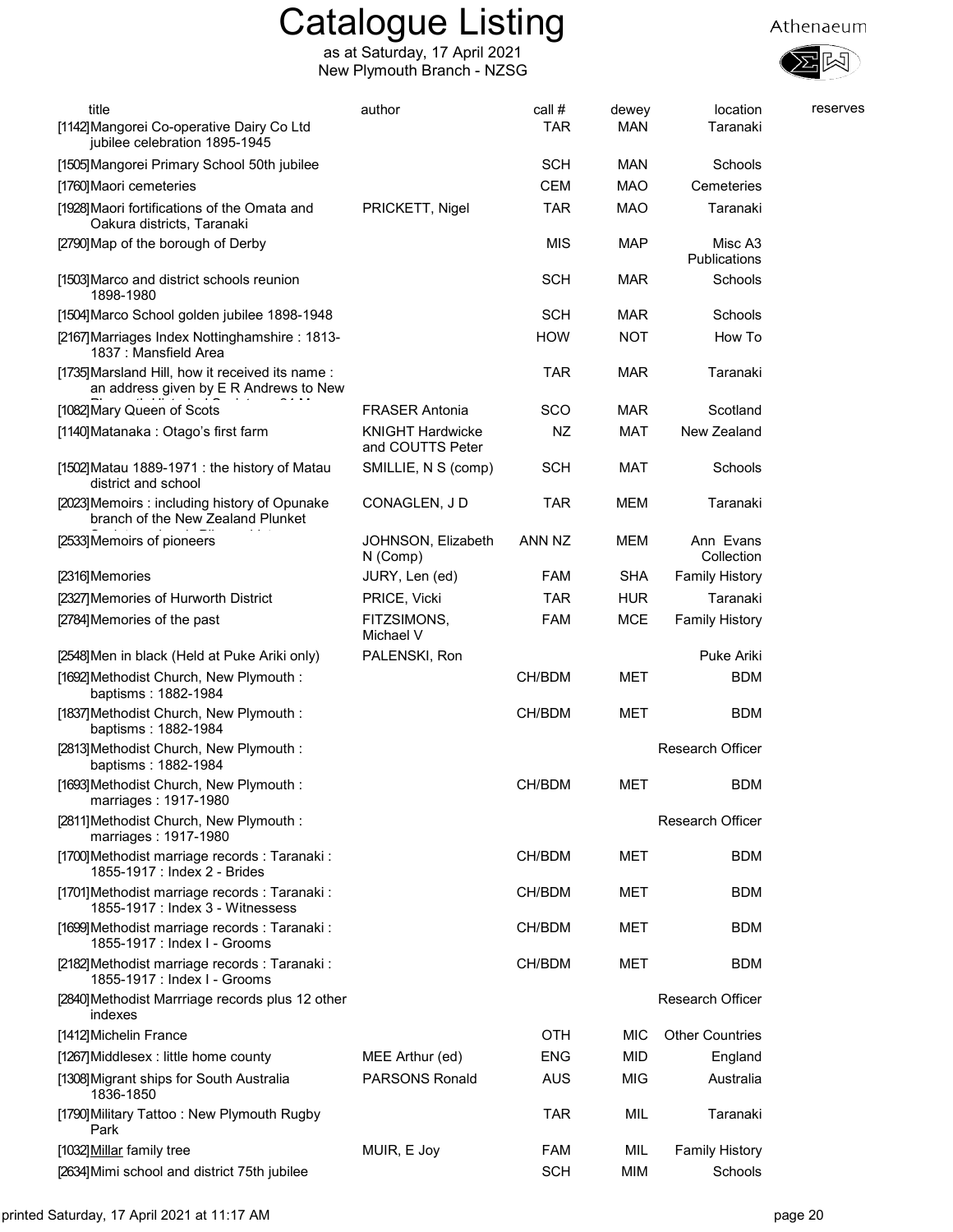# Catalogue Listing

as at Saturday, 17 April 2021
New Plymouth Branch - NZSG

| title | author | call # | dewey | location | reserves |
|---|---|---|---|---|---|
| [1142]Mangorei Co-operative Dairy Co Ltd jubilee celebration 1895-1945 | | TAR | MAN | Taranaki | |
| [1505]Mangorei Primary School 50th jubilee | | SCH | MAN | Schools | |
| [1760]Maori cemeteries | | CEM | MAO | Cemeteries | |
| [1928]Maori fortifications of the Omata and Oakura districts, Taranaki | PRICKETT, Nigel | TAR | MAO | Taranaki | |
| [2790]Map of the borough of Derby | | MIS | MAP | Misc A3 Publications | |
| [1503]Marco and district schools reunion 1898-1980 | | SCH | MAR | Schools | |
| [1504]Marco School golden jubilee 1898-1948 | | SCH | MAR | Schools | |
| [2167]Marriages Index Nottinghamshire : 1813-1837 : Mansfield Area | | HOW | NOT | How To | |
| [1735]Marsland Hill, how it received its name : an address given by E R Andrews to New | | TAR | MAR | Taranaki | |
| [1082]Mary Queen of Scots | FRASER Antonia | SCO | MAR | Scotland | |
| [1140]Matanaka : Otago's first farm | KNIGHT Hardwicke and COUTTS Peter | NZ | MAT | New Zealand | |
| [1502]Matau 1889-1971 : the history of Matau district and school | SMILLIE, N S (comp) | SCH | MAT | Schools | |
| [2023]Memoirs : including history of Opunake branch of the New Zealand Plunket | CONAGLEN, J D | TAR | MEM | Taranaki | |
| [2533]Memoirs of pioneers | JOHNSON, Elizabeth N (Comp) | ANN NZ | MEM | Ann Evans Collection | |
| [2316]Memories | JURY, Len (ed) | FAM | SHA | Family History | |
| [2327]Memories of Hurworth District | PRICE, Vicki | TAR | HUR | Taranaki | |
| [2784]Memories of the past | FITZSIMONS, Michael V | FAM | MCE | Family History | |
| [2548]Men in black (Held at Puke Ariki only) | PALENSKI, Ron | | | Puke Ariki | |
| [1692]Methodist Church, New Plymouth : baptisms : 1882-1984 | | CH/BDM | MET | BDM | |
| [1837]Methodist Church, New Plymouth : baptisms : 1882-1984 | | CH/BDM | MET | BDM | |
| [2813]Methodist Church, New Plymouth : baptisms : 1882-1984 | | | | Research Officer | |
| [1693]Methodist Church, New Plymouth : marriages : 1917-1980 | | CH/BDM | MET | BDM | |
| [2811]Methodist Church, New Plymouth : marriages : 1917-1980 | | | | Research Officer | |
| [1700]Methodist marriage records : Taranaki : 1855-1917 : Index 2 - Brides | | CH/BDM | MET | BDM | |
| [1701]Methodist marriage records : Taranaki : 1855-1917 : Index 3 - Witnessess | | CH/BDM | MET | BDM | |
| [1699]Methodist marriage records : Taranaki : 1855-1917 : Index I - Grooms | | CH/BDM | MET | BDM | |
| [2182]Methodist marriage records : Taranaki : 1855-1917 : Index I - Grooms | | CH/BDM | MET | BDM | |
| [2840]Methodist Marrriage records plus 12 other indexes | | | | Research Officer | |
| [1412]Michelin France | | OTH | MIC | Other Countries | |
| [1267]Middlesex : little home county | MEE Arthur (ed) | ENG | MID | England | |
| [1308]Migrant ships for South Australia 1836-1850 | PARSONS Ronald | AUS | MIG | Australia | |
| [1790]Military Tattoo : New Plymouth Rugby Park | | TAR | MIL | Taranaki | |
| [1032]Millar family tree | MUIR, E Joy | FAM | MIL | Family History | |
| [2634]Mimi school and district 75th jubilee | | SCH | MIM | Schools | |

printed Saturday, 17 April 2021 at 11:17 AM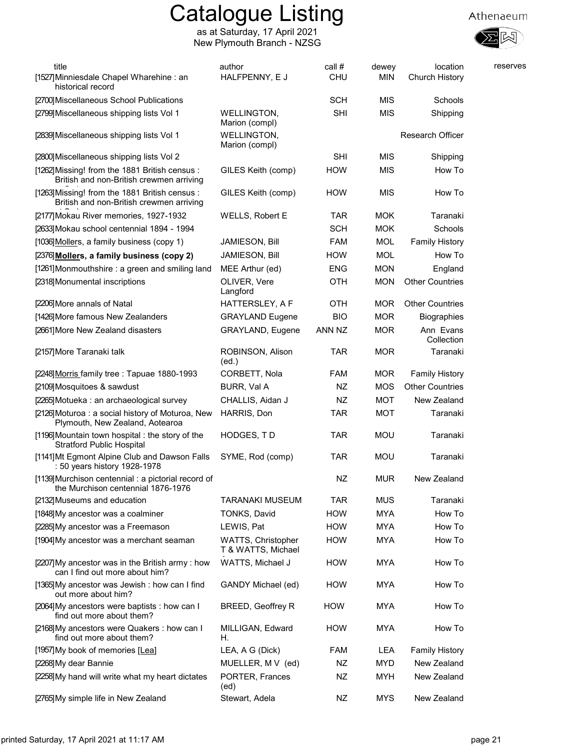# Catalogue Listing

as at Saturday, 17 April 2021
New Plymouth Branch - NZSG

| title | author | call # | dewey | location | reserves |
|---|---|---|---|---|---|
| [1527]Minniesdale Chapel Wharehine : an historical record | HALFPENNY, E J | CHU | MIN | Church History | |
| [2700]Miscellaneous School Publications | | SCH | MIS | Schools | |
| [2799]Miscellaneous shipping lists Vol 1 | WELLINGTON, Marion (compl) | SHI | MIS | Shipping | |
| [2839]Miscellaneous shipping lists Vol 1 | WELLINGTON, Marion (compl) | | | Research Officer | |
| [2800]Miscellaneous shipping lists Vol 2 | | SHI | MIS | Shipping | |
| [1262]Missing! from the 1881 British census : British and non-British crewmen arriving | GILES Keith (comp) | HOW | MIS | How To | |
| [1263]Missing! from the 1881 British census : British and non-British crewmen arriving | GILES Keith (comp) | HOW | MIS | How To | |
| [2177]Mokau River memories, 1927-1932 | WELLS, Robert E | TAR | MOK | Taranaki | |
| [2633]Mokau school centennial 1894 - 1994 | | SCH | MOK | Schools | |
| [1036]Mollers, a family business (copy 1) | JAMIESON, Bill | FAM | MOL | Family History | |
| [2376]**Mollers, a family business (copy 2)** | JAMIESON, Bill | HOW | MOL | How To | |
| [1261]Monmouthshire : a green and smiling land | MEE Arthur (ed) | ENG | MON | England | |
| [2318]Monumental inscriptions | OLIVER, Vere Langford | OTH | MON | Other Countries | |
| [2206]More annals of Natal | HATTERSLEY, A F | OTH | MOR | Other Countries | |
| [1426]More famous New Zealanders | GRAYLAND Eugene | BIO | MOR | Biographies | |
| [2661]More New Zealand disasters | GRAYLAND, Eugene | ANN NZ | MOR | Ann Evans Collection | |
| [2157]More Taranaki talk | ROBINSON, Alison (ed.) | TAR | MOR | Taranaki | |
| [2248]Morris family tree : Tapuae 1880-1993 | CORBETT, Nola | FAM | MOR | Family History | |
| [2109]Mosquitoes & sawdust | BURR, Val A | NZ | MOS | Other Countries | |
| [2265]Motueka : an archaeological survey | CHALLIS, Aidan J | NZ | MOT | New Zealand | |
| [2126]Moturoa : a social history of Moturoa, New Plymouth, New Zealand, Aotearoa | HARRIS, Don | TAR | MOT | Taranaki | |
| [1196]Mountain town hospital : the story of the Stratford Public Hospital | HODGES, T D | TAR | MOU | Taranaki | |
| [1141]Mt Egmont Alpine Club and Dawson Falls : 50 years history 1928-1978 | SYME, Rod (comp) | TAR | MOU | Taranaki | |
| [1139]Murchison centennial : a pictorial record of the Murchison centennial 1876-1976 | | NZ | MUR | New Zealand | |
| [2132]Museums and education | TARANAKI MUSEUM | TAR | MUS | Taranaki | |
| [1848]My ancestor was a coalminer | TONKS, David | HOW | MYA | How To | |
| [2285]My ancestor was a Freemason | LEWIS, Pat | HOW | MYA | How To | |
| [1904]My ancestor was a merchant seaman | WATTS, Christopher T & WATTS, Michael | HOW | MYA | How To | |
| [2207]My ancestor was in the British army : how can I find out more about him? | WATTS, Michael J | HOW | MYA | How To | |
| [1365]My ancestor was Jewish : how can I find out more about him? | GANDY Michael (ed) | HOW | MYA | How To | |
| [2064]My ancestors were baptists : how can I find out more about them? | BREED, Geoffrey R | HOW | MYA | How To | |
| [2168]My ancestors were Quakers : how can I find out more about them? | MILLIGAN, Edward H. | HOW | MYA | How To | |
| [1957]My book of memories [Lea] | LEA, A G (Dick) | FAM | LEA | Family History | |
| [2268]My dear Bannie | MUELLER, M V (ed) | NZ | MYD | New Zealand | |
| [2258]My hand will write what my heart dictates | PORTER, Frances (ed) | NZ | MYH | New Zealand | |
| [2765]My simple life in New Zealand | Stewart, Adela | NZ | MYS | New Zealand | |

printed Saturday, 17 April 2021 at 11:17 AM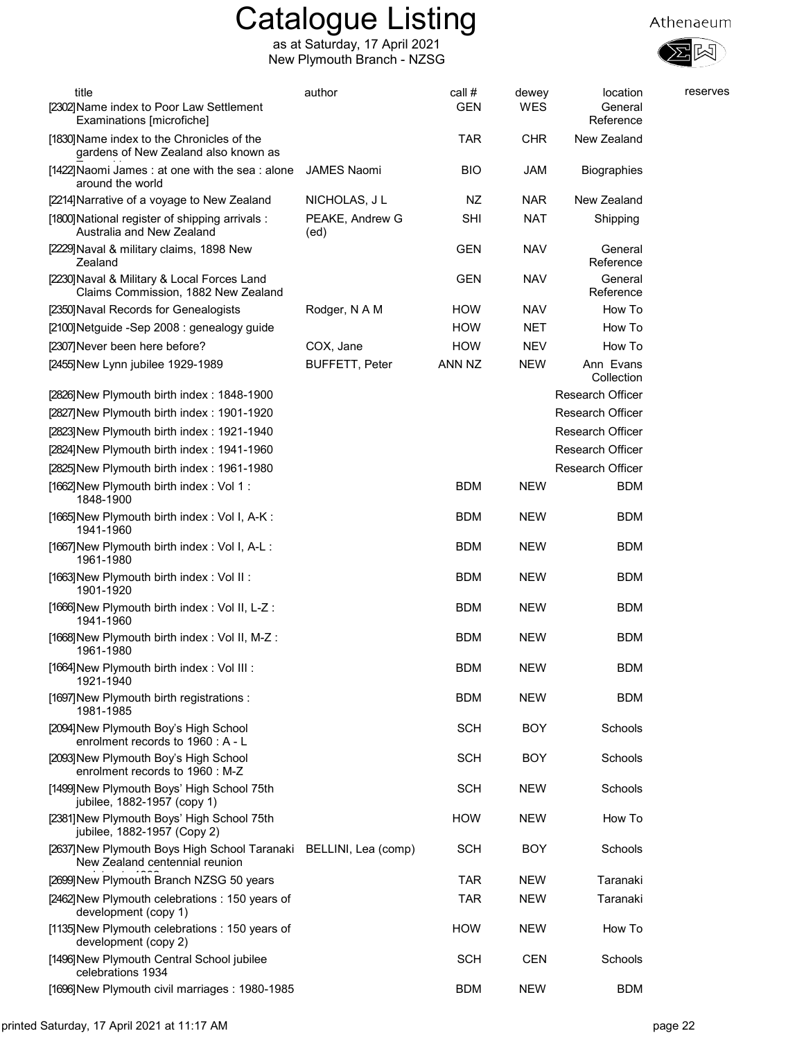# Catalogue Listing

as at Saturday, 17 April 2021
New Plymouth Branch - NZSG

| title | author | call # | dewey | location | reserves |
|---|---|---|---|---|---|
| [2302]Name index to Poor Law Settlement Examinations [microfiche] | | GEN | WES | General Reference | |
| [1830]Name index to the Chronicles of the gardens of New Zealand also known as | | TAR | CHR | New Zealand | |
| [1422]Naomi James : at one with the sea : alone around the world | JAMES Naomi | BIO | JAM | Biographies | |
| [2214]Narrative of a voyage to New Zealand | NICHOLAS, J L | NZ | NAR | New Zealand | |
| [1800]National register of shipping arrivals : Australia and New Zealand | PEAKE, Andrew G (ed) | SHI | NAT | Shipping | |
| [2229]Naval & military claims, 1898 New Zealand | | GEN | NAV | General Reference | |
| [2230]Naval & Military & Local Forces Land Claims Commission, 1882 New Zealand | | GEN | NAV | General Reference | |
| [2350]Naval Records for Genealogists | Rodger, N A M | HOW | NAV | How To | |
| [2100]Netguide -Sep 2008 : genealogy guide | | HOW | NET | How To | |
| [2307]Never been here before? | COX, Jane | HOW | NEV | How To | |
| [2455]New Lynn jubilee 1929-1989 | BUFFETT, Peter | ANN NZ | NEW | Ann Evans Collection | |
| [2826]New Plymouth birth index : 1848-1900 | | | | Research Officer | |
| [2827]New Plymouth birth index : 1901-1920 | | | | Research Officer | |
| [2823]New Plymouth birth index : 1921-1940 | | | | Research Officer | |
| [2824]New Plymouth birth index : 1941-1960 | | | | Research Officer | |
| [2825]New Plymouth birth index : 1961-1980 | | | | Research Officer | |
| [1662]New Plymouth birth index : Vol 1 : 1848-1900 | | BDM | NEW | BDM | |
| [1665]New Plymouth birth index : Vol I, A-K : 1941-1960 | | BDM | NEW | BDM | |
| [1667]New Plymouth birth index : Vol I, A-L : 1961-1980 | | BDM | NEW | BDM | |
| [1663]New Plymouth birth index : Vol II : 1901-1920 | | BDM | NEW | BDM | |
| [1666]New Plymouth birth index : Vol II, L-Z : 1941-1960 | | BDM | NEW | BDM | |
| [1668]New Plymouth birth index : Vol II, M-Z : 1961-1980 | | BDM | NEW | BDM | |
| [1664]New Plymouth birth index : Vol III : 1921-1940 | | BDM | NEW | BDM | |
| [1697]New Plymouth birth registrations : 1981-1985 | | BDM | NEW | BDM | |
| [2094]New Plymouth Boy's High School enrolment records to 1960 : A - L | | SCH | BOY | Schools | |
| [2093]New Plymouth Boy's High School enrolment records to 1960 : M-Z | | SCH | BOY | Schools | |
| [1499]New Plymouth Boys' High School 75th jubilee, 1882-1957 (copy 1) | | SCH | NEW | Schools | |
| [2381]New Plymouth Boys' High School 75th jubilee, 1882-1957 (Copy 2) | | HOW | NEW | How To | |
| [2637]New Plymouth Boys High School Taranaki New Zealand centennial reunion | BELLINI, Lea (comp) | SCH | BOY | Schools | |
| [2699]New Plymouth Branch NZSG 50 years | | TAR | NEW | Taranaki | |
| [2462]New Plymouth celebrations : 150 years of development (copy 1) | | TAR | NEW | Taranaki | |
| [1135]New Plymouth celebrations : 150 years of development (copy 2) | | HOW | NEW | How To | |
| [1496]New Plymouth Central School jubilee celebrations 1934 | | SCH | CEN | Schools | |
| [1696]New Plymouth civil marriages : 1980-1985 | | BDM | NEW | BDM | |

printed Saturday, 17 April 2021 at 11:17 AM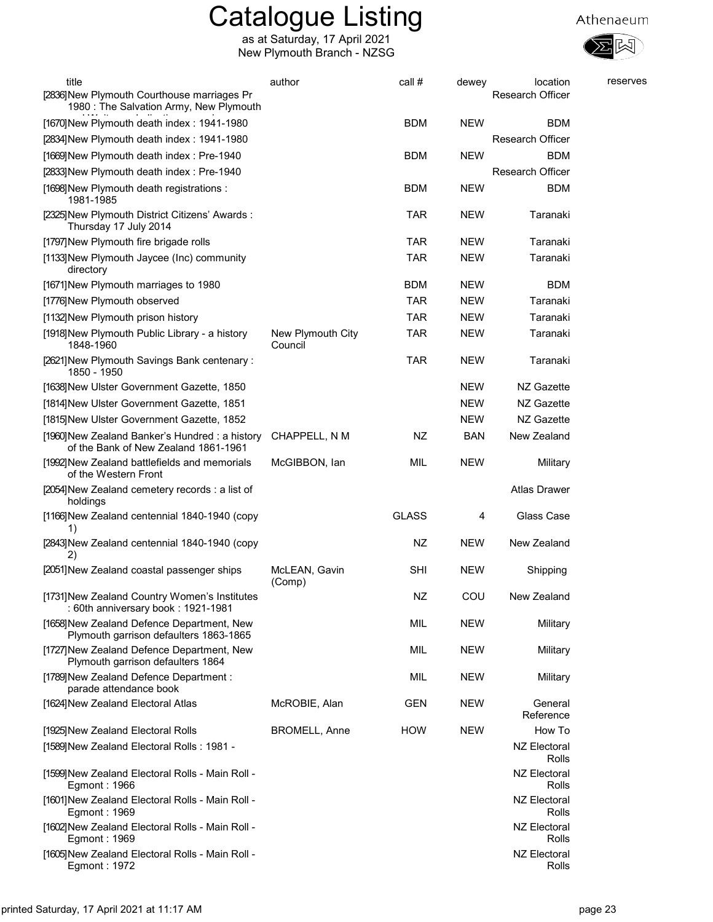# Catalogue Listing

as at Saturday, 17 April 2021
New Plymouth Branch - NZSG

Athenaeum

| title | author | call # | dewey | location | reserves |
|---|---|---|---|---|---|
| [2836]New Plymouth Courthouse marriages Pr 1980 : The Salvation Army, New Plymouth | | | | Research Officer | |
| [1670]New Plymouth death index : 1941-1980 | | BDM | NEW | BDM | |
| [2834]New Plymouth death index : 1941-1980 | | | | Research Officer | |
| [1669]New Plymouth death index : Pre-1940 | | BDM | NEW | BDM | |
| [2833]New Plymouth death index : Pre-1940 | | | | Research Officer | |
| [1698]New Plymouth death registrations : 1981-1985 | | BDM | NEW | BDM | |
| [2325]New Plymouth District Citizens' Awards : Thursday 17 July 2014 | | TAR | NEW | Taranaki | |
| [1797]New Plymouth fire brigade rolls | | TAR | NEW | Taranaki | |
| [1133]New Plymouth Jaycee (Inc) community directory | | TAR | NEW | Taranaki | |
| [1671]New Plymouth marriages to 1980 | | BDM | NEW | BDM | |
| [1776]New Plymouth observed | | TAR | NEW | Taranaki | |
| [1132]New Plymouth prison history | | TAR | NEW | Taranaki | |
| [1918]New Plymouth Public Library - a history 1848-1960 | New Plymouth City Council | TAR | NEW | Taranaki | |
| [2621]New Plymouth Savings Bank centenary : 1850 - 1950 | | TAR | NEW | Taranaki | |
| [1638]New Ulster Government Gazette, 1850 | | | NEW | NZ Gazette | |
| [1814]New Ulster Government Gazette, 1851 | | | NEW | NZ Gazette | |
| [1815]New Ulster Government Gazette, 1852 | | | NEW | NZ Gazette | |
| [1960]New Zealand Banker's Hundred : a history of the Bank of New Zealand 1861-1961 | CHAPPELL, N M | NZ | BAN | New Zealand | |
| [1992]New Zealand battlefields and memorials of the Western Front | McGIBBON, Ian | MIL | NEW | Military | |
| [2054]New Zealand cemetery records : a list of holdings | | | | Atlas Drawer | |
| [1166]New Zealand centennial 1840-1940 (copy 1) | | GLASS | 4 | Glass Case | |
| [2843]New Zealand centennial 1840-1940 (copy 2) | | NZ | NEW | New Zealand | |
| [2051]New Zealand coastal passenger ships | McLEAN, Gavin (Comp) | SHI | NEW | Shipping | |
| [1731]New Zealand Country Women's Institutes : 60th anniversary book : 1921-1981 | | NZ | COU | New Zealand | |
| [1658]New Zealand Defence Department, New Plymouth garrison defaulters 1863-1865 | | MIL | NEW | Military | |
| [1727]New Zealand Defence Department, New Plymouth garrison defaulters 1864 | | MIL | NEW | Military | |
| [1789]New Zealand Defence Department : parade attendance book | | MIL | NEW | Military | |
| [1624]New Zealand Electoral Atlas | McROBIE, Alan | GEN | NEW | General Reference | |
| [1925]New Zealand Electoral Rolls | BROMELL, Anne | HOW | NEW | How To | |
| [1589]New Zealand Electoral Rolls : 1981 - | | | | NZ Electoral Rolls | |
| [1599]New Zealand Electoral Rolls - Main Roll - Egmont : 1966 | | | | NZ Electoral Rolls | |
| [1601]New Zealand Electoral Rolls - Main Roll - Egmont : 1969 | | | | NZ Electoral Rolls | |
| [1602]New Zealand Electoral Rolls - Main Roll - Egmont : 1969 | | | | NZ Electoral Rolls | |
| [1605]New Zealand Electoral Rolls - Main Roll - Egmont : 1972 | | | | NZ Electoral Rolls | |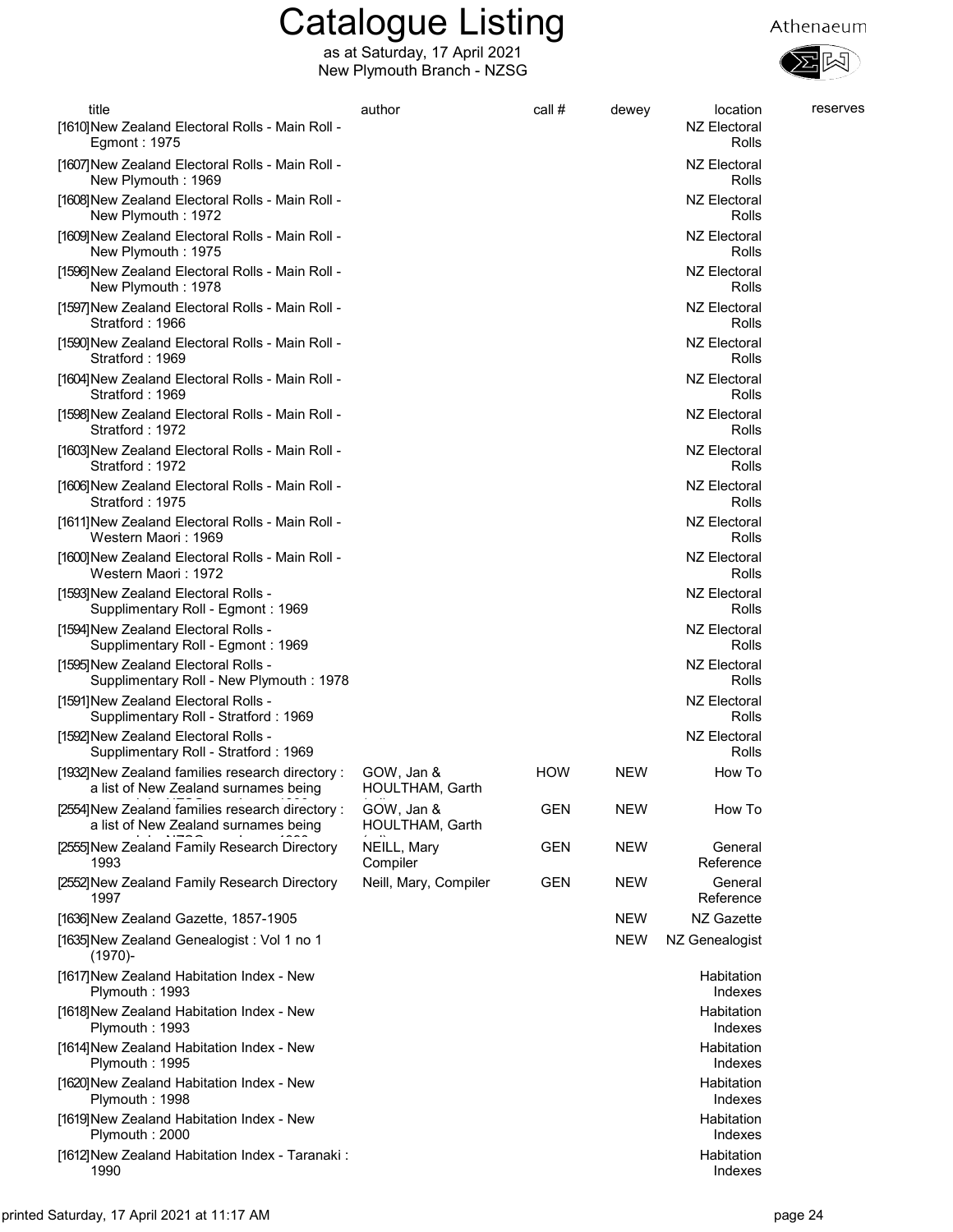# Catalogue Listing

as at Saturday, 17 April 2021
New Plymouth Branch - NZSG

| title | author | call # | dewey | location | reserves |
|---|---|---|---|---|---|
| [1610]New Zealand Electoral Rolls - Main Roll - Egmont : 1975 | | | | NZ Electoral Rolls | |
| [1607]New Zealand Electoral Rolls - Main Roll - New Plymouth : 1969 | | | | NZ Electoral Rolls | |
| [1608]New Zealand Electoral Rolls - Main Roll - New Plymouth : 1972 | | | | NZ Electoral Rolls | |
| [1609]New Zealand Electoral Rolls - Main Roll - New Plymouth : 1975 | | | | NZ Electoral Rolls | |
| [1596]New Zealand Electoral Rolls - Main Roll - New Plymouth : 1978 | | | | NZ Electoral Rolls | |
| [1597]New Zealand Electoral Rolls - Main Roll - Stratford : 1966 | | | | NZ Electoral Rolls | |
| [1590]New Zealand Electoral Rolls - Main Roll - Stratford : 1969 | | | | NZ Electoral Rolls | |
| [1604]New Zealand Electoral Rolls - Main Roll - Stratford : 1969 | | | | NZ Electoral Rolls | |
| [1598]New Zealand Electoral Rolls - Main Roll - Stratford : 1972 | | | | NZ Electoral Rolls | |
| [1603]New Zealand Electoral Rolls - Main Roll - Stratford : 1972 | | | | NZ Electoral Rolls | |
| [1606]New Zealand Electoral Rolls - Main Roll - Stratford : 1975 | | | | NZ Electoral Rolls | |
| [1611]New Zealand Electoral Rolls - Main Roll - Western Maori : 1969 | | | | NZ Electoral Rolls | |
| [1600]New Zealand Electoral Rolls - Main Roll - Western Maori : 1972 | | | | NZ Electoral Rolls | |
| [1593]New Zealand Electoral Rolls - Supplimentary Roll - Egmont : 1969 | | | | NZ Electoral Rolls | |
| [1594]New Zealand Electoral Rolls - Supplimentary Roll - Egmont : 1969 | | | | NZ Electoral Rolls | |
| [1595]New Zealand Electoral Rolls - Supplimentary Roll - New Plymouth : 1978 | | | | NZ Electoral Rolls | |
| [1591]New Zealand Electoral Rolls - Supplimentary Roll - Stratford : 1969 | | | | NZ Electoral Rolls | |
| [1592]New Zealand Electoral Rolls - Supplimentary Roll - Stratford : 1969 | | | | NZ Electoral Rolls | |
| [1932]New Zealand families research directory : a list of New Zealand surnames being | GOW, Jan & HOULTHAM, Garth | HOW | NEW | How To | |
| [2554]New Zealand families research directory : a list of New Zealand surnames being | GOW, Jan & HOULTHAM, Garth | GEN | NEW | How To | |
| [2555]New Zealand Family Research Directory 1993 | NEILL, Mary Compiler | GEN | NEW | General Reference | |
| [2552]New Zealand Family Research Directory 1997 | Neill, Mary, Compiler | GEN | NEW | General Reference | |
| [1636]New Zealand Gazette, 1857-1905 | | | NEW | NZ Gazette | |
| [1635]New Zealand Genealogist : Vol 1 no 1 (1970)- | | | NEW | NZ Genealogist | |
| [1617]New Zealand Habitation Index - New Plymouth : 1993 | | | | Habitation Indexes | |
| [1618]New Zealand Habitation Index - New Plymouth : 1993 | | | | Habitation Indexes | |
| [1614]New Zealand Habitation Index - New Plymouth : 1995 | | | | Habitation Indexes | |
| [1620]New Zealand Habitation Index - New Plymouth : 1998 | | | | Habitation Indexes | |
| [1619]New Zealand Habitation Index - New Plymouth : 2000 | | | | Habitation Indexes | |
| [1612]New Zealand Habitation Index - Taranaki : 1990 | | | | Habitation Indexes | |

printed Saturday, 17 April 2021 at 11:17 AM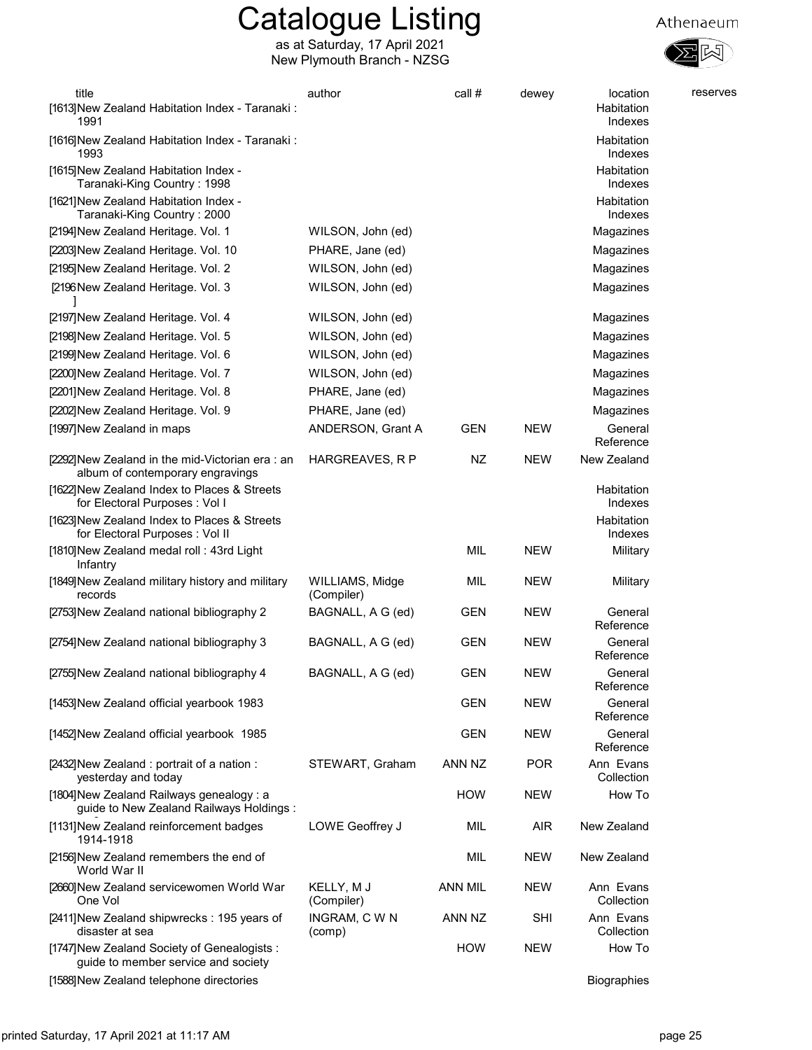# Catalogue Listing

as at Saturday, 17 April 2021
New Plymouth Branch - NZSG

Athenaeum

| title | author | call # | dewey | location | reserves |
|---|---|---|---|---|---|
| [1613]New Zealand Habitation Index - Taranaki : 1991 | | | | Habitation Indexes | |
| [1616]New Zealand Habitation Index - Taranaki : 1993 | | | | Habitation Indexes | |
| [1615]New Zealand Habitation Index - Taranaki-King Country : 1998 | | | | Habitation Indexes | |
| [1621]New Zealand Habitation Index - Taranaki-King Country : 2000 | | | | Habitation Indexes | |
| [2194]New Zealand Heritage. Vol. 1 | WILSON, John (ed) | | | Magazines | |
| [2203]New Zealand Heritage. Vol. 10 | PHARE, Jane (ed) | | | Magazines | |
| [2195]New Zealand Heritage. Vol. 2 | WILSON, John (ed) | | | Magazines | |
| [2196]New Zealand Heritage. Vol. 3 | WILSON, John (ed) | | | Magazines | |
| [2197]New Zealand Heritage. Vol. 4 | WILSON, John (ed) | | | Magazines | |
| [2198]New Zealand Heritage. Vol. 5 | WILSON, John (ed) | | | Magazines | |
| [2199]New Zealand Heritage. Vol. 6 | WILSON, John (ed) | | | Magazines | |
| [2200]New Zealand Heritage. Vol. 7 | WILSON, John (ed) | | | Magazines | |
| [2201]New Zealand Heritage. Vol. 8 | PHARE, Jane (ed) | | | Magazines | |
| [2202]New Zealand Heritage. Vol. 9 | PHARE, Jane (ed) | | | Magazines | |
| [1997]New Zealand in maps | ANDERSON, Grant A | GEN | NEW | General Reference | |
| [2292]New Zealand in the mid-Victorian era : an album of contemporary engravings | HARGREAVES, R P | NZ | NEW | New Zealand | |
| [1622]New Zealand Index to Places & Streets for Electoral Purposes : Vol I | | | | Habitation Indexes | |
| [1623]New Zealand Index to Places & Streets for Electoral Purposes : Vol II | | | | Habitation Indexes | |
| [1810]New Zealand medal roll : 43rd Light Infantry | | MIL | NEW | Military | |
| [1849]New Zealand military history and military records | WILLIAMS, Midge (Compiler) | MIL | NEW | Military | |
| [2753]New Zealand national bibliography 2 | BAGNALL, A G (ed) | GEN | NEW | General Reference | |
| [2754]New Zealand national bibliography 3 | BAGNALL, A G (ed) | GEN | NEW | General Reference | |
| [2755]New Zealand national bibliography 4 | BAGNALL, A G (ed) | GEN | NEW | General Reference | |
| [1453]New Zealand official yearbook 1983 | | GEN | NEW | General Reference | |
| [1452]New Zealand official yearbook 1985 | | GEN | NEW | General Reference | |
| [2432]New Zealand : portrait of a nation : yesterday and today | STEWART, Graham | ANN NZ | POR | Ann Evans Collection | |
| [1804]New Zealand Railways genealogy : a guide to New Zealand Railways Holdings : | | HOW | NEW | How To | |
| [1131]New Zealand reinforcement badges 1914-1918 | LOWE Geoffrey J | MIL | AIR | New Zealand | |
| [2156]New Zealand remembers the end of World War II | | MIL | NEW | New Zealand | |
| [2660]New Zealand servicewomen World War One Vol | KELLY, M J (Compiler) | ANN MIL | NEW | Ann Evans Collection | |
| [2411]New Zealand shipwrecks : 195 years of disaster at sea | INGRAM, C W N (comp) | ANN NZ | SHI | Ann Evans Collection | |
| [1747]New Zealand Society of Genealogists : guide to member service and society | | HOW | NEW | How To | |
| [1588]New Zealand telephone directories | | | | Biographies | |

printed Saturday, 17 April 2021 at 11:17 AM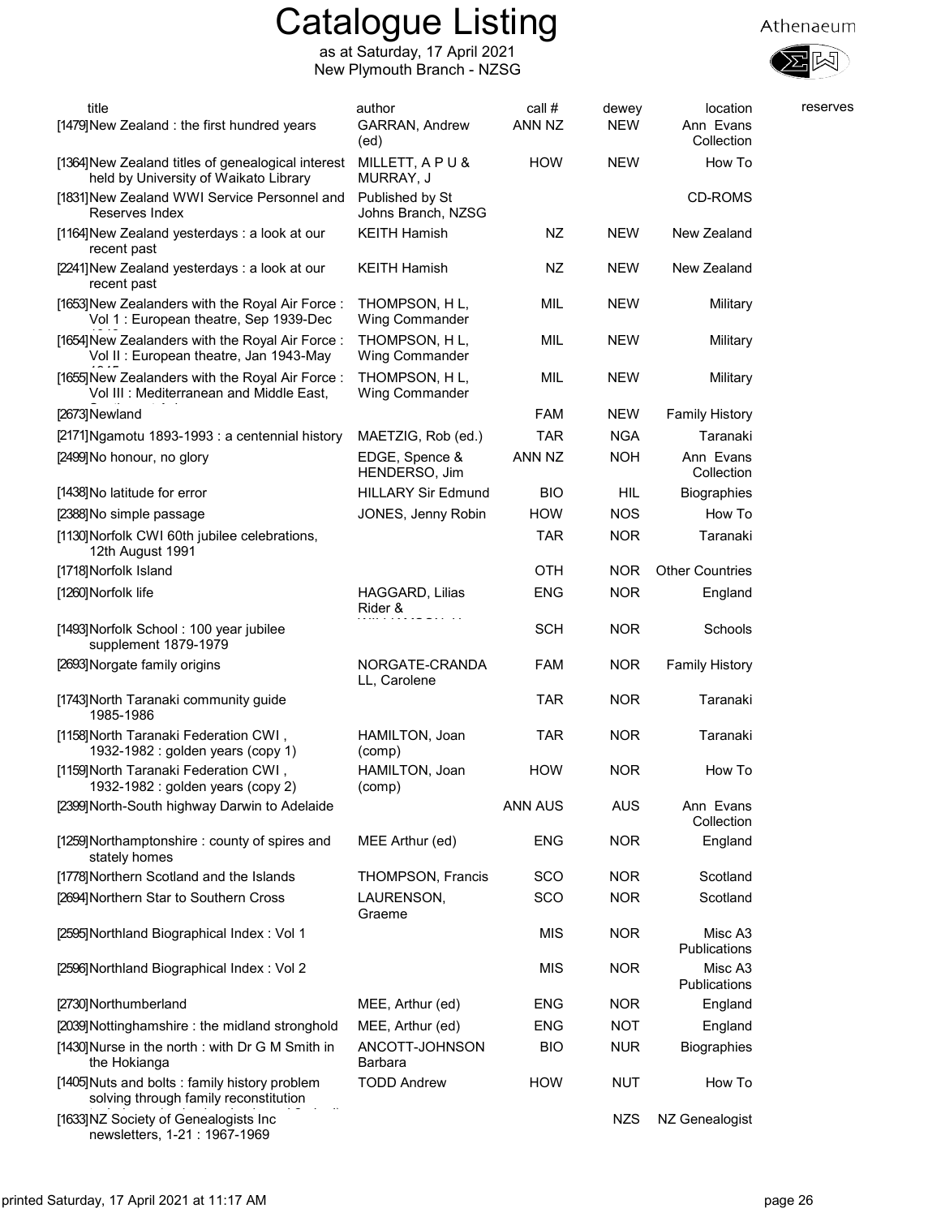# Catalogue Listing

as at Saturday, 17 April 2021
New Plymouth Branch - NZSG

| title | author | call # | dewey | location | reserves |
|---|---|---|---|---|---|
| [1479]New Zealand : the first hundred years | GARRAN, Andrew (ed) | ANN NZ | NEW | Ann Evans Collection | |
| [1364]New Zealand titles of genealogical interest held by University of Waikato Library | MILLETT, A P U & MURRAY, J | HOW | NEW | How To | |
| [1831]New Zealand WWI Service Personnel and Reserves Index | Published by St Johns Branch, NZSG | | | CD-ROMS | |
| [1164]New Zealand yesterdays : a look at our recent past | KEITH Hamish | NZ | NEW | New Zealand | |
| [2241]New Zealand yesterdays : a look at our recent past | KEITH Hamish | NZ | NEW | New Zealand | |
| [1653]New Zealanders with the Royal Air Force : Vol 1 : European theatre, Sep 1939-Dec | THOMPSON, H L, Wing Commander | MIL | NEW | Military | |
| [1654]New Zealanders with the Royal Air Force : Vol II : European theatre, Jan 1943-May | THOMPSON, H L, Wing Commander | MIL | NEW | Military | |
| [1655]New Zealanders with the Royal Air Force : Vol III : Mediterranean and Middle East, | THOMPSON, H L, Wing Commander | MIL | NEW | Military | |
| [2673]Newland | | FAM | NEW | Family History | |
| [2171]Ngamotu 1893-1993 : a centennial history | MAETZIG, Rob (ed.) | TAR | NGA | Taranaki | |
| [2499]No honour, no glory | EDGE, Spence & HENDERSO, Jim | ANN NZ | NOH | Ann Evans Collection | |
| [1438]No latitude for error | HILLARY Sir Edmund | BIO | HIL | Biographies | |
| [2388]No simple passage | JONES, Jenny Robin | HOW | NOS | How To | |
| [1130]Norfolk CWI 60th jubilee celebrations, 12th August 1991 | | TAR | NOR | Taranaki | |
| [1718]Norfolk Island | | OTH | NOR | Other Countries | |
| [1260]Norfolk life | HAGGARD, Lilias Rider & | ENG | NOR | England | |
| [1493]Norfolk School : 100 year jubilee supplement 1879-1979 | | SCH | NOR | Schools | |
| [2693]Norgate family origins | NORGATE-CRANDALL, Carolene | FAM | NOR | Family History | |
| [1743]North Taranaki community guide 1985-1986 | | TAR | NOR | Taranaki | |
| [1158]North Taranaki Federation CWI , 1932-1982 : golden years (copy 1) | HAMILTON, Joan (comp) | TAR | NOR | Taranaki | |
| [1159]North Taranaki Federation CWI , 1932-1982 : golden years (copy 2) | HAMILTON, Joan (comp) | HOW | NOR | How To | |
| [2399]North-South highway Darwin to Adelaide | | ANN AUS | AUS | Ann Evans Collection | |
| [1259]Northamptonshire : county of spires and stately homes | MEE Arthur (ed) | ENG | NOR | England | |
| [1778]Northern Scotland and the Islands | THOMPSON, Francis | SCO | NOR | Scotland | |
| [2694]Northern Star to Southern Cross | LAURENSON, Graeme | SCO | NOR | Scotland | |
| [2595]Northland Biographical Index : Vol 1 | | MIS | NOR | Misc A3 Publications | |
| [2596]Northland Biographical Index : Vol 2 | | MIS | NOR | Misc A3 Publications | |
| [2730]Northumberland | MEE, Arthur (ed) | ENG | NOR | England | |
| [2039]Nottinghamshire : the midland stronghold | MEE, Arthur (ed) | ENG | NOT | England | |
| [1430]Nurse in the north : with Dr G M Smith in the Hokianga | ANCOTT-JOHNSON Barbara | BIO | NUR | Biographies | |
| [1405]Nuts and bolts : family history problem solving through family reconstitution | TODD Andrew | HOW | NUT | How To | |
| [1633]NZ Society of Genealogists Inc newsletters, 1-21 : 1967-1969 | | | NZS | NZ Genealogist | |

printed Saturday, 17 April 2021 at 11:17 AM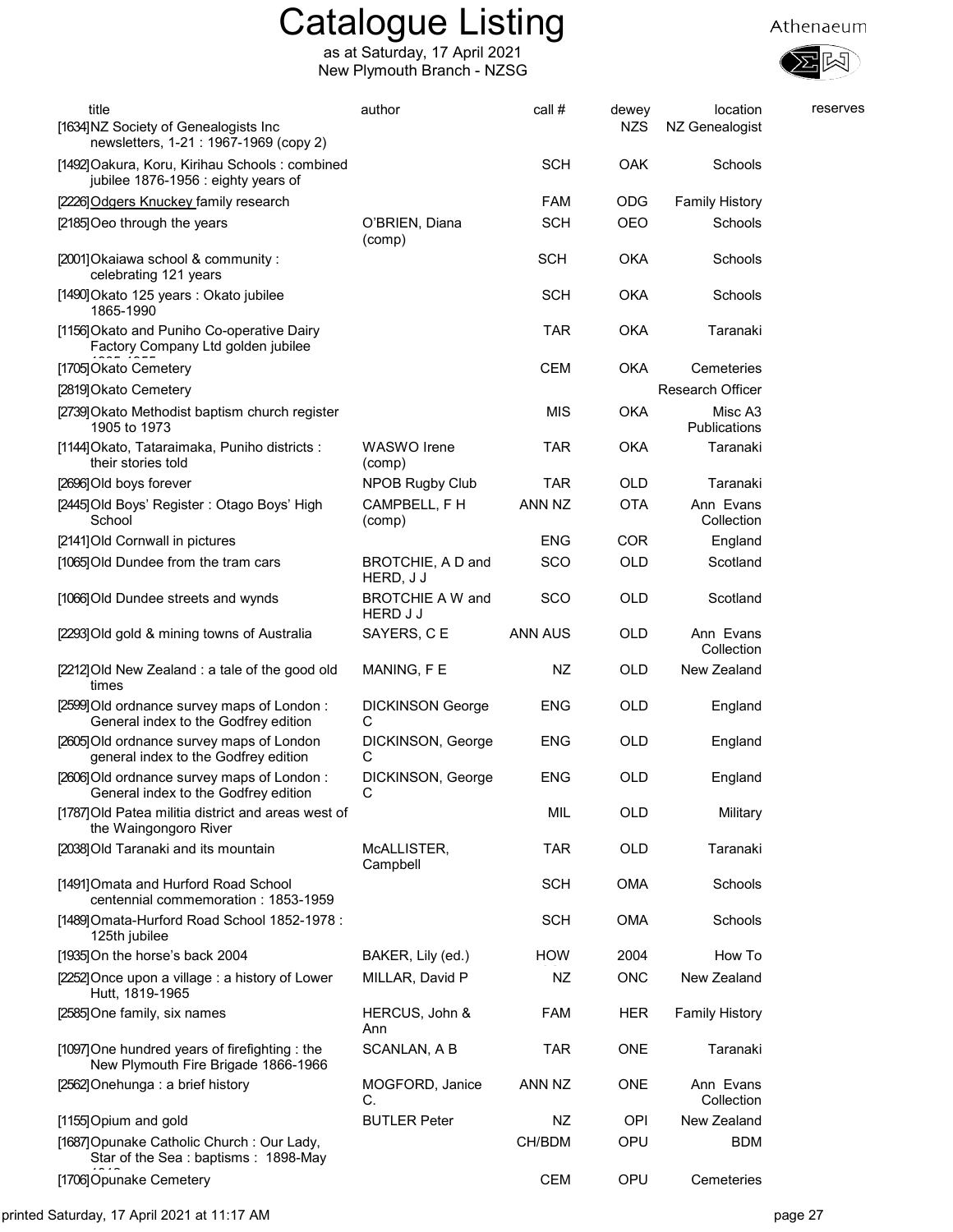# Catalogue Listing

as at Saturday, 17 April 2021
New Plymouth Branch - NZSG

| title | author | call # | dewey | location | reserves |
|---|---|---|---|---|---|
| [1634] NZ Society of Genealogists Inc newsletters, 1-21 : 1967-1969 (copy 2) | | | NZS | NZ Genealogist | |
| [1492] Oakura, Koru, Kirihau Schools : combined jubilee 1876-1956 : eighty years of | | SCH | OAK | Schools | |
| [2226] Odgers Knuckey family research | | FAM | ODG | Family History | |
| [2185] Oeo through the years | O'BRIEN, Diana (comp) | SCH | OEO | Schools | |
| [2001] Okaiawa school & community : celebrating 121 years | | SCH | OKA | Schools | |
| [1490] Okato 125 years : Okato jubilee 1865-1990 | | SCH | OKA | Schools | |
| [1156] Okato and Puniho Co-operative Dairy Factory Company Ltd golden jubilee | | TAR | OKA | Taranaki | |
| [1705] Okato Cemetery | | CEM | OKA | Cemeteries | |
| [2819] Okato Cemetery | | | | Research Officer | |
| [2739] Okato Methodist baptism church register 1905 to 1973 | | MIS | OKA | Misc A3 Publications | |
| [1144] Okato, Tataraimaka, Puniho districts : their stories told | WASWO Irene (comp) | TAR | OKA | Taranaki | |
| [2696] Old boys forever | NPOB Rugby Club | TAR | OLD | Taranaki | |
| [2445] Old Boys' Register : Otago Boys' High School | CAMPBELL, F H (comp) | ANN NZ | OTA | Ann Evans Collection | |
| [2141] Old Cornwall in pictures | | ENG | COR | England | |
| [1065] Old Dundee from the tram cars | BROTCHIE, A D and HERD, J J | SCO | OLD | Scotland | |
| [1066] Old Dundee streets and wynds | BROTCHIE A W and HERD J J | SCO | OLD | Scotland | |
| [2293] Old gold & mining towns of Australia | SAYERS, C E | ANN AUS | OLD | Ann Evans Collection | |
| [2212] Old New Zealand : a tale of the good old times | MANING, F E | NZ | OLD | New Zealand | |
| [2599] Old ordnance survey maps of London : General index to the Godfrey edition | DICKINSON George C | ENG | OLD | England | |
| [2605] Old ordnance survey maps of London general index to the Godfrey edition | DICKINSON, George C | ENG | OLD | England | |
| [2606] Old ordnance survey maps of London : General index to the Godfrey edition | DICKINSON, George C | ENG | OLD | England | |
| [1787] Old Patea militia district and areas west of the Waingongoro River | | MIL | OLD | Military | |
| [2038] Old Taranaki and its mountain | McALLISTER, Campbell | TAR | OLD | Taranaki | |
| [1491] Omata and Hurford Road School centennial commemoration : 1853-1959 | | SCH | OMA | Schools | |
| [1489] Omata-Hurford Road School 1852-1978 : 125th jubilee | | SCH | OMA | Schools | |
| [1935] On the horse's back 2004 | BAKER, Lily (ed.) | HOW | 2004 | How To | |
| [2252] Once upon a village : a history of Lower Hutt, 1819-1965 | MILLAR, David P | NZ | ONC | New Zealand | |
| [2585] One family, six names | HERCUS, John & Ann | FAM | HER | Family History | |
| [1097] One hundred years of firefighting : the New Plymouth Fire Brigade 1866-1966 | SCANLAN, A B | TAR | ONE | Taranaki | |
| [2562] Onehunga : a brief history | MOGFORD, Janice C. | ANN NZ | ONE | Ann Evans Collection | |
| [1155] Opium and gold | BUTLER Peter | NZ | OPI | New Zealand | |
| [1687] Opunake Catholic Church : Our Lady, Star of the Sea : baptisms : 1898-May | | CH/BDM | OPU | BDM | |
| [1706] Opunake Cemetery | | CEM | OPU | Cemeteries | |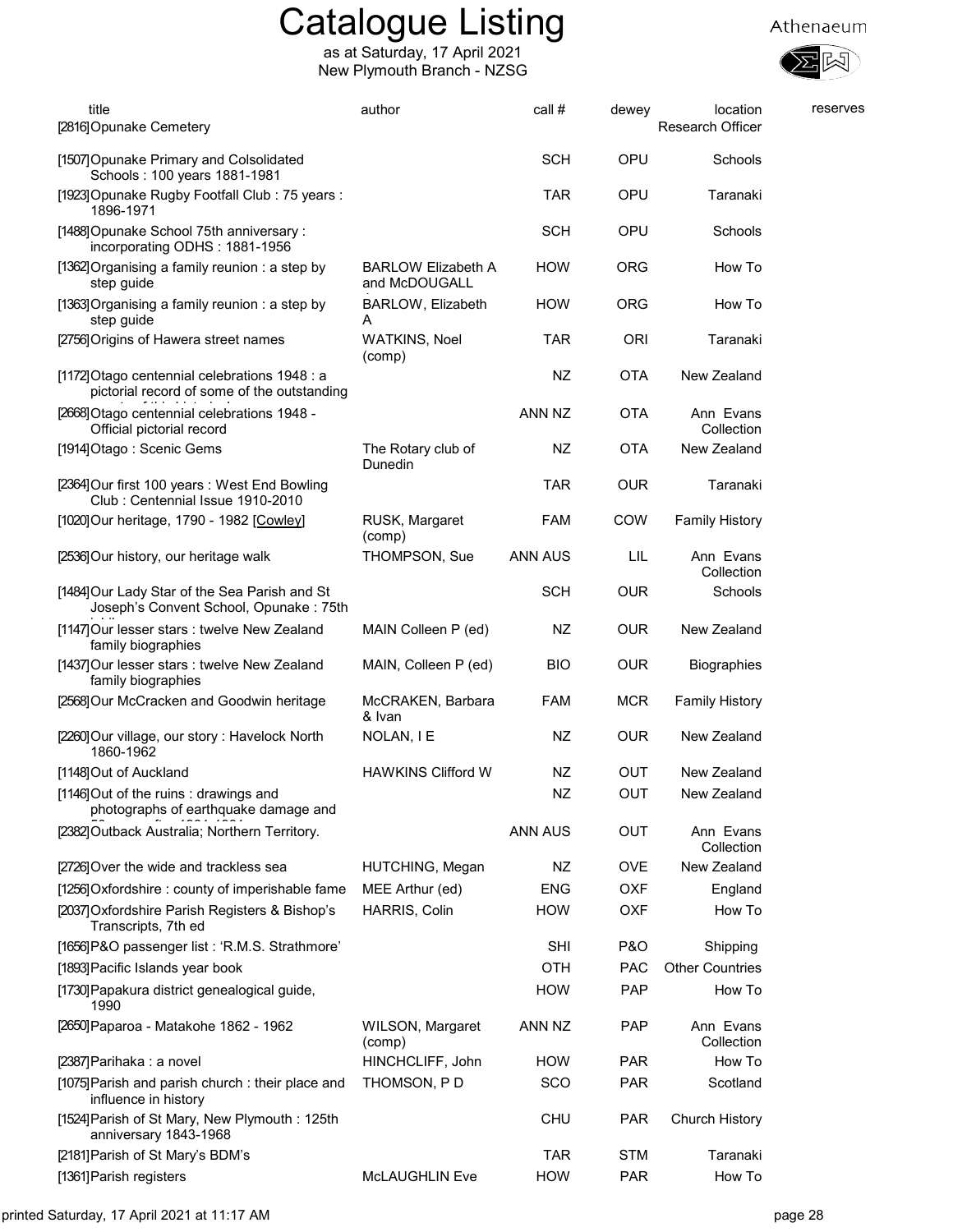# Catalogue Listing

as at Saturday, 17 April 2021
New Plymouth Branch - NZSG

Athenaeum

| title | author | call # | dewey | location | reserves |
|---|---|---|---|---|---|
| [2816] Opunake Cemetery | | | | Research Officer | |
| [1507] Opunake Primary and Colsolidated Schools : 100 years 1881-1981 | | SCH | OPU | Schools | |
| [1923] Opunake Rugby Footfall Club : 75 years : 1896-1971 | | TAR | OPU | Taranaki | |
| [1488] Opunake School 75th anniversary : incorporating ODHS : 1881-1956 | | SCH | OPU | Schools | |
| [1362] Organising a family reunion : a step by step guide | BARLOW Elizabeth A and McDOUGALL | HOW | ORG | How To | |
| [1363] Organising a family reunion : a step by step guide | BARLOW, Elizabeth A | HOW | ORG | How To | |
| [2756] Origins of Hawera street names | WATKINS, Noel (comp) | TAR | ORI | Taranaki | |
| [1172] Otago centennial celebrations 1948 : a pictorial record of some of the outstanding | | NZ | OTA | New Zealand | |
| [2668] Otago centennial celebrations 1948 - Official pictorial record | | ANN NZ | OTA | Ann Evans Collection | |
| [1914] Otago : Scenic Gems | The Rotary club of Dunedin | NZ | OTA | New Zealand | |
| [2364] Our first 100 years : West End Bowling Club : Centennial Issue 1910-2010 | | TAR | OUR | Taranaki | |
| [1020] Our heritage, 1790 - 1982 [Cowley] | RUSK, Margaret (comp) | FAM | COW | Family History | |
| [2536] Our history, our heritage walk | THOMPSON, Sue | ANN AUS | LIL | Ann Evans Collection | |
| [1484] Our Lady Star of the Sea Parish and St Joseph's Convent School, Opunake : 75th | | SCH | OUR | Schools | |
| [1147] Our lesser stars : twelve New Zealand family biographies | MAIN Colleen P (ed) | NZ | OUR | New Zealand | |
| [1437] Our lesser stars : twelve New Zealand family biographies | MAIN, Colleen P (ed) | BIO | OUR | Biographies | |
| [2568] Our McCracken and Goodwin heritage | McCRAKEN, Barbara & Ivan | FAM | MCR | Family History | |
| [2260] Our village, our story : Havelock North 1860-1962 | NOLAN, I E | NZ | OUR | New Zealand | |
| [1148] Out of Auckland | HAWKINS Clifford W | NZ | OUT | New Zealand | |
| [1146] Out of the ruins : drawings and photographs of earthquake damage and | | NZ | OUT | New Zealand | |
| [2382] Outback Australia; Northern Territory. | | ANN AUS | OUT | Ann Evans Collection | |
| [2726] Over the wide and trackless sea | HUTCHING, Megan | NZ | OVE | New Zealand | |
| [1256] Oxfordshire : county of imperishable fame | MEE Arthur (ed) | ENG | OXF | England | |
| [2037] Oxfordshire Parish Registers & Bishop's Transcripts, 7th ed | HARRIS, Colin | HOW | OXF | How To | |
| [1656] P&O passenger list : 'R.M.S. Strathmore' | | SHI | P&O | Shipping | |
| [1893] Pacific Islands year book | | OTH | PAC | Other Countries | |
| [1730] Papakura district genealogical guide, 1990 | | HOW | PAP | How To | |
| [2650] Paparoa - Matakohe 1862 - 1962 | WILSON, Margaret (comp) | ANN NZ | PAP | Ann Evans Collection | |
| [2387] Parihaka : a novel | HINCHCLIFF, John | HOW | PAR | How To | |
| [1075] Parish and parish church : their place and influence in history | THOMSON, P D | SCO | PAR | Scotland | |
| [1524] Parish of St Mary, New Plymouth : 125th anniversary 1843-1968 | | CHU | PAR | Church History | |
| [2181] Parish of St Mary's BDM's | | TAR | STM | Taranaki | |
| [1361] Parish registers | McLAUGHLIN Eve | HOW | PAR | How To | |

printed Saturday, 17 April 2021 at 11:17 AM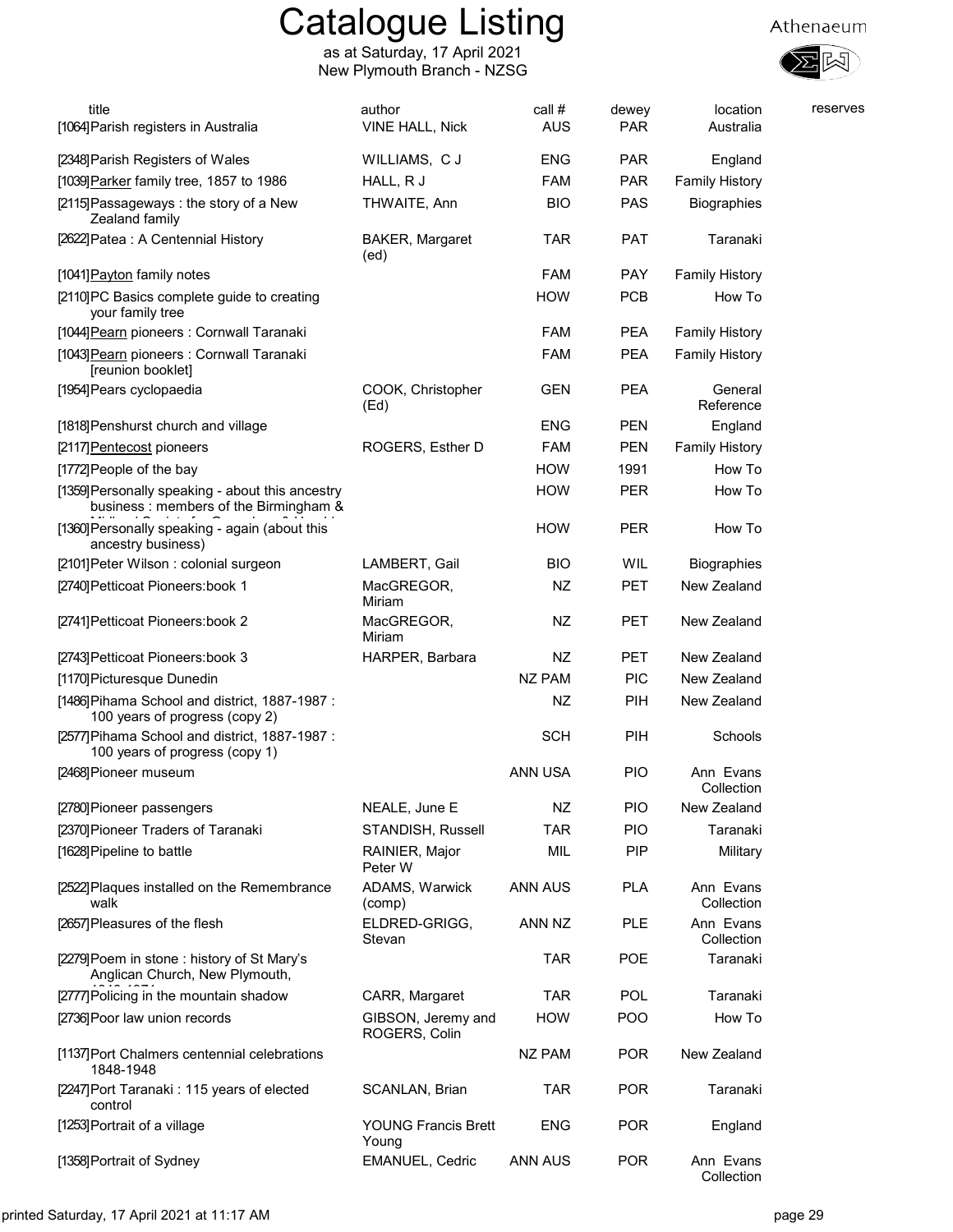# Catalogue Listing

as at Saturday, 17 April 2021
New Plymouth Branch - NZSG

Athenaeum

| title | author | call # | dewey | location | reserves |
|---|---|---|---|---|---|
| [1064]Parish registers in Australia | VINE HALL, Nick | AUS | PAR | Australia | |
| [2348]Parish Registers of Wales | WILLIAMS, C J | ENG | PAR | England | |
| [1039]Parker family tree, 1857 to 1986 | HALL, R J | FAM | PAR | Family History | |
| [2115]Passageways : the story of a New Zealand family | THWAITE, Ann | BIO | PAS | Biographies | |
| [2622]Patea : A Centennial History | BAKER, Margaret (ed) | TAR | PAT | Taranaki | |
| [1041]Payton family notes | | FAM | PAY | Family History | |
| [2110]PC Basics complete guide to creating your family tree | | HOW | PCB | How To | |
| [1044]Pearn pioneers : Cornwall Taranaki | | FAM | PEA | Family History | |
| [1043]Pearn pioneers : Cornwall Taranaki [reunion booklet] | | FAM | PEA | Family History | |
| [1954]Pears cyclopaedia | COOK, Christopher (Ed) | GEN | PEA | General Reference | |
| [1818]Penshurst church and village | | ENG | PEN | England | |
| [2117]Pentecost pioneers | ROGERS, Esther D | FAM | PEN | Family History | |
| [1772]People of the bay | | HOW | 1991 | How To | |
| [1359]Personally speaking - about this ancestry business : members of the Birmingham & | | HOW | PER | How To | |
| [1360]Personally speaking - again (about this ancestry business) | | HOW | PER | How To | |
| [2101]Peter Wilson : colonial surgeon | LAMBERT, Gail | BIO | WIL | Biographies | |
| [2740]Petticoat Pioneers:book 1 | MacGREGOR, Miriam | NZ | PET | New Zealand | |
| [2741]Petticoat Pioneers:book 2 | MacGREGOR, Miriam | NZ | PET | New Zealand | |
| [2743]Petticoat Pioneers:book 3 | HARPER, Barbara | NZ | PET | New Zealand | |
| [1170]Picturesque Dunedin | | NZ PAM | PIC | New Zealand | |
| [1486]Pihama School and district, 1887-1987 : 100 years of progress (copy 2) | | NZ | PIH | New Zealand | |
| [2577]Pihama School and district, 1887-1987 : 100 years of progress (copy 1) | | SCH | PIH | Schools | |
| [2468]Pioneer museum | | ANN USA | PIO | Ann Evans Collection | |
| [2780]Pioneer passengers | NEALE, June E | NZ | PIO | New Zealand | |
| [2370]Pioneer Traders of Taranaki | STANDISH, Russell | TAR | PIO | Taranaki | |
| [1628]Pipeline to battle | RAINIER, Major Peter W | MIL | PIP | Military | |
| [2522]Plaques installed on the Remembrance walk | ADAMS, Warwick (comp) | ANN AUS | PLA | Ann Evans Collection | |
| [2657]Pleasures of the flesh | ELDRED-GRIGG, Stevan | ANN NZ | PLE | Ann Evans Collection | |
| [2279]Poem in stone : history of St Mary's Anglican Church, New Plymouth, | | TAR | POE | Taranaki | |
| [2777]Policing in the mountain shadow | CARR, Margaret | TAR | POL | Taranaki | |
| [2736]Poor law union records | GIBSON, Jeremy and ROGERS, Colin | HOW | POO | How To | |
| [1137]Port Chalmers centennial celebrations 1848-1948 | | NZ PAM | POR | New Zealand | |
| [2247]Port Taranaki : 115 years of elected control | SCANLAN, Brian | TAR | POR | Taranaki | |
| [1253]Portrait of a village | YOUNG Francis Brett Young | ENG | POR | England | |
| [1358]Portrait of Sydney | EMANUEL, Cedric | ANN AUS | POR | Ann Evans Collection | |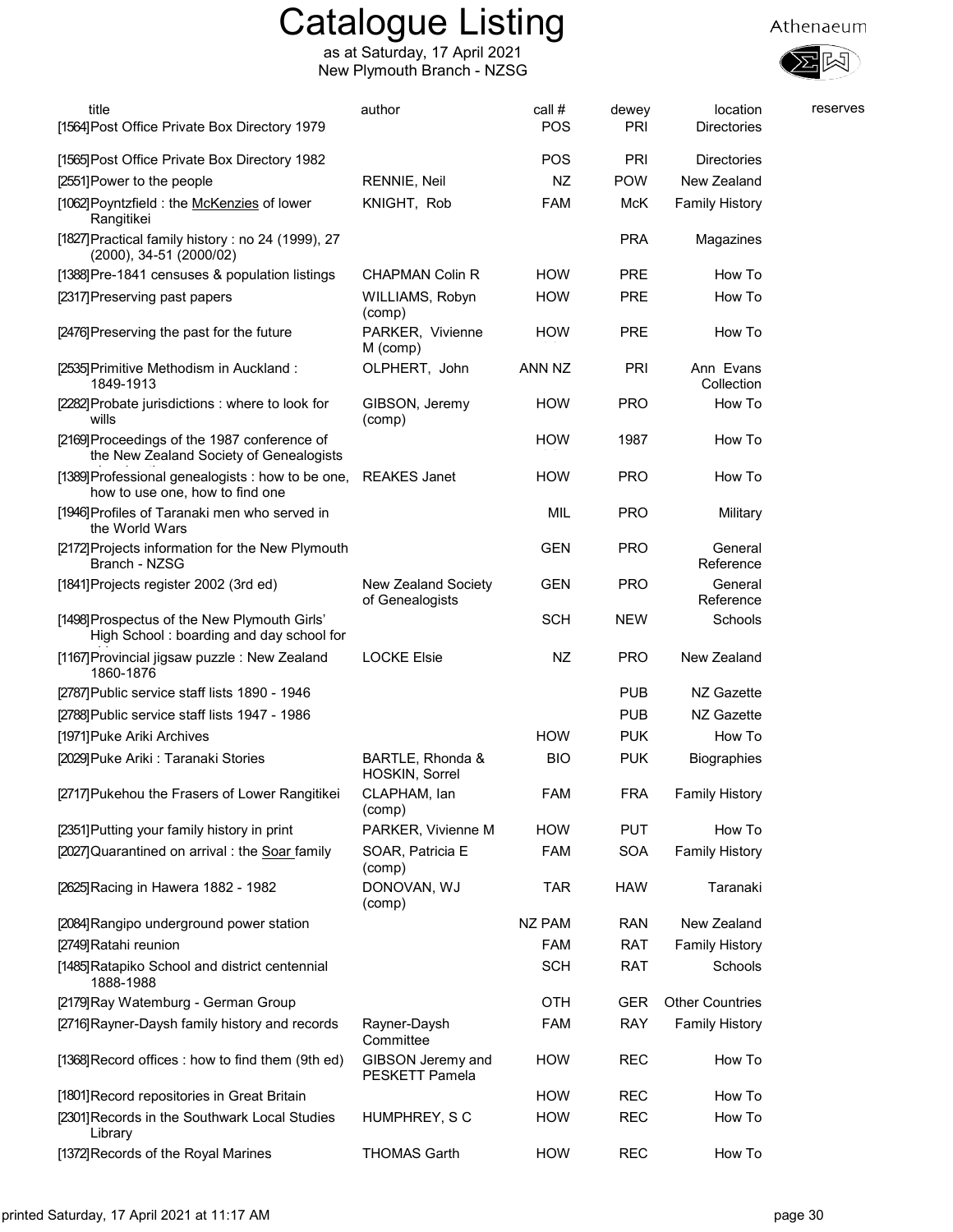# Catalogue Listing

as at Saturday, 17 April 2021
New Plymouth Branch - NZSG

| title | author | call # | dewey | location | reserves |
|---|---|---|---|---|---|
| [1564]Post Office Private Box Directory 1979 | | POS | PRI | Directories | |
| [1565]Post Office Private Box Directory 1982 | | POS | PRI | Directories | |
| [2551]Power to the people | RENNIE, Neil | NZ | POW | New Zealand | |
| [1062]Poyntzfield : the McKenzies of lower Rangitikei | KNIGHT, Rob | FAM | McK | Family History | |
| [1827]Practical family history : no 24 (1999), 27 (2000), 34-51 (2000/02) | | | PRA | Magazines | |
| [1388]Pre-1841 censuses & population listings | CHAPMAN Colin R | HOW | PRE | How To | |
| [2317]Preserving past papers | WILLIAMS, Robyn (comp) | HOW | PRE | How To | |
| [2476]Preserving the past for the future | PARKER, Vivienne M (comp) | HOW | PRE | How To | |
| [2535]Primitive Methodism in Auckland : 1849-1913 | OLPHERT, John | ANN NZ | PRI | Ann Evans Collection | |
| [2282]Probate jurisdictions : where to look for wills | GIBSON, Jeremy (comp) | HOW | PRO | How To | |
| [2169]Proceedings of the 1987 conference of the New Zealand Society of Genealogists | | HOW | 1987 | How To | |
| [1389]Professional genealogists : how to be one, how to use one, how to find one | REAKES Janet | HOW | PRO | How To | |
| [1946]Profiles of Taranaki men who served in the World Wars | | MIL | PRO | Military | |
| [2172]Projects information for the New Plymouth Branch - NZSG | | GEN | PRO | General Reference | |
| [1841]Projects register 2002 (3rd ed) | New Zealand Society of Genealogists | GEN | PRO | General Reference | |
| [1498]Prospectus of the New Plymouth Girls' High School : boarding and day school for | | SCH | NEW | Schools | |
| [1167]Provincial jigsaw puzzle : New Zealand 1860-1876 | LOCKE Elsie | NZ | PRO | New Zealand | |
| [2787]Public service staff lists 1890 - 1946 | | | PUB | NZ Gazette | |
| [2788]Public service staff lists 1947 - 1986 | | | PUB | NZ Gazette | |
| [1971]Puke Ariki Archives | | HOW | PUK | How To | |
| [2029]Puke Ariki : Taranaki Stories | BARTLE, Rhonda & HOSKIN, Sorrel | BIO | PUK | Biographies | |
| [2717]Pukehou the Frasers of Lower Rangitikei | CLAPHAM, Ian (comp) | FAM | FRA | Family History | |
| [2351]Putting your family history in print | PARKER, Vivienne M | HOW | PUT | How To | |
| [2027]Quarantined on arrival : the Soar family | SOAR, Patricia E (comp) | FAM | SOA | Family History | |
| [2625]Racing in Hawera 1882 - 1982 | DONOVAN, WJ (comp) | TAR | HAW | Taranaki | |
| [2084]Rangipo underground power station | | NZ PAM | RAN | New Zealand | |
| [2749]Ratahi reunion | | FAM | RAT | Family History | |
| [1485]Ratapiko School and district centennial 1888-1988 | | SCH | RAT | Schools | |
| [2179]Ray Watemburg - German Group | | OTH | GER | Other Countries | |
| [2716]Rayner-Daysh family history and records | Rayner-Daysh Committee | FAM | RAY | Family History | |
| [1368]Record offices : how to find them (9th ed) | GIBSON Jeremy and PESKETT Pamela | HOW | REC | How To | |
| [1801]Record repositories in Great Britain | | HOW | REC | How To | |
| [2301]Records in the Southwark Local Studies Library | HUMPHREY, S C | HOW | REC | How To | |
| [1372]Records of the Royal Marines | THOMAS Garth | HOW | REC | How To | |

printed Saturday, 17 April 2021 at 11:17 AM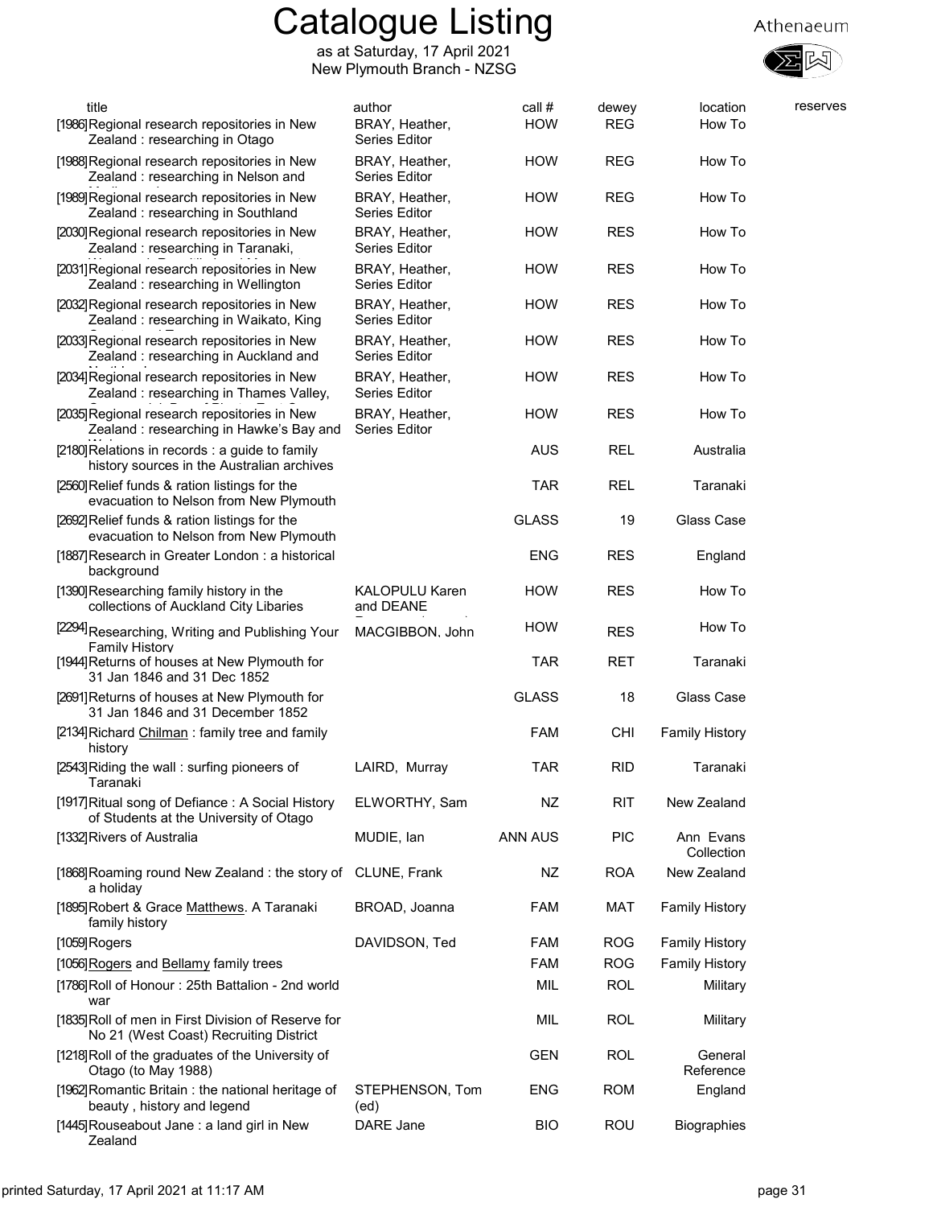# Catalogue Listing

as at Saturday, 17 April 2021
New Plymouth Branch - NZSG

Athenaeum

| title | author | call # | dewey | location | reserves |
|---|---|---|---|---|---|
| [1986] Regional research repositories in New Zealand : researching in Otago | BRAY, Heather, Series Editor | HOW | REG | How To | |
| [1988] Regional research repositories in New Zealand : researching in Nelson and | BRAY, Heather, Series Editor | HOW | REG | How To | |
| [1989] Regional research repositories in New Zealand : researching in Southland | BRAY, Heather, Series Editor | HOW | REG | How To | |
| [2030] Regional research repositories in New Zealand : researching in Taranaki, | BRAY, Heather, Series Editor | HOW | RES | How To | |
| [2031] Regional research repositories in New Zealand : researching in Wellington | BRAY, Heather, Series Editor | HOW | RES | How To | |
| [2032] Regional research repositories in New Zealand : researching in Waikato, King | BRAY, Heather, Series Editor | HOW | RES | How To | |
| [2033] Regional research repositories in New Zealand : researching in Auckland and | BRAY, Heather, Series Editor | HOW | RES | How To | |
| [2034] Regional research repositories in New Zealand : researching in Thames Valley, | BRAY, Heather, Series Editor | HOW | RES | How To | |
| [2035] Regional research repositories in New Zealand : researching in Hawke's Bay and | BRAY, Heather, Series Editor | HOW | RES | How To | |
| [2180] Relations in records : a guide to family history sources in the Australian archives | | AUS | REL | Australia | |
| [2560] Relief funds & ration listings for the evacuation to Nelson from New Plymouth | | TAR | REL | Taranaki | |
| [2692] Relief funds & ration listings for the evacuation to Nelson from New Plymouth | | GLASS | 19 | Glass Case | |
| [1887] Research in Greater London : a historical background | | ENG | RES | England | |
| [1390] Researching family history in the collections of Auckland City Libaries | KALOPULU Karen and DEANE | HOW | RES | How To | |
| [2294] Researching, Writing and Publishing Your Family History | MACGIBBON, John | HOW | RES | How To | |
| [1944] Returns of houses at New Plymouth for 31 Jan 1846 and 31 Dec 1852 | | TAR | RET | Taranaki | |
| [2691] Returns of houses at New Plymouth for 31 Jan 1846 and 31 December 1852 | | GLASS | 18 | Glass Case | |
| [2134] Richard Chilman : family tree and family history | | FAM | CHI | Family History | |
| [2543] Riding the wall : surfing pioneers of Taranaki | LAIRD, Murray | TAR | RID | Taranaki | |
| [1917] Ritual song of Defiance : A Social History of Students at the University of Otago | ELWORTHY, Sam | NZ | RIT | New Zealand | |
| [1332] Rivers of Australia | MUDIE, Ian | ANN AUS | PIC | Ann Evans Collection | |
| [1868] Roaming round New Zealand : the story of a holiday | CLUNE, Frank | NZ | ROA | New Zealand | |
| [1895] Robert & Grace Matthews. A Taranaki family history | BROAD, Joanna | FAM | MAT | Family History | |
| [1059] Rogers | DAVIDSON, Ted | FAM | ROG | Family History | |
| [1056] Rogers and Bellamy family trees | | FAM | ROG | Family History | |
| [1786] Roll of Honour : 25th Battalion - 2nd world war | | MIL | ROL | Military | |
| [1835] Roll of men in First Division of Reserve for No 21 (West Coast) Recruiting District | | MIL | ROL | Military | |
| [1218] Roll of the graduates of the University of Otago (to May 1988) | | GEN | ROL | General Reference | |
| [1962] Romantic Britain : the national heritage of beauty , history and legend | STEPHENSON, Tom (ed) | ENG | ROM | England | |
| [1445] Rouseabout Jane : a land girl in New Zealand | DARE Jane | BIO | ROU | Biographies | |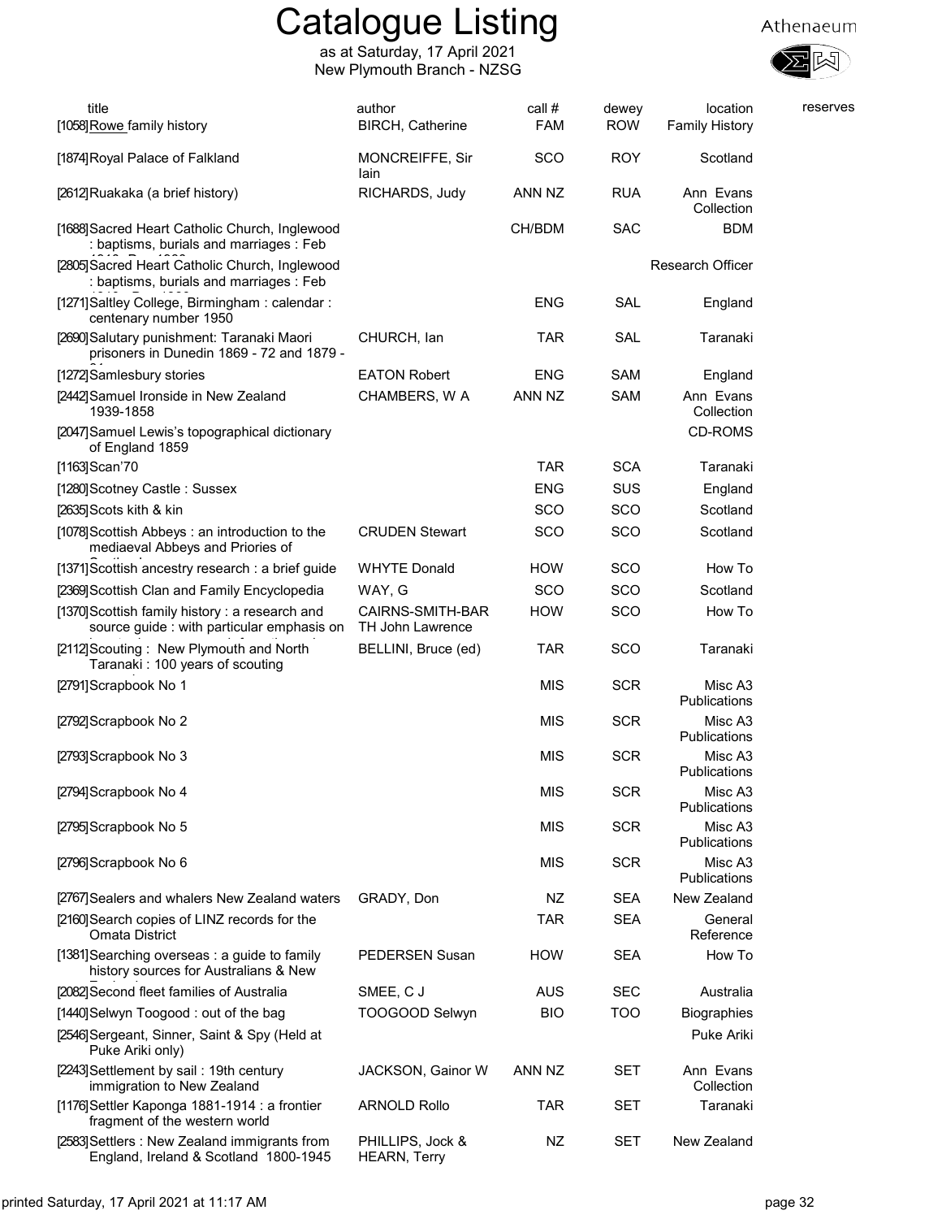# Catalogue Listing

as at Saturday, 17 April 2021
New Plymouth Branch - NZSG

Athenaeum

| title | author | call # | dewey | location | reserves |
|---|---|---|---|---|---|
| [1058] Rowe family history | BIRCH, Catherine | FAM | ROW | Family History | |
| [1874] Royal Palace of Falkland | MONCREIFFE, Sir Iain | SCO | ROY | Scotland | |
| [2612] Ruakaka (a brief history) | RICHARDS, Judy | ANN NZ | RUA | Ann Evans Collection | |
| [1688] Sacred Heart Catholic Church, Inglewood : baptisms, burials and marriages : Feb | | CH/BDM | SAC | BDM | |
| [2805] Sacred Heart Catholic Church, Inglewood : baptisms, burials and marriages : Feb | | | | Research Officer | |
| [1271] Saltley College, Birmingham : calendar : centenary number 1950 | | ENG | SAL | England | |
| [2690] Salutary punishment: Taranaki Maori prisoners in Dunedin 1869 - 72 and 1879 - | CHURCH, Ian | TAR | SAL | Taranaki | |
| [1272] Samlesbury stories | EATON Robert | ENG | SAM | England | |
| [2442] Samuel Ironside in New Zealand 1939-1858 | CHAMBERS, W A | ANN NZ | SAM | Ann Evans Collection | |
| [2047] Samuel Lewis's topographical dictionary of England 1859 | | | | CD-ROMS | |
| [1163] Scan'70 | | TAR | SCA | Taranaki | |
| [1280] Scotney Castle : Sussex | | ENG | SUS | England | |
| [2635] Scots kith & kin | | SCO | SCO | Scotland | |
| [1078] Scottish Abbeys : an introduction to the mediaeval Abbeys and Priories of | CRUDEN Stewart | SCO | SCO | Scotland | |
| [1371] Scottish ancestry research : a brief guide | WHYTE Donald | HOW | SCO | How To | |
| [2369] Scottish Clan and Family Encyclopedia | WAY, G | SCO | SCO | Scotland | |
| [1370] Scottish family history : a research and source guide : with particular emphasis on | CAIRNS-SMITH-BARTH John Lawrence | HOW | SCO | How To | |
| [2112] Scouting : New Plymouth and North Taranaki : 100 years of scouting | BELLINI, Bruce (ed) | TAR | SCO | Taranaki | |
| [2791] Scrapbook No 1 | | MIS | SCR | Misc A3 Publications | |
| [2792] Scrapbook No 2 | | MIS | SCR | Misc A3 Publications | |
| [2793] Scrapbook No 3 | | MIS | SCR | Misc A3 Publications | |
| [2794] Scrapbook No 4 | | MIS | SCR | Misc A3 Publications | |
| [2795] Scrapbook No 5 | | MIS | SCR | Misc A3 Publications | |
| [2796] Scrapbook No 6 | | MIS | SCR | Misc A3 Publications | |
| [2767] Sealers and whalers New Zealand waters | GRADY, Don | NZ | SEA | New Zealand | |
| [2160] Search copies of LINZ records for the Omata District | | TAR | SEA | General Reference | |
| [1381] Searching overseas : a guide to family history sources for Australians & New | PEDERSEN Susan | HOW | SEA | How To | |
| [2082] Second fleet families of Australia | SMEE, C J | AUS | SEC | Australia | |
| [1440] Selwyn Toogood : out of the bag | TOOGOOD Selwyn | BIO | TOO | Biographies | |
| [2546] Sergeant, Sinner, Saint & Spy (Held at Puke Ariki only) | | | | Puke Ariki | |
| [2243] Settlement by sail : 19th century immigration to New Zealand | JACKSON, Gainor W | ANN NZ | SET | Ann Evans Collection | |
| [1176] Settler Kaponga 1881-1914 : a frontier fragment of the western world | ARNOLD Rollo | TAR | SET | Taranaki | |
| [2583] Settlers : New Zealand immigrants from England, Ireland & Scotland 1800-1945 | PHILLIPS, Jock & HEARN, Terry | NZ | SET | New Zealand | |

printed Saturday, 17 April 2021 at 11:17 AM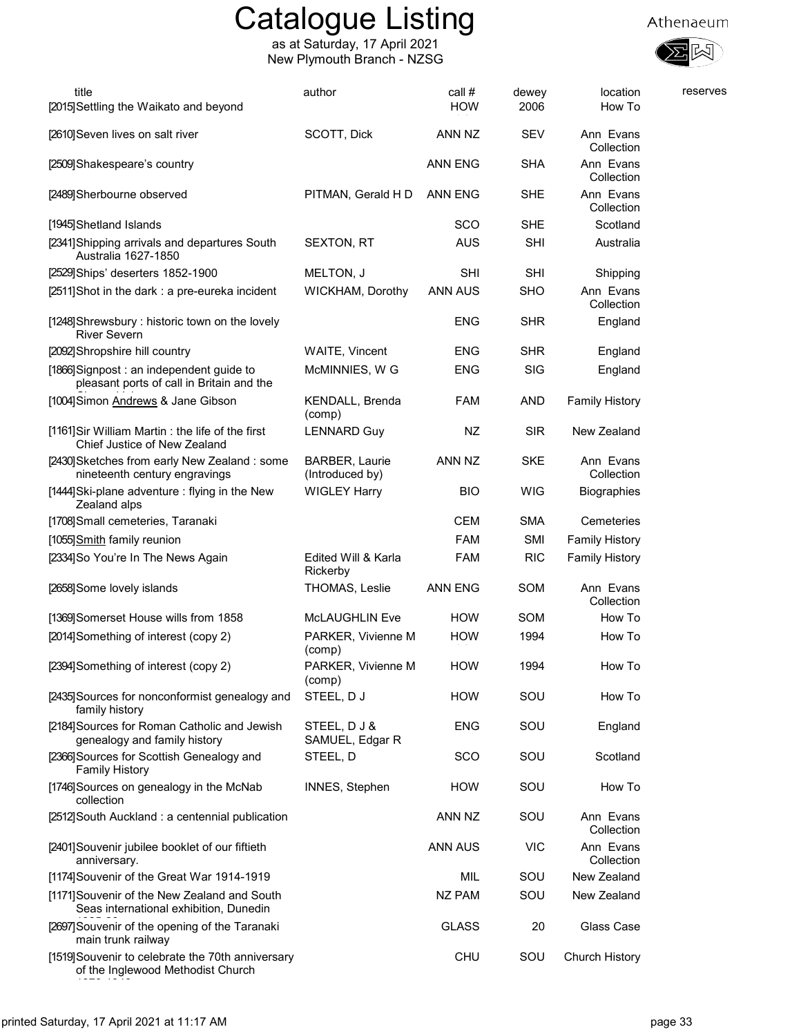# Catalogue Listing

as at Saturday, 17 April 2021
New Plymouth Branch - NZSG

| title | author | call # | dewey | location | reserves |
|---|---|---|---|---|---|
| [2015]Settling the Waikato and beyond | | HOW | 2006 | How To | |
| [2610]Seven lives on salt river | SCOTT, Dick | ANN NZ | SEV | Ann Evans Collection | |
| [2509]Shakespeare's country | | ANN ENG | SHA | Ann Evans Collection | |
| [2489]Sherbourne observed | PITMAN, Gerald H D | ANN ENG | SHE | Ann Evans Collection | |
| [1945]Shetland Islands | | SCO | SHE | Scotland | |
| [2341]Shipping arrivals and departures South Australia 1627-1850 | SEXTON, RT | AUS | SHI | Australia | |
| [2529]Ships' deserters 1852-1900 | MELTON, J | SHI | SHI | Shipping | |
| [2511]Shot in the dark : a pre-eureka incident | WICKHAM, Dorothy | ANN AUS | SHO | Ann Evans Collection | |
| [1248]Shrewsbury : historic town on the lovely River Severn | | ENG | SHR | England | |
| [2092]Shropshire hill country | WAITE, Vincent | ENG | SHR | England | |
| [1866]Signpost : an independent guide to pleasant ports of call in Britain and the ... | McMINNIES, W G | ENG | SIG | England | |
| [1004]Simon Andrews & Jane Gibson | KENDALL, Brenda (comp) | FAM | AND | Family History | |
| [1161]Sir William Martin : the life of the first Chief Justice of New Zealand | LENNARD Guy | NZ | SIR | New Zealand | |
| [2430]Sketches from early New Zealand : some nineteenth century engravings | BARBER, Laurie (Introduced by) | ANN NZ | SKE | Ann Evans Collection | |
| [1444]Ski-plane adventure : flying in the New Zealand alps | WIGLEY Harry | BIO | WIG | Biographies | |
| [1708]Small cemeteries, Taranaki | | CEM | SMA | Cemeteries | |
| [1055]Smith family reunion | | FAM | SMI | Family History | |
| [2334]So You're In The News Again | Edited Will & Karla Rickerby | FAM | RIC | Family History | |
| [2658]Some lovely islands | THOMAS, Leslie | ANN ENG | SOM | Ann Evans Collection | |
| [1369]Somerset House wills from 1858 | McLAUGHLIN Eve | HOW | SOM | How To | |
| [2014]Something of interest (copy 2) | PARKER, Vivienne M (comp) | HOW | 1994 | How To | |
| [2394]Something of interest (copy 2) | PARKER, Vivienne M (comp) | HOW | 1994 | How To | |
| [2435]Sources for nonconformist genealogy and family history | STEEL, D J | HOW | SOU | How To | |
| [2184]Sources for Roman Catholic and Jewish genealogy and family history | STEEL, D J & SAMUEL, Edgar R | ENG | SOU | England | |
| [2366]Sources for Scottish Genealogy and Family History | STEEL, D | SCO | SOU | Scotland | |
| [1746]Sources on genealogy in the McNab collection | INNES, Stephen | HOW | SOU | How To | |
| [2512]South Auckland : a centennial publication | | ANN NZ | SOU | Ann Evans Collection | |
| [2401]Souvenir jubilee booklet of our fiftieth anniversary. | | ANN AUS | VIC | Ann Evans Collection | |
| [1174]Souvenir of the Great War 1914-1919 | | MIL | SOU | New Zealand | |
| [1171]Souvenir of the New Zealand and South Seas international exhibition, Dunedin ... | | NZ PAM | SOU | New Zealand | |
| [2697]Souvenir of the opening of the Taranaki main trunk railway | | GLASS | 20 | Glass Case | |
| [1519]Souvenir to celebrate the 70th anniversary of the Inglewood Methodist Church ... | | CHU | SOU | Church History | |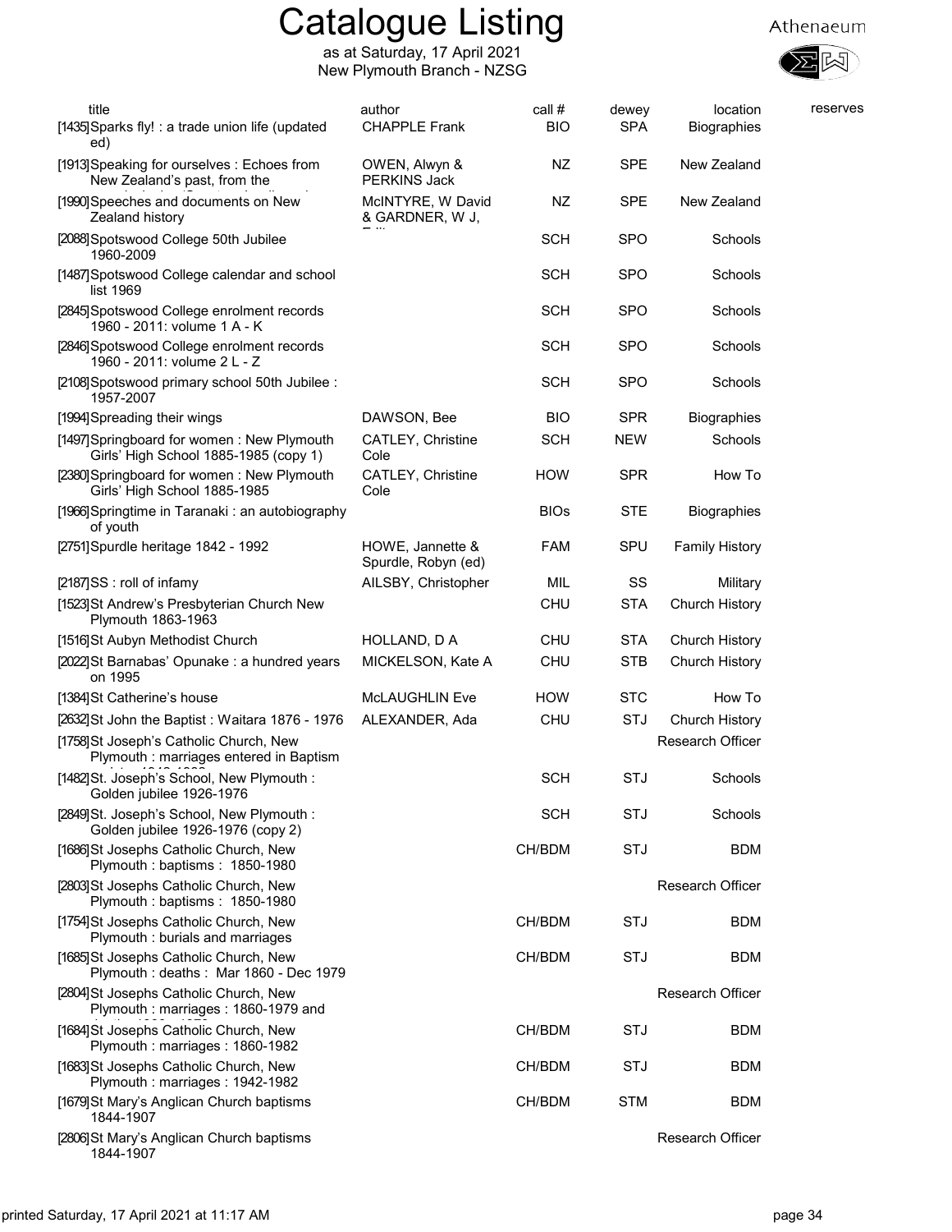# Catalogue Listing

as at Saturday, 17 April 2021
New Plymouth Branch - NZSG

Athenaeum

| title | author | call # | dewey | location | reserves |
|---|---|---|---|---|---|
| [1435]Sparks fly! : a trade union life (updated ed) | CHAPPLE Frank | BIO | SPA | Biographies | |
| [1913]Speaking for ourselves : Echoes from New Zealand's past, from the | OWEN, Alwyn & PERKINS Jack | NZ | SPE | New Zealand | |
| [1990]Speeches and documents on New Zealand history | McINTYRE, W David & GARDNER, W J, | NZ | SPE | New Zealand | |
| [2088]Spotswood College 50th Jubilee 1960-2009 | | SCH | SPO | Schools | |
| [1487]Spotswood College calendar and school list 1969 | | SCH | SPO | Schools | |
| [2845]Spotswood College enrolment records 1960 - 2011: volume 1 A - K | | SCH | SPO | Schools | |
| [2846]Spotswood College enrolment records 1960 - 2011: volume 2 L - Z | | SCH | SPO | Schools | |
| [2108]Spotswood primary school 50th Jubilee : 1957-2007 | | SCH | SPO | Schools | |
| [1994]Spreading their wings | DAWSON, Bee | BIO | SPR | Biographies | |
| [1497]Springboard for women : New Plymouth Girls' High School 1885-1985 (copy 1) | CATLEY, Christine Cole | SCH | NEW | Schools | |
| [2380]Springboard for women : New Plymouth Girls' High School 1885-1985 | CATLEY, Christine Cole | HOW | SPR | How To | |
| [1966]Springtime in Taranaki : an autobiography of youth | | BIOs | STE | Biographies | |
| [2751]Spurdle heritage 1842 - 1992 | HOWE, Jannette & Spurdle, Robyn (ed) | FAM | SPU | Family History | |
| [2187]SS : roll of infamy | AILSBY, Christopher | MIL | SS | Military | |
| [1523]St Andrew's Presbyterian Church New Plymouth 1863-1963 | | CHU | STA | Church History | |
| [1516]St Aubyn Methodist Church | HOLLAND, D A | CHU | STA | Church History | |
| [2022]St Barnabas' Opunake : a hundred years on 1995 | MICKELSON, Kate A | CHU | STB | Church History | |
| [1384]St Catherine's house | McLAUGHLIN Eve | HOW | STC | How To | |
| [2632]St John the Baptist : Waitara 1876 - 1976 | ALEXANDER, Ada | CHU | STJ | Church History | |
| [1758]St Joseph's Catholic Church, New Plymouth : marriages entered in Baptism | | | | Research Officer | |
| [1482]St. Joseph's School, New Plymouth : Golden jubilee 1926-1976 | | SCH | STJ | Schools | |
| [2849]St. Joseph's School, New Plymouth : Golden jubilee 1926-1976 (copy 2) | | SCH | STJ | Schools | |
| [1686]St Josephs Catholic Church, New Plymouth : baptisms : 1850-1980 | | CH/BDM | STJ | BDM | |
| [2803]St Josephs Catholic Church, New Plymouth : baptisms : 1850-1980 | | | | Research Officer | |
| [1754]St Josephs Catholic Church, New Plymouth : burials and marriages | | CH/BDM | STJ | BDM | |
| [1685]St Josephs Catholic Church, New Plymouth : deaths : Mar 1860 - Dec 1979 | | CH/BDM | STJ | BDM | |
| [2804]St Josephs Catholic Church, New Plymouth : marriages : 1860-1979 and | | | | Research Officer | |
| [1684]St Josephs Catholic Church, New Plymouth : marriages : 1860-1982 | | CH/BDM | STJ | BDM | |
| [1683]St Josephs Catholic Church, New Plymouth : marriages : 1942-1982 | | CH/BDM | STJ | BDM | |
| [1679]St Mary's Anglican Church baptisms 1844-1907 | | CH/BDM | STM | BDM | |
| [2806]St Mary's Anglican Church baptisms 1844-1907 | | | | Research Officer | |

printed Saturday, 17 April 2021 at 11:17 AM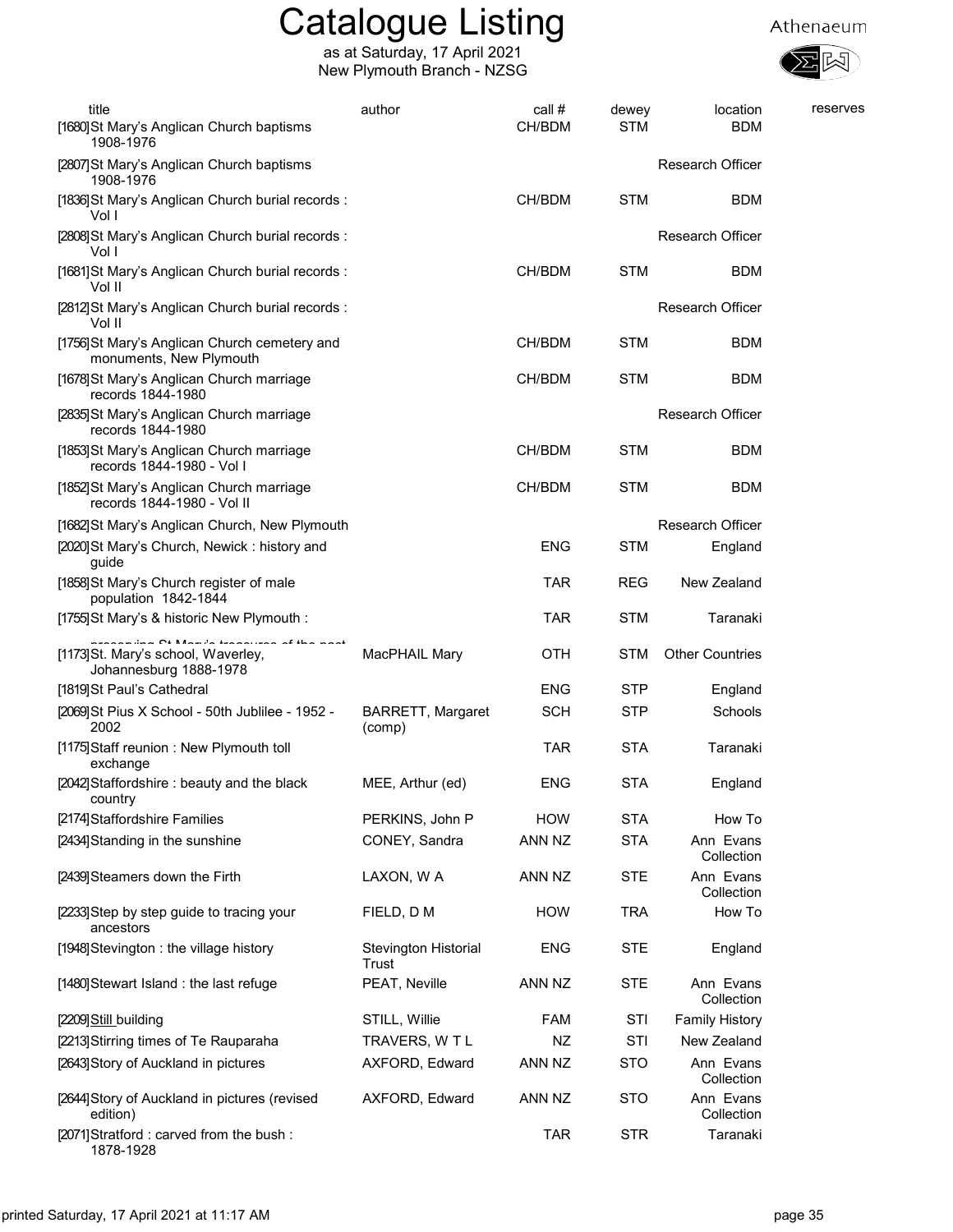# Catalogue Listing

as at Saturday, 17 April 2021
New Plymouth Branch - NZSG

Athenaeum

| title | author | call # | dewey | location | reserves |
|---|---|---|---|---|---|
| [1680] St Mary's Anglican Church baptisms 1908-1976 | | CH/BDM | STM | BDM | |
| [2807] St Mary's Anglican Church baptisms 1908-1976 | | | | Research Officer | |
| [1836] St Mary's Anglican Church burial records : Vol I | | CH/BDM | STM | BDM | |
| [2808] St Mary's Anglican Church burial records : Vol I | | | | Research Officer | |
| [1681] St Mary's Anglican Church burial records : Vol II | | CH/BDM | STM | BDM | |
| [2812] St Mary's Anglican Church burial records : Vol II | | | | Research Officer | |
| [1756] St Mary's Anglican Church cemetery and monuments, New Plymouth | | CH/BDM | STM | BDM | |
| [1678] St Mary's Anglican Church marriage records 1844-1980 | | CH/BDM | STM | BDM | |
| [2835] St Mary's Anglican Church marriage records 1844-1980 | | | | Research Officer | |
| [1853] St Mary's Anglican Church marriage records 1844-1980 - Vol I | | CH/BDM | STM | BDM | |
| [1852] St Mary's Anglican Church marriage records 1844-1980 - Vol II | | CH/BDM | STM | BDM | |
| [1682] St Mary's Anglican Church, New Plymouth | | | | Research Officer | |
| [2020] St Mary's Church, Newick : history and guide | | ENG | STM | England | |
| [1858] St Mary's Church register of male population 1842-1844 | | TAR | REG | New Zealand | |
| [1755] St Mary's & historic New Plymouth : preserving St Mary's treasures of the past | | TAR | STM | Taranaki | |
| [1173] St. Mary's school, Waverley, Johannesburg 1888-1978 | MacPHAIL Mary | OTH | STM | Other Countries | |
| [1819] St Paul's Cathedral | | ENG | STP | England | |
| [2069] St Pius X School - 50th Jublilee - 1952 - 2002 | BARRETT, Margaret (comp) | SCH | STP | Schools | |
| [1175] Staff reunion : New Plymouth toll exchange | | TAR | STA | Taranaki | |
| [2042] Staffordshire : beauty and the black country | MEE, Arthur (ed) | ENG | STA | England | |
| [2174] Staffordshire Families | PERKINS, John P | HOW | STA | How To | |
| [2434] Standing in the sunshine | CONEY, Sandra | ANN NZ | STA | Ann Evans Collection | |
| [2439] Steamers down the Firth | LAXON, W A | ANN NZ | STE | Ann Evans Collection | |
| [2233] Step by step guide to tracing your ancestors | FIELD, D M | HOW | TRA | How To | |
| [1948] Stevington : the village history | Stevington Historial Trust | ENG | STE | England | |
| [1480] Stewart Island : the last refuge | PEAT, Neville | ANN NZ | STE | Ann Evans Collection | |
| [2209] Still building | STILL, Willie | FAM | STI | Family History | |
| [2213] Stirring times of Te Rauparaha | TRAVERS, W T L | NZ | STI | New Zealand | |
| [2643] Story of Auckland in pictures | AXFORD, Edward | ANN NZ | STO | Ann Evans Collection | |
| [2644] Story of Auckland in pictures (revised edition) | AXFORD, Edward | ANN NZ | STO | Ann Evans Collection | |
| [2071] Stratford : carved from the bush : 1878-1928 | | TAR | STR | Taranaki | |

printed Saturday, 17 April 2021 at 11:17 AM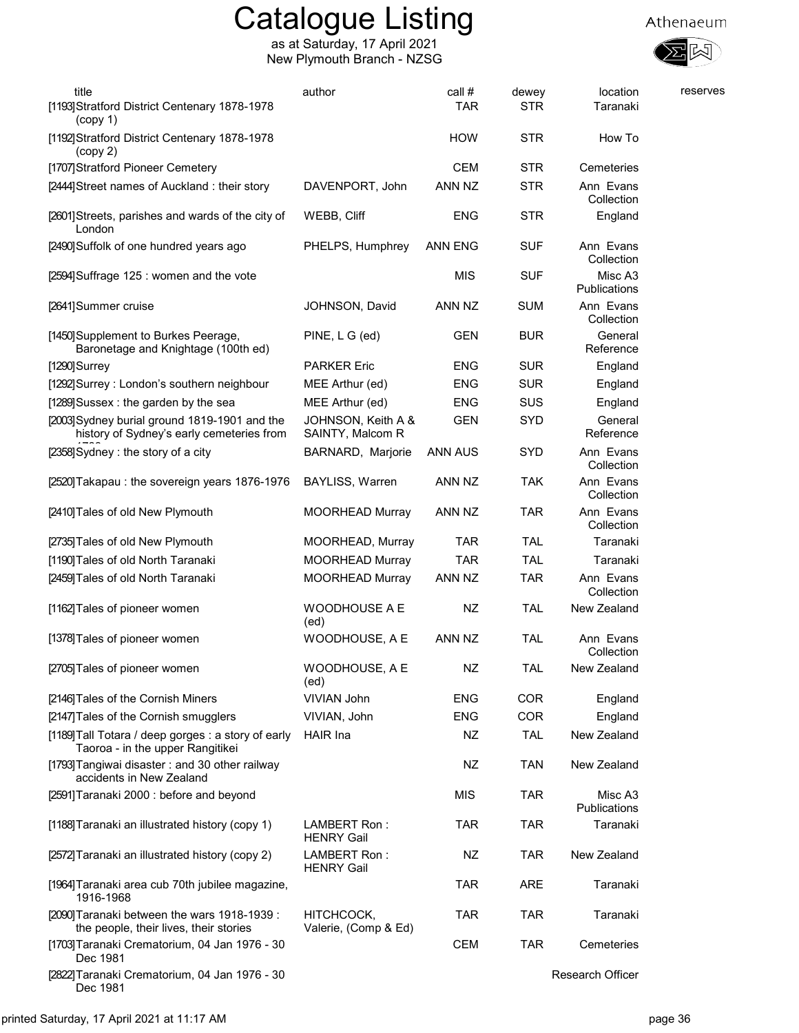# Catalogue Listing

as at Saturday, 17 April 2021
New Plymouth Branch - NZSG

Athenaeum

| title | author | call # | dewey | location | reserves |
|---|---|---|---|---|---|
| [1193] Stratford District Centenary 1878-1978 (copy 1) | | TAR | STR | Taranaki | |
| [1192] Stratford District Centenary 1878-1978 (copy 2) | | HOW | STR | How To | |
| [1707] Stratford Pioneer Cemetery | | CEM | STR | Cemeteries | |
| [2444] Street names of Auckland : their story | DAVENPORT, John | ANN NZ | STR | Ann Evans Collection | |
| [2601] Streets, parishes and wards of the city of London | WEBB, Cliff | ENG | STR | England | |
| [2490] Suffolk of one hundred years ago | PHELPS, Humphrey | ANN ENG | SUF | Ann Evans Collection | |
| [2594] Suffrage 125 : women and the vote | | MIS | SUF | Misc A3 Publications | |
| [2641] Summer cruise | JOHNSON, David | ANN NZ | SUM | Ann Evans Collection | |
| [1450] Supplement to Burkes Peerage, Baronetage and Knightage (100th ed) | PINE, L G (ed) | GEN | BUR | General Reference | |
| [1290] Surrey | PARKER Eric | ENG | SUR | England | |
| [1292] Surrey : London's southern neighbour | MEE Arthur (ed) | ENG | SUR | England | |
| [1289] Sussex : the garden by the sea | MEE Arthur (ed) | ENG | SUS | England | |
| [2003] Sydney burial ground 1819-1901 and the history of Sydney's early cemeteries from 1788 | JOHNSON, Keith A & SAINTY, Malcom R | GEN | SYD | General Reference | |
| [2358] Sydney : the story of a city | BARNARD, Marjorie | ANN AUS | SYD | Ann Evans Collection | |
| [2520] Takapau : the sovereign years 1876-1976 | BAYLISS, Warren | ANN NZ | TAK | Ann Evans Collection | |
| [2410] Tales of old New Plymouth | MOORHEAD Murray | ANN NZ | TAR | Ann Evans Collection | |
| [2735] Tales of old New Plymouth | MOORHEAD, Murray | TAR | TAL | Taranaki | |
| [1190] Tales of old North Taranaki | MOORHEAD Murray | TAR | TAL | Taranaki | |
| [2459] Tales of old North Taranaki | MOORHEAD Murray | ANN NZ | TAR | Ann Evans Collection | |
| [1162] Tales of pioneer women | WOODHOUSE A E (ed) | NZ | TAL | New Zealand | |
| [1378] Tales of pioneer women | WOODHOUSE, A E | ANN NZ | TAL | Ann Evans Collection | |
| [2705] Tales of pioneer women | WOODHOUSE, A E (ed) | NZ | TAL | New Zealand | |
| [2146] Tales of the Cornish Miners | VIVIAN John | ENG | COR | England | |
| [2147] Tales of the Cornish smugglers | VIVIAN, John | ENG | COR | England | |
| [1189] Tall Totara / deep gorges : a story of early Taoroa - in the upper Rangitikei | HAIR Ina | NZ | TAL | New Zealand | |
| [1793] Tangiwai disaster : and 30 other railway accidents in New Zealand | | NZ | TAN | New Zealand | |
| [2591] Taranaki 2000 : before and beyond | | MIS | TAR | Misc A3 Publications | |
| [1188] Taranaki an illustrated history (copy 1) | LAMBERT Ron : HENRY Gail | TAR | TAR | Taranaki | |
| [2572] Taranaki an illustrated history (copy 2) | LAMBERT Ron : HENRY Gail | NZ | TAR | New Zealand | |
| [1964] Taranaki area cub 70th jubilee magazine, 1916-1968 | | TAR | ARE | Taranaki | |
| [2090] Taranaki between the wars 1918-1939 : the people, their lives, their stories | HITCHCOCK, Valerie, (Comp & Ed) | TAR | TAR | Taranaki | |
| [1703] Taranaki Crematorium, 04 Jan 1976 - 30 Dec 1981 | | CEM | TAR | Cemeteries | |
| [2822] Taranaki Crematorium, 04 Jan 1976 - 30 Dec 1981 | | | | Research Officer | |

printed Saturday, 17 April 2021 at 11:17 AM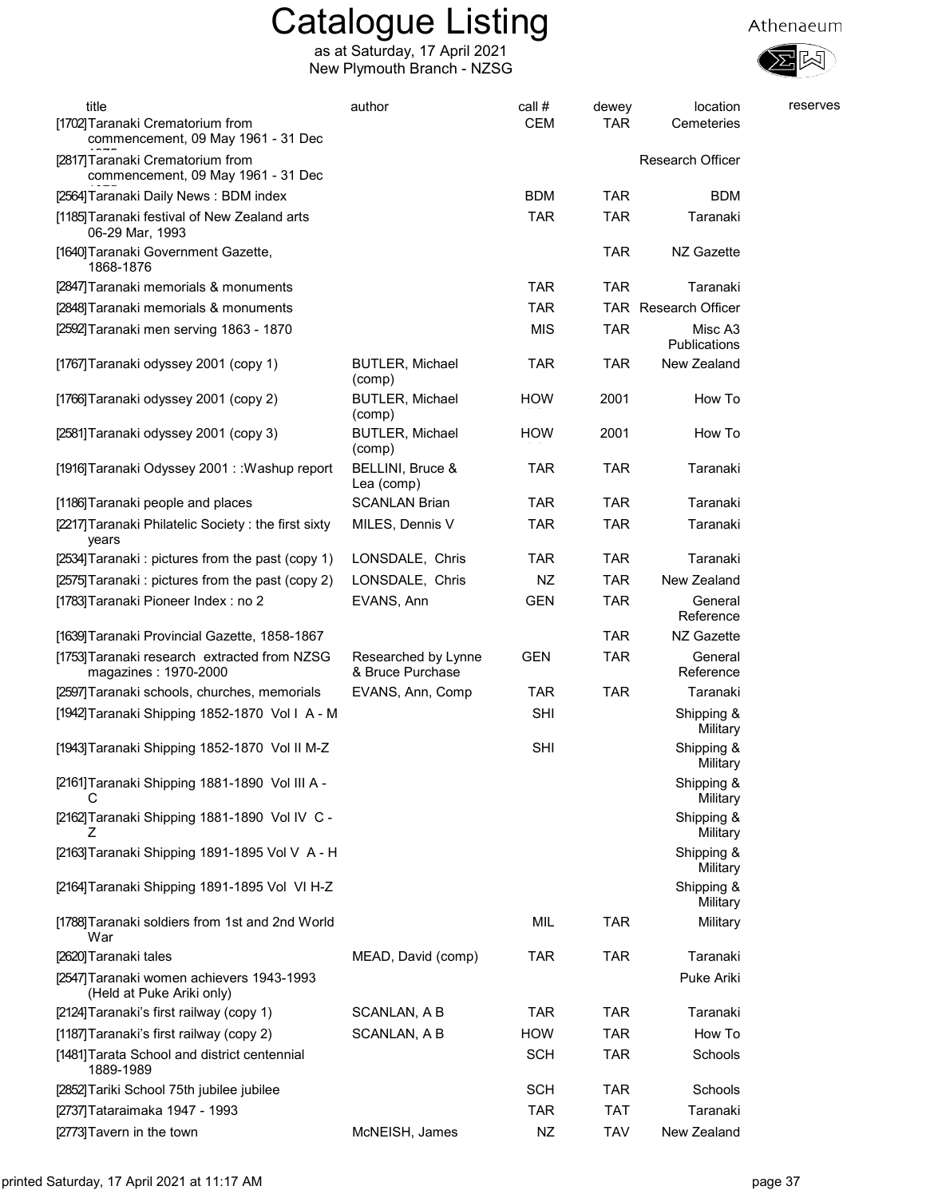# Catalogue Listing

as at Saturday, 17 April 2021
New Plymouth Branch - NZSG

Athenaeum

| title | author | call # | dewey | location | reserves |
|---|---|---|---|---|---|
| [1702]Taranaki Crematorium from commencement, 09 May 1961 - 31 Dec 1975 | | CEM | TAR | Cemeteries | |
| [2817]Taranaki Crematorium from commencement, 09 May 1961 - 31 Dec 1975 | | | | Research Officer | |
| [2564]Taranaki Daily News : BDM index | | BDM | TAR | BDM | |
| [1185]Taranaki festival of New Zealand arts 06-29 Mar, 1993 | | TAR | TAR | Taranaki | |
| [1640]Taranaki Government Gazette, 1868-1876 | | | TAR | NZ Gazette | |
| [2847]Taranaki memorials & monuments | | TAR | TAR | Taranaki | |
| [2848]Taranaki memorials & monuments | | TAR | TAR | Research Officer | |
| [2592]Taranaki men serving 1863 - 1870 | | MIS | TAR | Misc A3 Publications | |
| [1767]Taranaki odyssey 2001 (copy 1) | BUTLER, Michael (comp) | TAR | TAR | New Zealand | |
| [1766]Taranaki odyssey 2001 (copy 2) | BUTLER, Michael (comp) | HOW | 2001 | How To | |
| [2581]Taranaki odyssey 2001 (copy 3) | BUTLER, Michael (comp) | HOW | 2001 | How To | |
| [1916]Taranaki Odyssey 2001 : :Washup report | BELLINI, Bruce & Lea (comp) | TAR | TAR | Taranaki | |
| [1186]Taranaki people and places | SCANLAN Brian | TAR | TAR | Taranaki | |
| [2217]Taranaki Philatelic Society : the first sixty years | MILES, Dennis V | TAR | TAR | Taranaki | |
| [2534]Taranaki : pictures from the past (copy 1) | LONSDALE, Chris | TAR | TAR | Taranaki | |
| [2575]Taranaki : pictures from the past (copy 2) | LONSDALE, Chris | NZ | TAR | New Zealand | |
| [1783]Taranaki Pioneer Index : no 2 | EVANS, Ann | GEN | TAR | General Reference | |
| [1639]Taranaki Provincial Gazette, 1858-1867 | | | TAR | NZ Gazette | |
| [1753]Taranaki research extracted from NZSG magazines : 1970-2000 | Researched by Lynne & Bruce Purchase | GEN | TAR | General Reference | |
| [2597]Taranaki schools, churches, memorials | EVANS, Ann, Comp | TAR | TAR | Taranaki | |
| [1942]Taranaki Shipping 1852-1870 Vol I A - M | | SHI | | Shipping & Military | |
| [1943]Taranaki Shipping 1852-1870 Vol II M-Z | | SHI | | Shipping & Military | |
| [2161]Taranaki Shipping 1881-1890 Vol III A - C | | | | Shipping & Military | |
| [2162]Taranaki Shipping 1881-1890 Vol IV C - Z | | | | Shipping & Military | |
| [2163]Taranaki Shipping 1891-1895 Vol V A - H | | | | Shipping & Military | |
| [2164]Taranaki Shipping 1891-1895 Vol VI H-Z | | | | Shipping & Military | |
| [1788]Taranaki soldiers from 1st and 2nd World War | | MIL | TAR | Military | |
| [2620]Taranaki tales | MEAD, David (comp) | TAR | TAR | Taranaki | |
| [2547]Taranaki women achievers 1943-1993 (Held at Puke Ariki only) | | | | Puke Ariki | |
| [2124]Taranaki's first railway (copy 1) | SCANLAN, A B | TAR | TAR | Taranaki | |
| [1187]Taranaki's first railway (copy 2) | SCANLAN, A B | HOW | TAR | How To | |
| [1481]Tarata School and district centennial 1889-1989 | | SCH | TAR | Schools | |
| [2852]Tariki School 75th jubilee jubilee | | SCH | TAR | Schools | |
| [2737]Tataraimaka 1947 - 1993 | | TAR | TAT | Taranaki | |
| [2773]Tavern in the town | McNEISH, James | NZ | TAV | New Zealand | |

printed Saturday, 17 April 2021 at 11:17 AM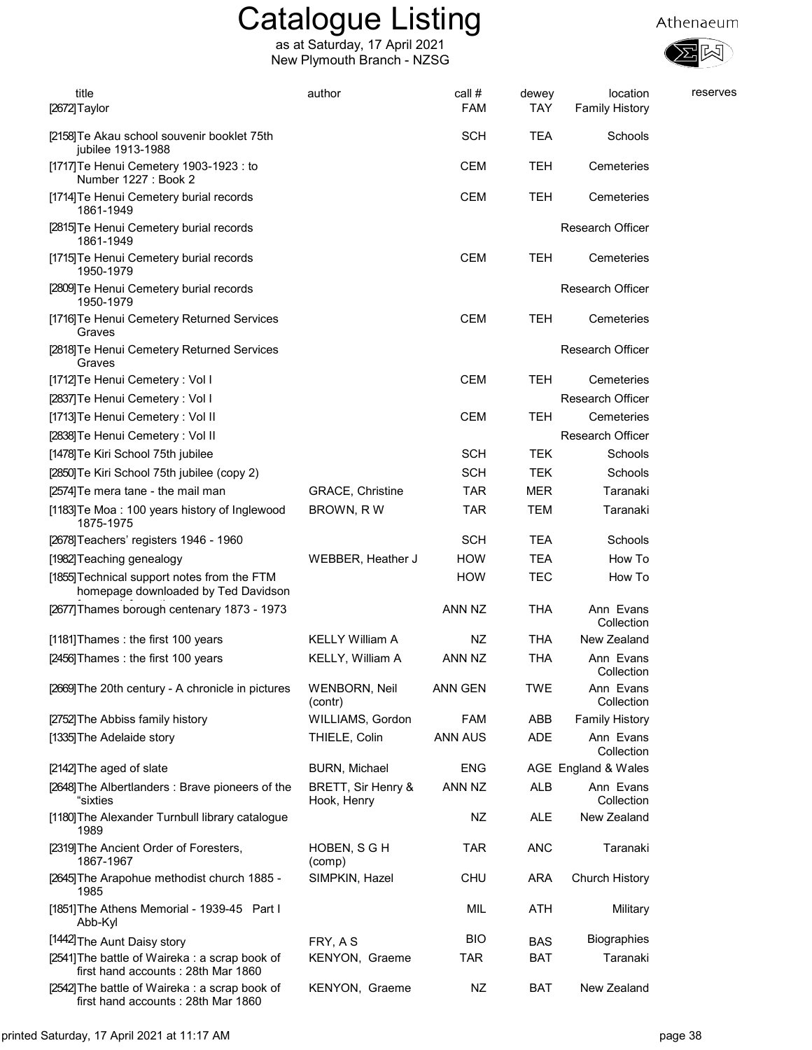# Catalogue Listing

as at Saturday, 17 April 2021
New Plymouth Branch - NZSG

| title | author | call # | dewey | location | reserves |
|---|---|---|---|---|---|
| [2672] Taylor | | FAM | TAY | Family History | |
| [2158] Te Akau school souvenir booklet 75th jubilee 1913-1988 | | SCH | TEA | Schools | |
| [1717] Te Henui Cemetery 1903-1923 : to Number 1227 : Book 2 | | CEM | TEH | Cemeteries | |
| [1714] Te Henui Cemetery burial records 1861-1949 | | CEM | TEH | Cemeteries | |
| [2815] Te Henui Cemetery burial records 1861-1949 | | | | Research Officer | |
| [1715] Te Henui Cemetery burial records 1950-1979 | | CEM | TEH | Cemeteries | |
| [2809] Te Henui Cemetery burial records 1950-1979 | | | | Research Officer | |
| [1716] Te Henui Cemetery Returned Services Graves | | CEM | TEH | Cemeteries | |
| [2818] Te Henui Cemetery Returned Services Graves | | | | Research Officer | |
| [1712] Te Henui Cemetery : Vol I | | CEM | TEH | Cemeteries | |
| [2837] Te Henui Cemetery : Vol I | | | | Research Officer | |
| [1713] Te Henui Cemetery : Vol II | | CEM | TEH | Cemeteries | |
| [2838] Te Henui Cemetery : Vol II | | | | Research Officer | |
| [1478] Te Kiri School 75th jubilee | | SCH | TEK | Schools | |
| [2850] Te Kiri School 75th jubilee (copy 2) | | SCH | TEK | Schools | |
| [2574] Te mera tane - the mail man | GRACE, Christine | TAR | MER | Taranaki | |
| [1183] Te Moa : 100 years history of Inglewood 1875-1975 | BROWN, R W | TAR | TEM | Taranaki | |
| [2678] Teachers' registers 1946 - 1960 | | SCH | TEA | Schools | |
| [1982] Teaching genealogy | WEBBER, Heather J | HOW | TEA | How To | |
| [1855] Technical support notes from the FTM homepage downloaded by Ted Davidson | | HOW | TEC | How To | |
| [2677] Thames borough centenary 1873 - 1973 | | ANN NZ | THA | Ann Evans Collection | |
| [1181] Thames : the first 100 years | KELLY William A | NZ | THA | New Zealand | |
| [2456] Thames : the first 100 years | KELLY, William A | ANN NZ | THA | Ann Evans Collection | |
| [2669] The 20th century - A chronicle in pictures | WENBORN, Neil (contr) | ANN GEN | TWE | Ann Evans Collection | |
| [2752] The Abbiss family history | WILLIAMS, Gordon | FAM | ABB | Family History | |
| [1335] The Adelaide story | THIELE, Colin | ANN AUS | ADE | Ann Evans Collection | |
| [2142] The aged of slate | BURN, Michael | ENG | AGE | England & Wales | |
| [2648] The Albertlanders : Brave pioneers of the "sixties | BRETT, Sir Henry & Hook, Henry | ANN NZ | ALB | Ann Evans Collection | |
| [1180] The Alexander Turnbull library catalogue 1989 | | NZ | ALE | New Zealand | |
| [2319] The Ancient Order of Foresters, 1867-1967 | HOBEN, S G H (comp) | TAR | ANC | Taranaki | |
| [2645] The Arapohue methodist church 1885 - 1985 | SIMPKIN, Hazel | CHU | ARA | Church History | |
| [1851] The Athens Memorial - 1939-45 Part I Abb-Kyl | | MIL | ATH | Military | |
| [1442] The Aunt Daisy story | FRY, A S | BIO | BAS | Biographies | |
| [2541] The battle of Waireka : a scrap book of first hand accounts : 28th Mar 1860 | KENYON, Graeme | TAR | BAT | Taranaki | |
| [2542] The battle of Waireka : a scrap book of first hand accounts : 28th Mar 1860 | KENYON, Graeme | NZ | BAT | New Zealand | |

printed Saturday, 17 April 2021 at 11:17 AM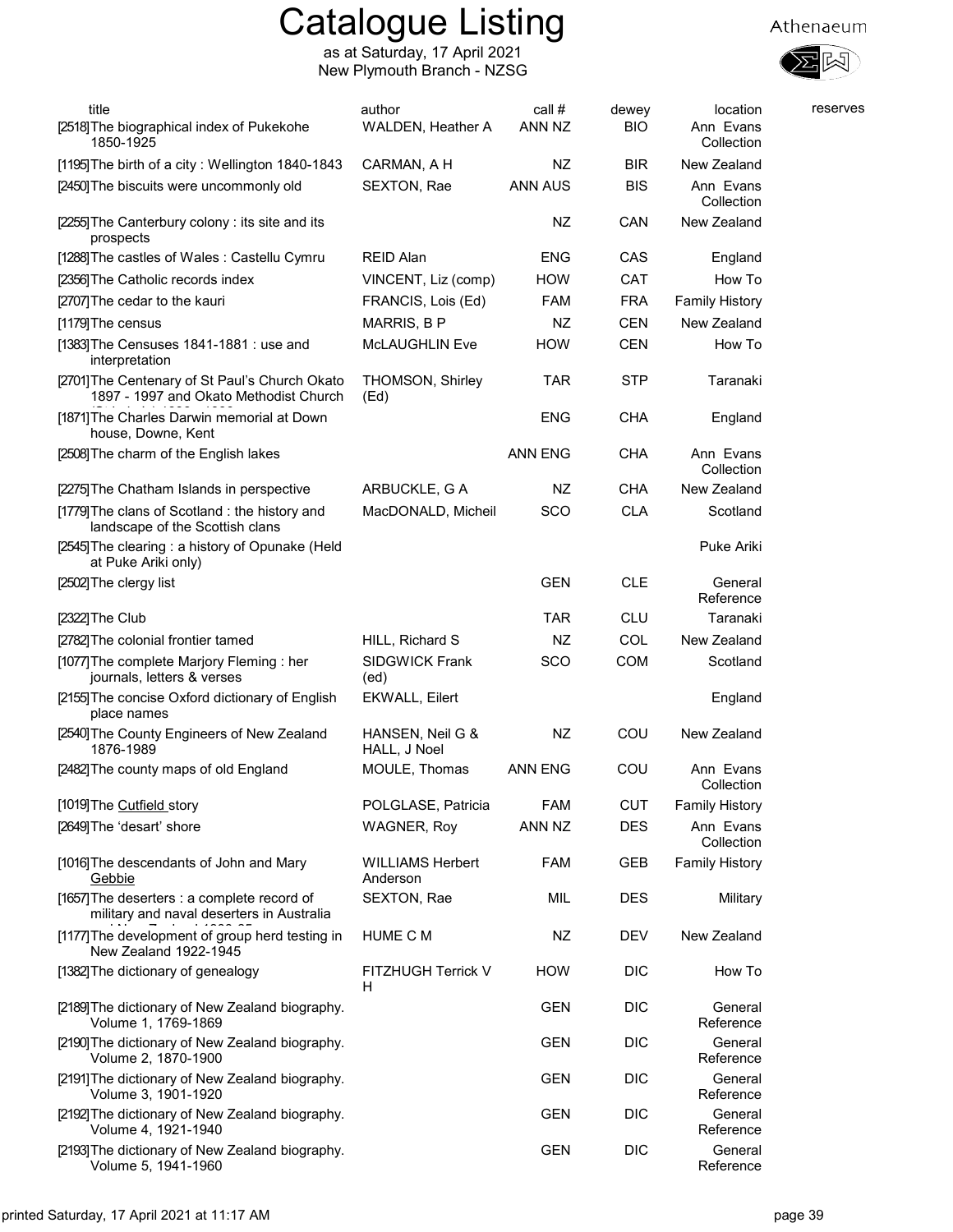# Catalogue Listing

as at Saturday, 17 April 2021
New Plymouth Branch - NZSG

Athenaeum

| title | author | call # | dewey | location | reserves |
|---|---|---|---|---|---|
| [2518]The biographical index of Pukekohe 1850-1925 | WALDEN, Heather A | ANN NZ | BIO | Ann Evans Collection | |
| [1195]The birth of a city : Wellington 1840-1843 | CARMAN, A H | NZ | BIR | New Zealand | |
| [2450]The biscuits were uncommonly old | SEXTON, Rae | ANN AUS | BIS | Ann Evans Collection | |
| [2255]The Canterbury colony : its site and its prospects | | NZ | CAN | New Zealand | |
| [1288]The castles of Wales : Castellu Cymru | REID Alan | ENG | CAS | England | |
| [2356]The Catholic records index | VINCENT, Liz (comp) | HOW | CAT | How To | |
| [2707]The cedar to the kauri | FRANCIS, Lois (Ed) | FAM | FRA | Family History | |
| [1179]The census | MARRIS, B P | NZ | CEN | New Zealand | |
| [1383]The Censuses 1841-1881 : use and interpretation | McLAUGHLIN Eve | HOW | CEN | How To | |
| [2701]The Centenary of St Paul's Church Okato 1897 - 1997 and Okato Methodist Church | THOMSON, Shirley (Ed) | TAR | STP | Taranaki | |
| [1871]The Charles Darwin memorial at Down house, Downe, Kent | | ENG | CHA | England | |
| [2508]The charm of the English lakes | | ANN ENG | CHA | Ann Evans Collection | |
| [2275]The Chatham Islands in perspective | ARBUCKLE, G A | NZ | CHA | New Zealand | |
| [1779]The clans of Scotland : the history and landscape of the Scottish clans | MacDONALD, Micheil | SCO | CLA | Scotland | |
| [2545]The clearing : a history of Opunake (Held at Puke Ariki only) | | | | Puke Ariki | |
| [2502]The clergy list | | GEN | CLE | General Reference | |
| [2322]The Club | | TAR | CLU | Taranaki | |
| [2782]The colonial frontier tamed | HILL, Richard S | NZ | COL | New Zealand | |
| [1077]The complete Marjory Fleming : her journals, letters & verses | SIDGWICK Frank (ed) | SCO | COM | Scotland | |
| [2155]The concise Oxford dictionary of English place names | EKWALL, Eilert | | | England | |
| [2540]The County Engineers of New Zealand 1876-1989 | HANSEN, Neil G & HALL, J Noel | NZ | COU | New Zealand | |
| [2482]The county maps of old England | MOULE, Thomas | ANN ENG | COU | Ann Evans Collection | |
| [1019]The Cutfield story | POLGLASE, Patricia | FAM | CUT | Family History | |
| [2649]The 'desart' shore | WAGNER, Roy | ANN NZ | DES | Ann Evans Collection | |
| [1016]The descendants of John and Mary Gebbie | WILLIAMS Herbert Anderson | FAM | GEB | Family History | |
| [1657]The deserters : a complete record of military and naval deserters in Australia | SEXTON, Rae | MIL | DES | Military | |
| [1177]The development of group herd testing in New Zealand 1922-1945 | HUME C M | NZ | DEV | New Zealand | |
| [1382]The dictionary of genealogy | FITZHUGH Terrick V H | HOW | DIC | How To | |
| [2189]The dictionary of New Zealand biography. Volume 1, 1769-1869 | | GEN | DIC | General Reference | |
| [2190]The dictionary of New Zealand biography. Volume 2, 1870-1900 | | GEN | DIC | General Reference | |
| [2191]The dictionary of New Zealand biography. Volume 3, 1901-1920 | | GEN | DIC | General Reference | |
| [2192]The dictionary of New Zealand biography. Volume 4, 1921-1940 | | GEN | DIC | General Reference | |
| [2193]The dictionary of New Zealand biography. Volume 5, 1941-1960 | | GEN | DIC | General Reference | |

printed Saturday, 17 April 2021 at 11:17 AM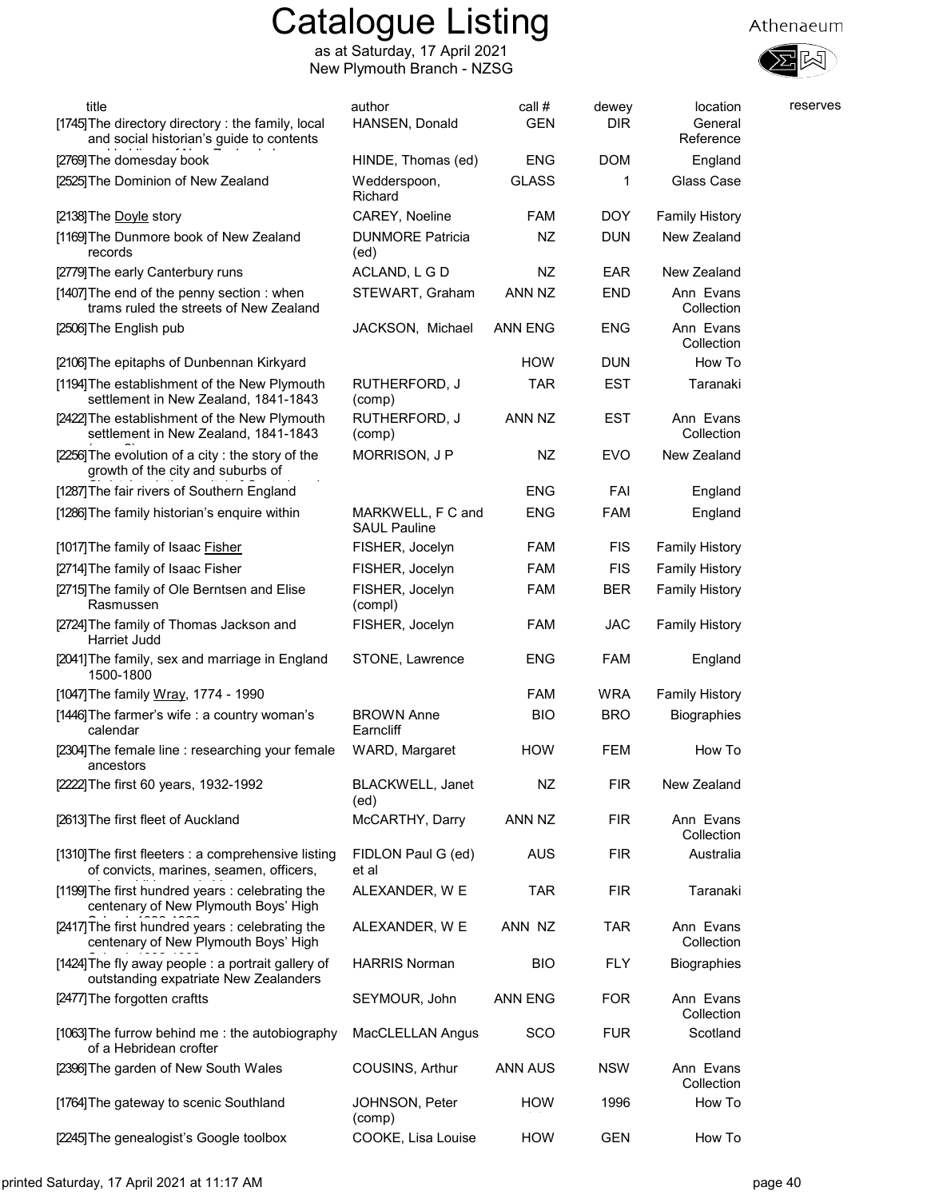# Catalogue Listing

as at Saturday, 17 April 2021
New Plymouth Branch - NZSG

| title | author | call # | dewey | location | reserves |
|---|---|---|---|---|---|
| [1745] The directory directory : the family, local and social historian's guide to contents | HANSEN, Donald | GEN | DIR | General Reference | |
| [2769] The domesday book | HINDE, Thomas (ed) | ENG | DOM | England | |
| [2525] The Dominion of New Zealand | Wedderspoon, Richard | GLASS | 1 | Glass Case | |
| [2138] The Doyle story | CAREY, Noeline | FAM | DOY | Family History | |
| [1169] The Dunmore book of New Zealand records | DUNMORE Patricia (ed) | NZ | DUN | New Zealand | |
| [2779] The early Canterbury runs | ACLAND, L G D | NZ | EAR | New Zealand | |
| [1407] The end of the penny section : when trams ruled the streets of New Zealand | STEWART, Graham | ANN NZ | END | Ann Evans Collection | |
| [2506] The English pub | JACKSON, Michael | ANN ENG | ENG | Ann Evans Collection | |
| [2106] The epitaphs of Dunbennan Kirkyard | | HOW | DUN | How To | |
| [1194] The establishment of the New Plymouth settlement in New Zealand, 1841-1843 | RUTHERFORD, J (comp) | TAR | EST | Taranaki | |
| [2422] The establishment of the New Plymouth settlement in New Zealand, 1841-1843 | RUTHERFORD, J (comp) | ANN NZ | EST | Ann Evans Collection | |
| [2256] The evolution of a city : the story of the growth of the city and suburbs of | MORRISON, J P | NZ | EVO | New Zealand | |
| [1287] The fair rivers of Southern England | | ENG | FAI | England | |
| [1286] The family historian's enquire within | MARKWELL, F C and SAUL Pauline | ENG | FAM | England | |
| [1017] The family of Isaac Fisher | FISHER, Jocelyn | FAM | FIS | Family History | |
| [2714] The family of Isaac Fisher | FISHER, Jocelyn | FAM | FIS | Family History | |
| [2715] The family of Ole Berntsen and Elise Rasmussen | FISHER, Jocelyn (compl) | FAM | BER | Family History | |
| [2724] The family of Thomas Jackson and Harriet Judd | FISHER, Jocelyn | FAM | JAC | Family History | |
| [2041] The family, sex and marriage in England 1500-1800 | STONE, Lawrence | ENG | FAM | England | |
| [1047] The family Wray, 1774 - 1990 | | FAM | WRA | Family History | |
| [1446] The farmer's wife : a country woman's calendar | BROWN Anne Earncliff | BIO | BRO | Biographies | |
| [2304] The female line : researching your female ancestors | WARD, Margaret | HOW | FEM | How To | |
| [2222] The first 60 years, 1932-1992 | BLACKWELL, Janet (ed) | NZ | FIR | New Zealand | |
| [2613] The first fleet of Auckland | McCARTHY, Darry | ANN NZ | FIR | Ann Evans Collection | |
| [1310] The first fleeters : a comprehensive listing of convicts, marines, seamen, officers, | FIDLON Paul G (ed) et al | AUS | FIR | Australia | |
| [1199] The first hundred years : celebrating the centenary of New Plymouth Boys' High | ALEXANDER, W E | TAR | FIR | Taranaki | |
| [2417] The first hundred years : celebrating the centenary of New Plymouth Boys' High | ALEXANDER, W E | ANN NZ | TAR | Ann Evans Collection | |
| [1424] The fly away people : a portrait gallery of outstanding expatriate New Zealanders | HARRIS Norman | BIO | FLY | Biographies | |
| [2477] The forgotten craftts | SEYMOUR, John | ANN ENG | FOR | Ann Evans Collection | |
| [1063] The furrow behind me : the autobiography of a Hebridean crofter | MacCLELLAN Angus | SCO | FUR | Scotland | |
| [2396] The garden of New South Wales | COUSINS, Arthur | ANN AUS | NSW | Ann Evans Collection | |
| [1764] The gateway to scenic Southland | JOHNSON, Peter (comp) | HOW | 1996 | How To | |
| [2245] The genealogist's Google toolbox | COOKE, Lisa Louise | HOW | GEN | How To | |

printed Saturday, 17 April 2021 at 11:17 AM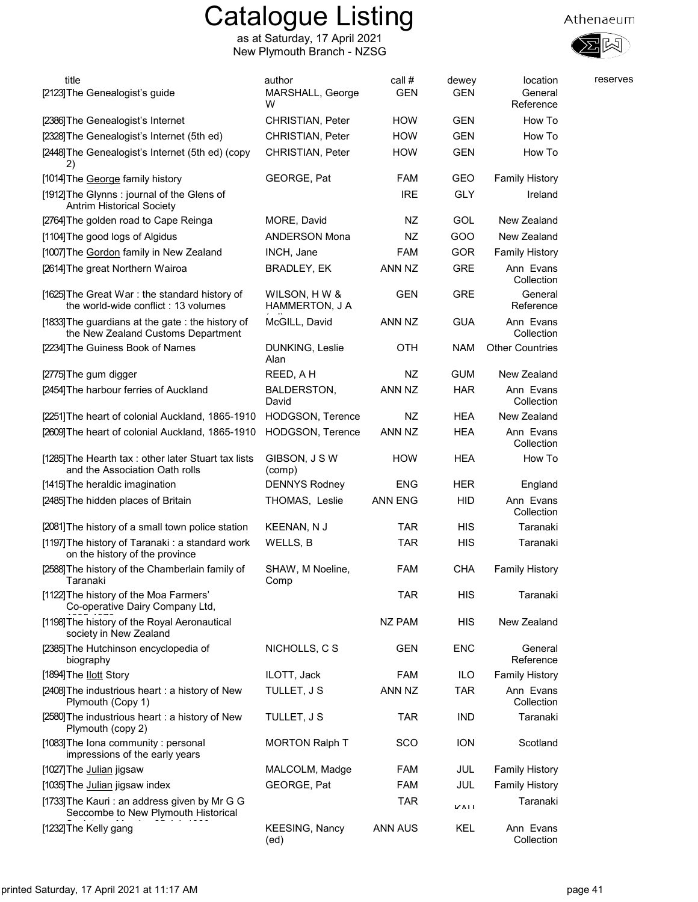# Catalogue Listing

as at Saturday, 17 April 2021
New Plymouth Branch - NZSG

Athenaeum

| title | author | call # | dewey | location | reserves |
|---|---|---|---|---|---|
| [2123] The Genealogist's guide | MARSHALL, George W | GEN | GEN | General Reference | |
| [2386] The Genealogist's Internet | CHRISTIAN, Peter | HOW | GEN | How To | |
| [2328] The Genealogist's Internet (5th ed) | CHRISTIAN, Peter | HOW | GEN | How To | |
| [2448] The Genealogist's Internet (5th ed) (copy 2) | CHRISTIAN, Peter | HOW | GEN | How To | |
| [1014] The George family history | GEORGE, Pat | FAM | GEO | Family History | |
| [1912] The Glynns : journal of the Glens of Antrim Historical Society | | IRE | GLY | Ireland | |
| [2764] The golden road to Cape Reinga | MORE, David | NZ | GOL | New Zealand | |
| [1104] The good logs of Algidus | ANDERSON Mona | NZ | GOO | New Zealand | |
| [1007] The Gordon family in New Zealand | INCH, Jane | FAM | GOR | Family History | |
| [2614] The great Northern Wairoa | BRADLEY, EK | ANN NZ | GRE | Ann Evans Collection | |
| [1625] The Great War : the standard history of the world-wide conflict : 13 volumes | WILSON, H W & HAMMERTON, J A | GEN | GRE | General Reference | |
| [1833] The guardians at the gate : the history of the New Zealand Customs Department | McGILL, David | ANN NZ | GUA | Ann Evans Collection | |
| [2234] The Guiness Book of Names | DUNKING, Leslie Alan | OTH | NAM | Other Countries | |
| [2775] The gum digger | REED, A H | NZ | GUM | New Zealand | |
| [2454] The harbour ferries of Auckland | BALDERSTON, David | ANN NZ | HAR | Ann Evans Collection | |
| [2251] The heart of colonial Auckland, 1865-1910 | HODGSON, Terence | NZ | HEA | New Zealand | |
| [2609] The heart of colonial Auckland, 1865-1910 | HODGSON, Terence | ANN NZ | HEA | Ann Evans Collection | |
| [1285] The Hearth tax : other later Stuart tax lists and the Association Oath rolls | GIBSON, J S W (comp) | HOW | HEA | How To | |
| [1415] The heraldic imagination | DENNYS Rodney | ENG | HER | England | |
| [2485] The hidden places of Britain | THOMAS, Leslie | ANN ENG | HID | Ann Evans Collection | |
| [2081] The history of a small town police station | KEENAN, N J | TAR | HIS | Taranaki | |
| [1197] The history of Taranaki : a standard work on the history of the province | WELLS, B | TAR | HIS | Taranaki | |
| [2588] The history of the Chamberlain family of Taranaki | SHAW, M Noeline, Comp | FAM | CHA | Family History | |
| [1122] The history of the Moa Farmers' Co-operative Dairy Company Ltd, | | TAR | HIS | Taranaki | |
| [1198] The history of the Royal Aeronautical society in New Zealand | | NZ PAM | HIS | New Zealand | |
| [2385] The Hutchinson encyclopedia of biography | NICHOLLS, C S | GEN | ENC | General Reference | |
| [1894] The Ilott Story | ILOTT, Jack | FAM | ILO | Family History | |
| [2408] The industrious heart : a history of New Plymouth (Copy 1) | TULLET, J S | ANN NZ | TAR | Ann Evans Collection | |
| [2580] The industrious heart : a history of New Plymouth (copy 2) | TULLET, J S | TAR | IND | Taranaki | |
| [1083] The Iona community : personal impressions of the early years | MORTON Ralph T | SCO | ION | Scotland | |
| [1027] The Julian jigsaw | MALCOLM, Madge | FAM | JUL | Family History | |
| [1035] The Julian jigsaw index | GEORGE, Pat | FAM | JUL | Family History | |
| [1733] The Kauri : an address given by Mr G G Seccombe to New Plymouth Historical | | TAR | KAU | Taranaki | |
| [1232] The Kelly gang | KEESING, Nancy (ed) | ANN AUS | KEL | Ann Evans Collection | |

printed Saturday, 17 April 2021 at 11:17 AM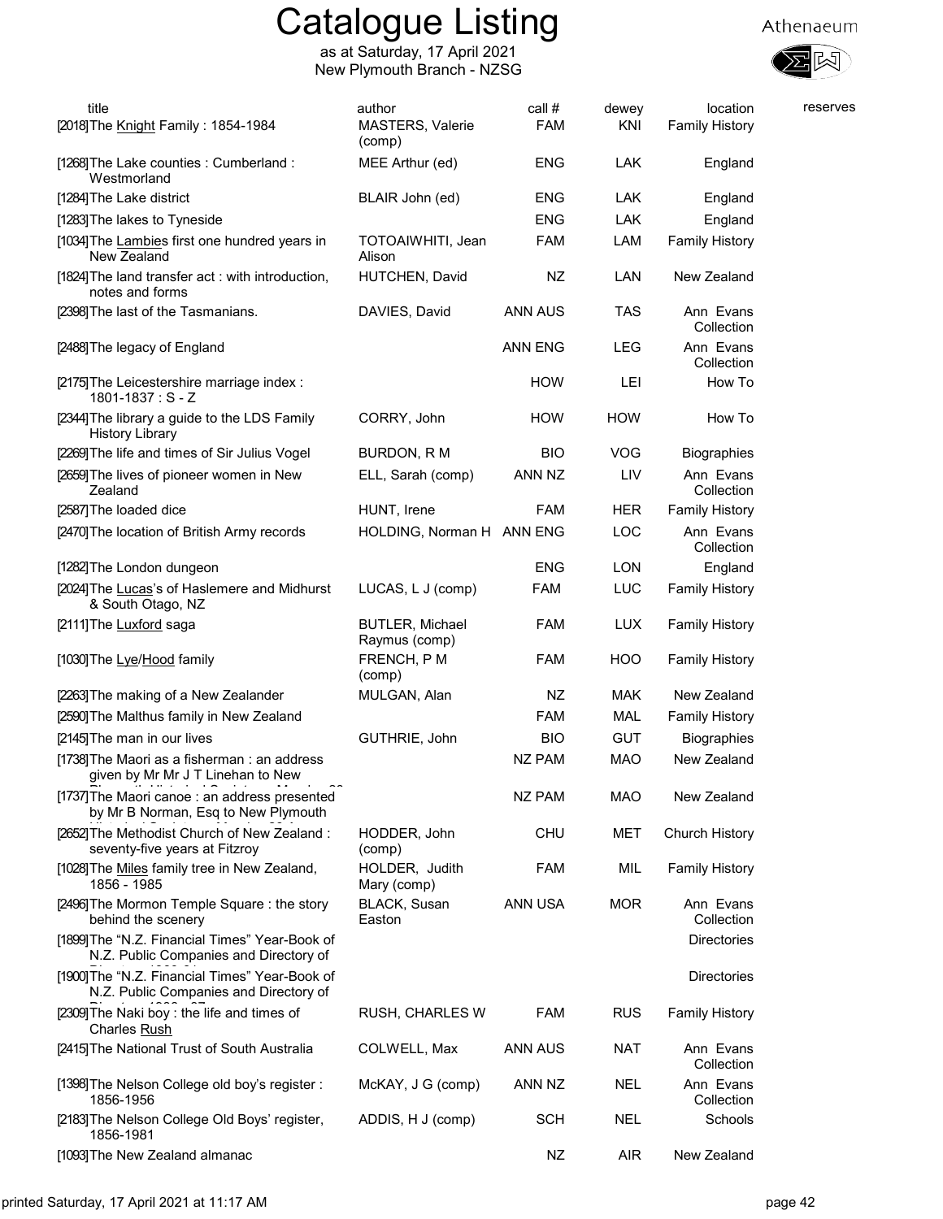# Catalogue Listing

as at Saturday, 17 April 2021
New Plymouth Branch - NZSG

Athenaeum

| title | author | call # | dewey | location | reserves |
|---|---|---|---|---|---|
| [2018] The Knight Family : 1854-1984 | MASTERS, Valerie (comp) | FAM | KNI | Family History | |
| [1268] The Lake counties : Cumberland : Westmorland | MEE Arthur (ed) | ENG | LAK | England | |
| [1284] The Lake district | BLAIR John (ed) | ENG | LAK | England | |
| [1283] The lakes to Tyneside | | ENG | LAK | England | |
| [1034] The Lambies first one hundred years in New Zealand | TOTOAIWHITI, Jean Alison | FAM | LAM | Family History | |
| [1824] The land transfer act : with introduction, notes and forms | HUTCHEN, David | NZ | LAN | New Zealand | |
| [2398] The last of the Tasmanians. | DAVIES, David | ANN AUS | TAS | Ann Evans Collection | |
| [2488] The legacy of England | | ANN ENG | LEG | Ann Evans Collection | |
| [2175] The Leicestershire marriage index : 1801-1837 : S - Z | | HOW | LEI | How To | |
| [2344] The library a guide to the LDS Family History Library | CORRY, John | HOW | HOW | How To | |
| [2269] The life and times of Sir Julius Vogel | BURDON, R M | BIO | VOG | Biographies | |
| [2659] The lives of pioneer women in New Zealand | ELL, Sarah (comp) | ANN NZ | LIV | Ann Evans Collection | |
| [2587] The loaded dice | HUNT, Irene | FAM | HER | Family History | |
| [2470] The location of British Army records | HOLDING, Norman H | ANN ENG | LOC | Ann Evans Collection | |
| [1282] The London dungeon | | ENG | LON | England | |
| [2024] The Lucas's of Haslemere and Midhurst & South Otago, NZ | LUCAS, L J (comp) | FAM | LUC | Family History | |
| [2111] The Luxford saga | BUTLER, Michael Raymus (comp) | FAM | LUX | Family History | |
| [1030] The Lye/Hood family | FRENCH, P M (comp) | FAM | HOO | Family History | |
| [2263] The making of a New Zealander | MULGAN, Alan | NZ | MAK | New Zealand | |
| [2590] The Malthus family in New Zealand | | FAM | MAL | Family History | |
| [2145] The man in our lives | GUTHRIE, John | BIO | GUT | Biographies | |
| [1738] The Maori as a fisherman : an address given by Mr Mr J T Linehan to New | | NZ PAM | MAO | New Zealand | |
| [1737] The Maori canoe : an address presented by Mr B Norman, Esq to New Plymouth | | NZ PAM | MAO | New Zealand | |
| [2652] The Methodist Church of New Zealand : seventy-five years at Fitzroy | HODDER, John (comp) | CHU | MET | Church History | |
| [1028] The Miles family tree in New Zealand, 1856 - 1985 | HOLDER, Judith Mary (comp) | FAM | MIL | Family History | |
| [2496] The Mormon Temple Square : the story behind the scenery | BLACK, Susan Easton | ANN USA | MOR | Ann Evans Collection | |
| [1899] The "N.Z. Financial Times" Year-Book of N.Z. Public Companies and Directory of | | | | Directories | |
| [1900] The "N.Z. Financial Times" Year-Book of N.Z. Public Companies and Directory of | | | | Directories | |
| [2309] The Naki boy : the life and times of Charles Rush | RUSH, CHARLES W | FAM | RUS | Family History | |
| [2415] The National Trust of South Australia | COLWELL, Max | ANN AUS | NAT | Ann Evans Collection | |
| [1398] The Nelson College old boy's register : 1856-1956 | McKAY, J G (comp) | ANN NZ | NEL | Ann Evans Collection | |
| [2183] The Nelson College Old Boys' register, 1856-1981 | ADDIS, H J (comp) | SCH | NEL | Schools | |
| [1093] The New Zealand almanac | | NZ | AIR | New Zealand | |

printed Saturday, 17 April 2021 at 11:17 AM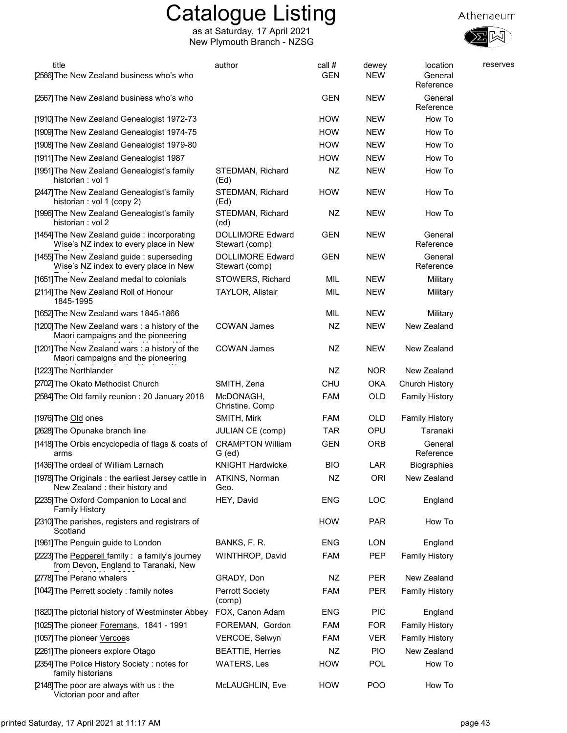# Catalogue Listing

as at Saturday, 17 April 2021
New Plymouth Branch - NZSG

Athenaeum

| title | author | call # | dewey | location | reserves |
|---|---|---|---|---|---|
| [2566]The New Zealand business who's who | | GEN | NEW | General Reference | |
| [2567]The New Zealand business who's who | | GEN | NEW | General Reference | |
| [1910]The New Zealand Genealogist 1972-73 | | HOW | NEW | How To | |
| [1909]The New Zealand Genealogist 1974-75 | | HOW | NEW | How To | |
| [1908]The New Zealand Genealogist 1979-80 | | HOW | NEW | How To | |
| [1911]The New Zealand Genealogist 1987 | | HOW | NEW | How To | |
| [1951]The New Zealand Genealogist's family historian : vol 1 | STEDMAN, Richard (Ed) | NZ | NEW | How To | |
| [2447]The New Zealand Genealogist's family historian : vol 1 (copy 2) | STEDMAN, Richard (Ed) | HOW | NEW | How To | |
| [1996]The New Zealand Genealogist's family historian : vol 2 | STEDMAN, Richard (ed) | NZ | NEW | How To | |
| [1454]The New Zealand guide : incorporating Wise's NZ index to every place in New | DOLLIMORE Edward Stewart (comp) | GEN | NEW | General Reference | |
| [1455]The New Zealand guide : superseding Wise's NZ index to every place in New | DOLLIMORE Edward Stewart (comp) | GEN | NEW | General Reference | |
| [1651]The New Zealand medal to colonials | STOWERS, Richard | MIL | NEW | Military | |
| [2114]The New Zealand Roll of Honour 1845-1995 | TAYLOR, Alistair | MIL | NEW | Military | |
| [1652]The New Zealand wars 1845-1866 | | MIL | NEW | Military | |
| [1200]The New Zealand wars : a history of the Maori campaigns and the pioneering | COWAN James | NZ | NEW | New Zealand | |
| [1201]The New Zealand wars : a history of the Maori campaigns and the pioneering | COWAN James | NZ | NEW | New Zealand | |
| [1223]The Northlander | | NZ | NOR | New Zealand | |
| [2702]The Okato Methodist Church | SMITH, Zena | CHU | OKA | Church History | |
| [2584]The Old family reunion : 20 January 2018 | McDONAGH, Christine, Comp | FAM | OLD | Family History | |
| [1976]The Old ones | SMITH, Mirk | FAM | OLD | Family History | |
| [2628]The Opunake branch line | JULIAN CE (comp) | TAR | OPU | Taranaki | |
| [1418]The Orbis encyclopedia of flags & coats of arms | CRAMPTON William G (ed) | GEN | ORB | General Reference | |
| [1436]The ordeal of William Larnach | KNIGHT Hardwicke | BIO | LAR | Biographies | |
| [1978]The Originals : the earliest Jersey cattle in New Zealand : their history and | ATKINS, Norman Geo. | NZ | ORI | New Zealand | |
| [2235]The Oxford Companion to Local and Family History | HEY, David | ENG | LOC | England | |
| [2310]The parishes, registers and registrars of Scotland | | HOW | PAR | How To | |
| [1961]The Penguin guide to London | BANKS, F. R. | ENG | LON | England | |
| [2223]The Pepperell family : a family's journey from Devon, England to Taranaki, New | WINTHROP, David | FAM | PEP | Family History | |
| [2778]The Perano whalers | GRADY, Don | NZ | PER | New Zealand | |
| [1042]The Perrett society : family notes | Perrott Society (comp) | FAM | PER | Family History | |
| [1820]The pictorial history of Westminster Abbey | FOX, Canon Adam | ENG | PIC | England | |
| [1025]The pioneer Foremans, 1841 - 1991 | FOREMAN, Gordon | FAM | FOR | Family History | |
| [1057]The pioneer Vercoes | VERCOE, Selwyn | FAM | VER | Family History | |
| [2261]The pioneers explore Otago | BEATTIE, Herries | NZ | PIO | New Zealand | |
| [2354]The Police History Society : notes for family historians | WATERS, Les | HOW | POL | How To | |
| [2148]The poor are always with us : the Victorian poor and after | McLAUGHLIN, Eve | HOW | POO | How To | |

printed Saturday, 17 April 2021 at 11:17 AM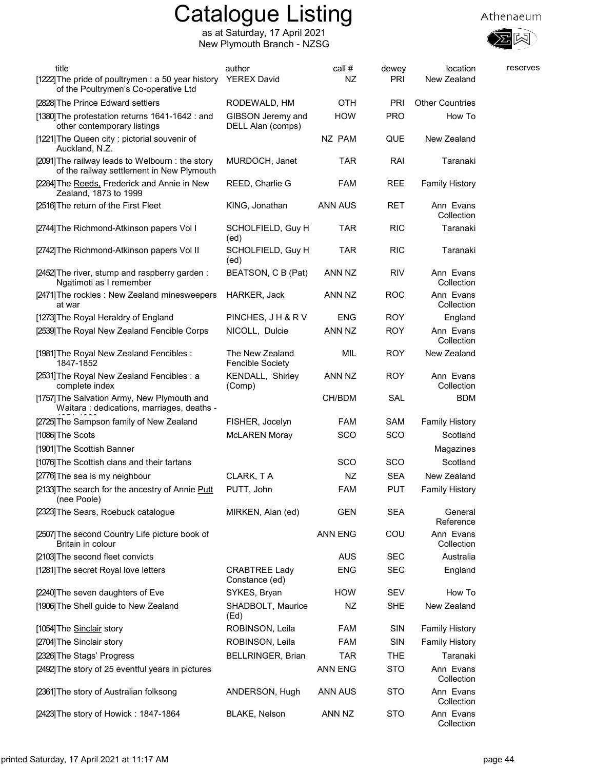# Catalogue Listing

as at Saturday, 17 April 2021
New Plymouth Branch - NZSG

Athenaeum

| title | author | call # | dewey | location | reserves |
|---|---|---|---|---|---|
| [1222]The pride of poultrymen : a 50 year history of the Poultrymen's Co-operative Ltd | YEREX David | NZ | PRI | New Zealand | |
| [2828]The Prince Edward settlers | RODEWALD, HM | OTH | PRI | Other Countries | |
| [1380]The protestation returns 1641-1642 : and other contemporary listings | GIBSON Jeremy and DELL Alan (comps) | HOW | PRO | How To | |
| [1221]The Queen city : pictorial souvenir of Auckland, N.Z. | | NZ PAM | QUE | New Zealand | |
| [2091]The railway leads to Welbourn : the story of the railway settlement in New Plymouth | MURDOCH, Janet | TAR | RAI | Taranaki | |
| [2284]The Reeds, Frederick and Annie in New Zealand, 1873 to 1999 | REED, Charlie G | FAM | REE | Family History | |
| [2516]The return of the First Fleet | KING, Jonathan | ANN AUS | RET | Ann Evans Collection | |
| [2744]The Richmond-Atkinson papers Vol I | SCHOLFIELD, Guy H (ed) | TAR | RIC | Taranaki | |
| [2742]The Richmond-Atkinson papers Vol II | SCHOLFIELD, Guy H (ed) | TAR | RIC | Taranaki | |
| [2452]The river, stump and raspberry garden : Ngatimoti as I remember | BEATSON, C B (Pat) | ANN NZ | RIV | Ann Evans Collection | |
| [2471]The rockies : New Zealand minesweepers at war | HARKER, Jack | ANN NZ | ROC | Ann Evans Collection | |
| [1273]The Royal Heraldry of England | PINCHES, J H & R V | ENG | ROY | England | |
| [2539]The Royal New Zealand Fencible Corps | NICOLL, Dulcie | ANN NZ | ROY | Ann Evans Collection | |
| [1981]The Royal New Zealand Fencibles : 1847-1852 | The New Zealand Fencible Society | MIL | ROY | New Zealand | |
| [2531]The Royal New Zealand Fencibles : a complete index | KENDALL, Shirley (Comp) | ANN NZ | ROY | Ann Evans Collection | |
| [1757]The Salvation Army, New Plymouth and Waitara : dedications, marriages, deaths - | | CH/BDM | SAL | BDM | |
| [2725]The Sampson family of New Zealand | FISHER, Jocelyn | FAM | SAM | Family History | |
| [1086]The Scots | McLAREN Moray | SCO | SCO | Scotland | |
| [1901]The Scottish Banner | | | | Magazines | |
| [1076]The Scottish clans and their tartans | | SCO | SCO | Scotland | |
| [2776]The sea is my neighbour | CLARK, T A | NZ | SEA | New Zealand | |
| [2133]The search for the ancestry of Annie Putt (nee Poole) | PUTT, John | FAM | PUT | Family History | |
| [2323]The Sears, Roebuck catalogue | MIRKEN, Alan (ed) | GEN | SEA | General Reference | |
| [2507]The second Country Life picture book of Britain in colour | | ANN ENG | COU | Ann Evans Collection | |
| [2103]The second fleet convicts | | AUS | SEC | Australia | |
| [1281]The secret Royal love letters | CRABTREE Lady Constance (ed) | ENG | SEC | England | |
| [2240]The seven daughters of Eve | SYKES, Bryan | HOW | SEV | How To | |
| [1906]The Shell guide to New Zealand | SHADBOLT, Maurice (Ed) | NZ | SHE | New Zealand | |
| [1054]The Sinclair story | ROBINSON, Leila | FAM | SIN | Family History | |
| [2704]The Sinclair story | ROBINSON, Leila | FAM | SIN | Family History | |
| [2326]The Stags' Progress | BELLRINGER, Brian | TAR | THE | Taranaki | |
| [2492]The story of 25 eventful years in pictures | | ANN ENG | STO | Ann Evans Collection | |
| [2361]The story of Australian folksong | ANDERSON, Hugh | ANN AUS | STO | Ann Evans Collection | |
| [2423]The story of Howick : 1847-1864 | BLAKE, Nelson | ANN NZ | STO | Ann Evans Collection | |

printed Saturday, 17 April 2021 at 11:17 AM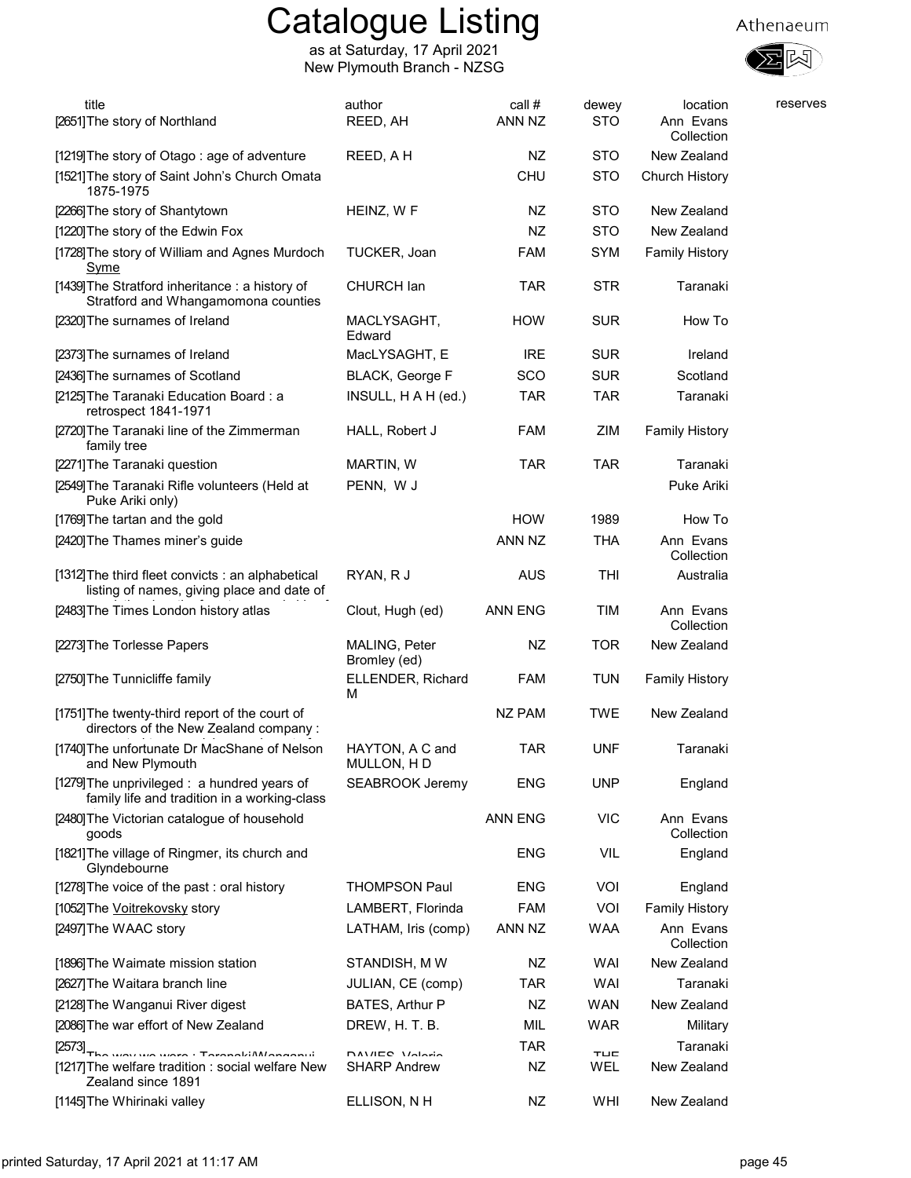# Catalogue Listing

as at Saturday, 17 April 2021
New Plymouth Branch - NZSG

| title | author | call # | dewey | location | reserves |
|---|---|---|---|---|---|
| [2651]The story of Northland | REED, AH | ANN NZ | STO | Ann Evans Collection | |
| [1219]The story of Otago : age of adventure | REED, A H | NZ | STO | New Zealand | |
| [1521]The story of Saint John's Church Omata 1875-1975 | | CHU | STO | Church History | |
| [2266]The story of Shantytown | HEINZ, W F | NZ | STO | New Zealand | |
| [1220]The story of the Edwin Fox | | NZ | STO | New Zealand | |
| [1728]The story of William and Agnes Murdoch Syme | TUCKER, Joan | FAM | SYM | Family History | |
| [1439]The Stratford inheritance : a history of Stratford and Whangamomona counties | CHURCH Ian | TAR | STR | Taranaki | |
| [2320]The surnames of Ireland | MACLYSAGHT, Edward | HOW | SUR | How To | |
| [2373]The surnames of Ireland | MacLYSAGHT, E | IRE | SUR | Ireland | |
| [2436]The surnames of Scotland | BLACK, George F | SCO | SUR | Scotland | |
| [2125]The Taranaki Education Board : a retrospect 1841-1971 | INSULL, H A H (ed.) | TAR | TAR | Taranaki | |
| [2720]The Taranaki line of the Zimmerman family tree | HALL, Robert J | FAM | ZIM | Family History | |
| [2271]The Taranaki question | MARTIN, W | TAR | TAR | Taranaki | |
| [2549]The Taranaki Rifle volunteers (Held at Puke Ariki only) | PENN, W J | | | Puke Ariki | |
| [1769]The tartan and the gold | | HOW | 1989 | How To | |
| [2420]The Thames miner's guide | | ANN NZ | THA | Ann Evans Collection | |
| [1312]The third fleet convicts : an alphabetical listing of names, giving place and date of | RYAN, R J | AUS | THI | Australia | |
| [2483]The Times London history atlas | Clout, Hugh (ed) | ANN ENG | TIM | Ann Evans Collection | |
| [2273]The Torlesse Papers | MALING, Peter Bromley (ed) | NZ | TOR | New Zealand | |
| [2750]The Tunnicliffe family | ELLENDER, Richard M | FAM | TUN | Family History | |
| [1751]The twenty-third report of the court of directors of the New Zealand company : | | NZ PAM | TWE | New Zealand | |
| [1740]The unfortunate Dr MacShane of Nelson and New Plymouth | HAYTON, A C and MULLON, H D | TAR | UNF | Taranaki | |
| [1279]The unprivileged : a hundred years of family life and tradition in a working-class | SEABROOK Jeremy | ENG | UNP | England | |
| [2480]The Victorian catalogue of household goods | | ANN ENG | VIC | Ann Evans Collection | |
| [1821]The village of Ringmer, its church and Glyndebourne | | ENG | VIL | England | |
| [1278]The voice of the past : oral history | THOMPSON Paul | ENG | VOI | England | |
| [1052]The Voitrekovsky story | LAMBERT, Florinda | FAM | VOI | Family History | |
| [2497]The WAAC story | LATHAM, Iris (comp) | ANN NZ | WAA | Ann Evans Collection | |
| [1896]The Waimate mission station | STANDISH, M W | NZ | WAI | New Zealand | |
| [2627]The Waitara branch line | JULIAN, CE (comp) | TAR | WAI | Taranaki | |
| [2128]The Wanganui River digest | BATES, Arthur P | NZ | WAN | New Zealand | |
| [2086]The war effort of New Zealand | DREW, H. T. B. | MIL | WAR | Military | |
| [2573]The way we were : Taranaki/Wanganui | DAVIES, Valerie | TAR | THE | Taranaki | |
| [1217]The welfare tradition : social welfare New Zealand since 1891 | SHARP Andrew | NZ | WEL | New Zealand | |
| [1145]The Whirinaki valley | ELLISON, N H | NZ | WHI | New Zealand | |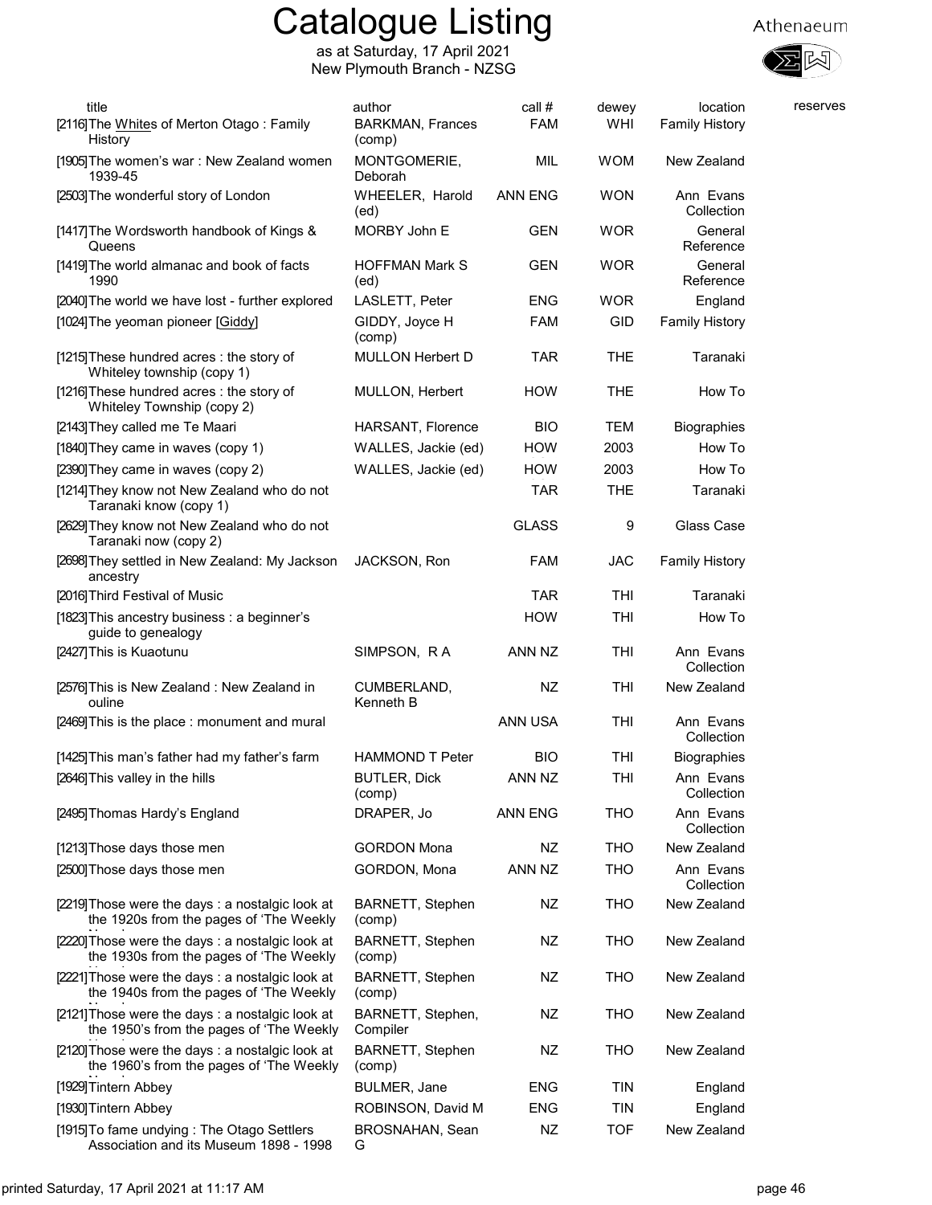# Catalogue Listing

as at Saturday, 17 April 2021
New Plymouth Branch - NZSG

Athenaeum

| title | author | call # | dewey | location | reserves |
|---|---|---|---|---|---|
| [2116] The Whites of Merton Otago : Family History | BARKMAN, Frances (comp) | FAM | WHI | Family History | |
| [1905] The women's war : New Zealand women 1939-45 | MONTGOMERIE, Deborah | MIL | WOM | New Zealand | |
| [2503] The wonderful story of London | WHEELER, Harold (ed) | ANN ENG | WON | Ann Evans Collection | |
| [1417] The Wordsworth handbook of Kings & Queens | MORBY John E | GEN | WOR | General Reference | |
| [1419] The world almanac and book of facts 1990 | HOFFMAN Mark S (ed) | GEN | WOR | General Reference | |
| [2040] The world we have lost - further explored | LASLETT, Peter | ENG | WOR | England | |
| [1024] The yeoman pioneer [Giddy] | GIDDY, Joyce H (comp) | FAM | GID | Family History | |
| [1215] These hundred acres : the story of Whiteley township (copy 1) | MULLON Herbert D | TAR | THE | Taranaki | |
| [1216] These hundred acres : the story of Whiteley Township (copy 2) | MULLON, Herbert | HOW | THE | How To | |
| [2143] They called me Te Maari | HARSANT, Florence | BIO | TEM | Biographies | |
| [1840] They came in waves (copy 1) | WALLES, Jackie (ed) | HOW | 2003 | How To | |
| [2390] They came in waves (copy 2) | WALLES, Jackie (ed) | HOW | 2003 | How To | |
| [1214] They know not New Zealand who do not Taranaki know (copy 1) | | TAR | THE | Taranaki | |
| [2629] They know not New Zealand who do not Taranaki now (copy 2) | | GLASS | 9 | Glass Case | |
| [2698] They settled in New Zealand: My Jackson ancestry | JACKSON, Ron | FAM | JAC | Family History | |
| [2016] Third Festival of Music | | TAR | THI | Taranaki | |
| [1823] This ancestry business : a beginner's guide to genealogy | | HOW | THI | How To | |
| [2427] This is Kuaotunu | SIMPSON, R A | ANN NZ | THI | Ann Evans Collection | |
| [2576] This is New Zealand : New Zealand in ouline | CUMBERLAND, Kenneth B | NZ | THI | New Zealand | |
| [2469] This is the place : monument and mural | | ANN USA | THI | Ann Evans Collection | |
| [1425] This man's father had my father's farm | HAMMOND T Peter | BIO | THI | Biographies | |
| [2646] This valley in the hills | BUTLER, Dick (comp) | ANN NZ | THI | Ann Evans Collection | |
| [2495] Thomas Hardy's England | DRAPER, Jo | ANN ENG | THO | Ann Evans Collection | |
| [1213] Those days those men | GORDON Mona | NZ | THO | New Zealand | |
| [2500] Those days those men | GORDON, Mona | ANN NZ | THO | Ann Evans Collection | |
| [2219] Those were the days : a nostalgic look at the 1920s from the pages of 'The Weekly N... | BARNETT, Stephen (comp) | NZ | THO | New Zealand | |
| [2220] Those were the days : a nostalgic look at the 1930s from the pages of 'The Weekly N... | BARNETT, Stephen (comp) | NZ | THO | New Zealand | |
| [2221] Those were the days : a nostalgic look at the 1940s from the pages of 'The Weekly N... | BARNETT, Stephen (comp) | NZ | THO | New Zealand | |
| [2121] Those were the days : a nostalgic look at the 1950's from the pages of 'The Weekly N... | BARNETT, Stephen, Compiler | NZ | THO | New Zealand | |
| [2120] Those were the days : a nostalgic look at the 1960's from the pages of 'The Weekly N... | BARNETT, Stephen (comp) | NZ | THO | New Zealand | |
| [1929] Tintern Abbey | BULMER, Jane | ENG | TIN | England | |
| [1930] Tintern Abbey | ROBINSON, David M | ENG | TIN | England | |
| [1915] To fame undying : The Otago Settlers Association and its Museum 1898 - 1998 | BROSNAHAN, Sean G | NZ | TOF | New Zealand | |

printed Saturday, 17 April 2021 at 11:17 AM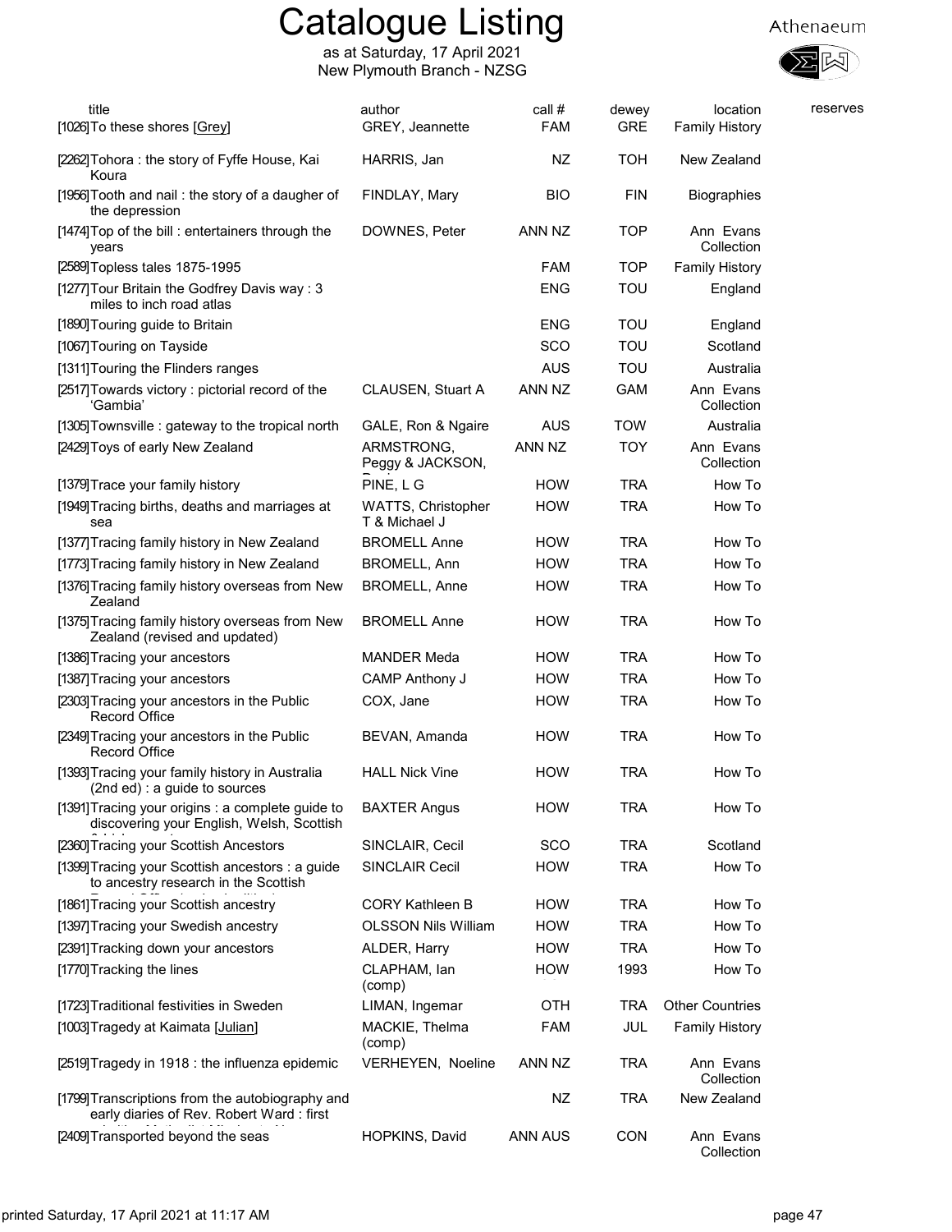# Catalogue Listing

as at Saturday, 17 April 2021
New Plymouth Branch - NZSG

| title | author | call # | dewey | location | reserves |
|---|---|---|---|---|---|
| [1026]To these shores [Grey] | GREY, Jeannette | FAM | GRE | Family History | |
| [2262]Tohora : the story of Fyffe House, Kai Koura | HARRIS, Jan | NZ | TOH | New Zealand | |
| [1956]Tooth and nail : the story of a daugher of the depression | FINDLAY, Mary | BIO | FIN | Biographies | |
| [1474]Top of the bill : entertainers through the years | DOWNES, Peter | ANN NZ | TOP | Ann Evans Collection | |
| [2589]Topless tales 1875-1995 | | FAM | TOP | Family History | |
| [1277]Tour Britain the Godfrey Davis way : 3 miles to inch road atlas | | ENG | TOU | England | |
| [1890]Touring guide to Britain | | ENG | TOU | England | |
| [1067]Touring on Tayside | | SCO | TOU | Scotland | |
| [1311]Touring the Flinders ranges | | AUS | TOU | Australia | |
| [2517]Towards victory : pictorial record of the 'Gambia' | CLAUSEN, Stuart A | ANN NZ | GAM | Ann Evans Collection | |
| [1305]Townsville : gateway to the tropical north | GALE, Ron & Ngaire | AUS | TOW | Australia | |
| [2429]Toys of early New Zealand | ARMSTRONG, Peggy & JACKSON, | ANN NZ | TOY | Ann Evans Collection | |
| [1379]Trace your family history | PINE, L G | HOW | TRA | How To | |
| [1949]Tracing births, deaths and marriages at sea | WATTS, Christopher T & Michael J | HOW | TRA | How To | |
| [1377]Tracing family history in New Zealand | BROMELL Anne | HOW | TRA | How To | |
| [1773]Tracing family history in New Zealand | BROMELL, Ann | HOW | TRA | How To | |
| [1376]Tracing family history overseas from New Zealand | BROMELL, Anne | HOW | TRA | How To | |
| [1375]Tracing family history overseas from New Zealand (revised and updated) | BROMELL Anne | HOW | TRA | How To | |
| [1386]Tracing your ancestors | MANDER Meda | HOW | TRA | How To | |
| [1387]Tracing your ancestors | CAMP Anthony J | HOW | TRA | How To | |
| [2303]Tracing your ancestors in the Public Record Office | COX, Jane | HOW | TRA | How To | |
| [2349]Tracing your ancestors in the Public Record Office | BEVAN, Amanda | HOW | TRA | How To | |
| [1393]Tracing your family history in Australia (2nd ed) : a guide to sources | HALL Nick Vine | HOW | TRA | How To | |
| [1391]Tracing your origins : a complete guide to discovering your English, Welsh, Scottish | BAXTER Angus | HOW | TRA | How To | |
| [2360]Tracing your Scottish Ancestors | SINCLAIR, Cecil | SCO | TRA | Scotland | |
| [1399]Tracing your Scottish ancestors : a guide to ancestry research in the Scottish | SINCLAIR Cecil | HOW | TRA | How To | |
| [1861]Tracing your Scottish ancestry | CORY Kathleen B | HOW | TRA | How To | |
| [1397]Tracing your Swedish ancestry | OLSSON Nils William | HOW | TRA | How To | |
| [2391]Tracking down your ancestors | ALDER, Harry | HOW | TRA | How To | |
| [1770]Tracking the lines | CLAPHAM, Ian (comp) | HOW | 1993 | How To | |
| [1723]Traditional festivities in Sweden | LIMAN, Ingemar | OTH | TRA | Other Countries | |
| [1003]Tragedy at Kaimata [Julian] | MACKIE, Thelma (comp) | FAM | JUL | Family History | |
| [2519]Tragedy in 1918 : the influenza epidemic | VERHEYEN, Noeline | ANN NZ | TRA | Ann Evans Collection | |
| [1799]Transcriptions from the autobiography and early diaries of Rev. Robert Ward : first | | NZ | TRA | New Zealand | |
| [2409]Transported beyond the seas | HOPKINS, David | ANN AUS | CON | Ann Evans Collection | |

printed Saturday, 17 April 2021 at 11:17 AM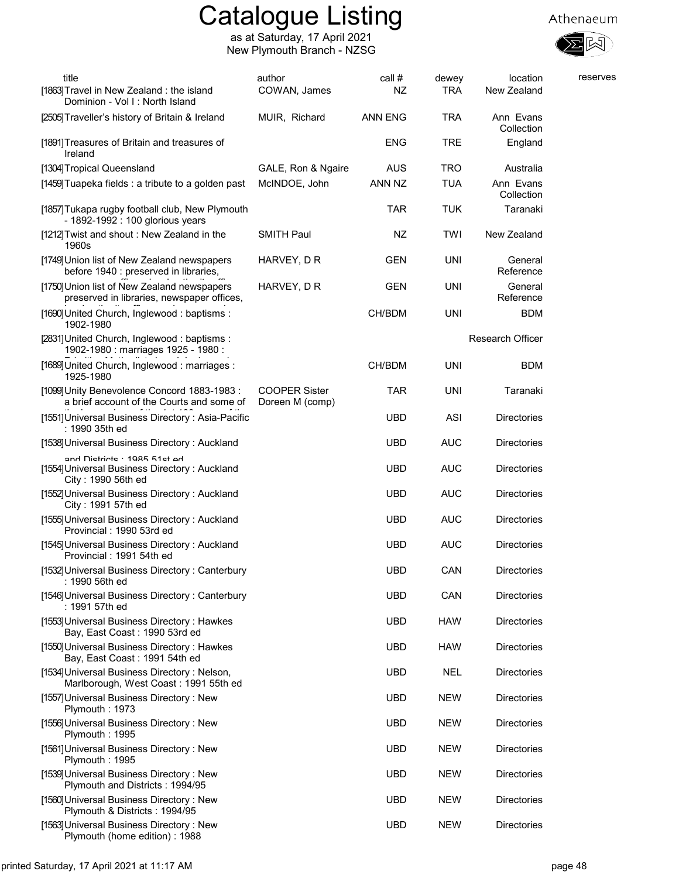# Catalogue Listing

as at Saturday, 17 April 2021
New Plymouth Branch - NZSG

| title | author | call # | dewey | location | reserves |
|---|---|---|---|---|---|
| [1863] Travel in New Zealand : the island Dominion - Vol I : North Island | COWAN, James | NZ | TRA | New Zealand | |
| [2505] Traveller's history of Britain & Ireland | MUIR, Richard | ANN ENG | TRA | Ann Evans Collection | |
| [1891] Treasures of Britain and treasures of Ireland | | ENG | TRE | England | |
| [1304] Tropical Queensland | GALE, Ron & Ngaire | AUS | TRO | Australia | |
| [1459] Tuapeka fields : a tribute to a golden past | McINDOE, John | ANN NZ | TUA | Ann Evans Collection | |
| [1857] Tukapa rugby football club, New Plymouth - 1892-1992 : 100 glorious years | | TAR | TUK | Taranaki | |
| [1212] Twist and shout : New Zealand in the 1960s | SMITH Paul | NZ | TWI | New Zealand | |
| [1749] Union list of New Zealand newspapers before 1940 : preserved in libraries, | HARVEY, D R | GEN | UNI | General Reference | |
| [1750] Union list of New Zealand newspapers preserved in libraries, newspaper offices, | HARVEY, D R | GEN | UNI | General Reference | |
| [1690] United Church, Inglewood : baptisms : 1902-1980 | | CH/BDM | UNI | BDM | |
| [2831] United Church, Inglewood : baptisms : 1902-1980 : marriages 1925 - 1980 : | | | | Research Officer | |
| [1689] United Church, Inglewood : marriages : 1925-1980 | | CH/BDM | UNI | BDM | |
| [1099] Unity Benevolence Concord 1883-1983 : a brief account of the Courts and some of | COOPER Sister Doreen M (comp) | TAR | UNI | Taranaki | |
| [1551] Universal Business Directory : Asia-Pacific : 1990 35th ed | | UBD | ASI | Directories | |
| [1538] Universal Business Directory : Auckland and Districts : 1985 51st ed | | UBD | AUC | Directories | |
| [1554] Universal Business Directory : Auckland City : 1990 56th ed | | UBD | AUC | Directories | |
| [1552] Universal Business Directory : Auckland City : 1991 57th ed | | UBD | AUC | Directories | |
| [1555] Universal Business Directory : Auckland Provincial : 1990 53rd ed | | UBD | AUC | Directories | |
| [1545] Universal Business Directory : Auckland Provincial : 1991 54th ed | | UBD | AUC | Directories | |
| [1532] Universal Business Directory : Canterbury : 1990 56th ed | | UBD | CAN | Directories | |
| [1546] Universal Business Directory : Canterbury : 1991 57th ed | | UBD | CAN | Directories | |
| [1553] Universal Business Directory : Hawkes Bay, East Coast : 1990 53rd ed | | UBD | HAW | Directories | |
| [1550] Universal Business Directory : Hawkes Bay, East Coast : 1991 54th ed | | UBD | HAW | Directories | |
| [1534] Universal Business Directory : Nelson, Marlborough, West Coast : 1991 55th ed | | UBD | NEL | Directories | |
| [1557] Universal Business Directory : New Plymouth : 1973 | | UBD | NEW | Directories | |
| [1556] Universal Business Directory : New Plymouth : 1995 | | UBD | NEW | Directories | |
| [1561] Universal Business Directory : New Plymouth : 1995 | | UBD | NEW | Directories | |
| [1539] Universal Business Directory : New Plymouth and Districts : 1994/95 | | UBD | NEW | Directories | |
| [1560] Universal Business Directory : New Plymouth & Districts : 1994/95 | | UBD | NEW | Directories | |
| [1563] Universal Business Directory : New Plymouth (home edition) : 1988 | | UBD | NEW | Directories | |

printed Saturday, 17 April 2021 at 11:17 AM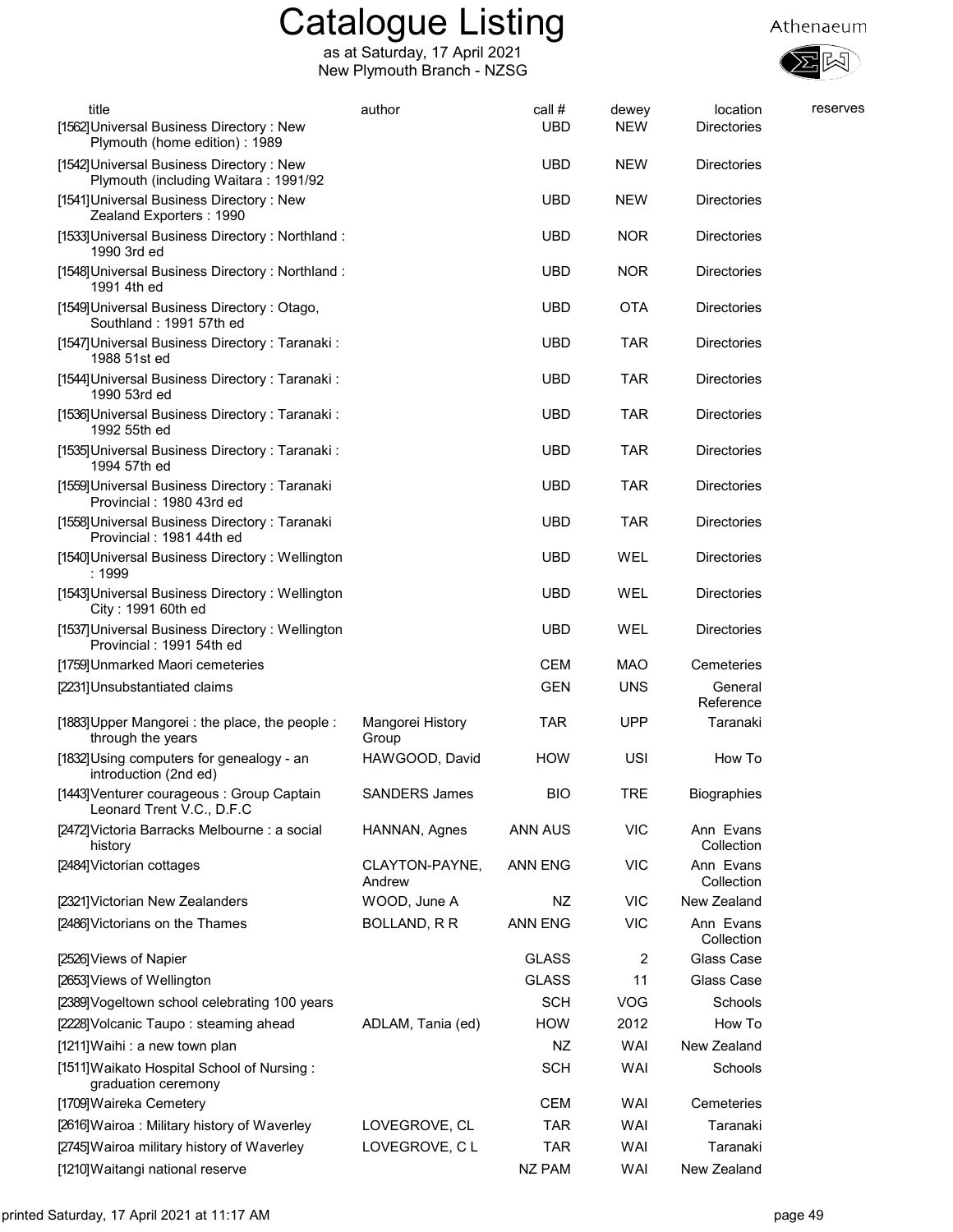# Catalogue Listing

as at Saturday, 17 April 2021
New Plymouth Branch - NZSG

| title | author | call # | dewey | location | reserves |
|---|---|---|---|---|---|
| [1562] Universal Business Directory : New Plymouth (home edition) : 1989 | | UBD | NEW | Directories | |
| [1542] Universal Business Directory : New Plymouth (including Waitara : 1991/92 | | UBD | NEW | Directories | |
| [1541] Universal Business Directory : New Zealand Exporters : 1990 | | UBD | NEW | Directories | |
| [1533] Universal Business Directory : Northland : 1990 3rd ed | | UBD | NOR | Directories | |
| [1548] Universal Business Directory : Northland : 1991 4th ed | | UBD | NOR | Directories | |
| [1549] Universal Business Directory : Otago, Southland : 1991 57th ed | | UBD | OTA | Directories | |
| [1547] Universal Business Directory : Taranaki : 1988 51st ed | | UBD | TAR | Directories | |
| [1544] Universal Business Directory : Taranaki : 1990 53rd ed | | UBD | TAR | Directories | |
| [1536] Universal Business Directory : Taranaki : 1992 55th ed | | UBD | TAR | Directories | |
| [1535] Universal Business Directory : Taranaki : 1994 57th ed | | UBD | TAR | Directories | |
| [1559] Universal Business Directory : Taranaki Provincial : 1980 43rd ed | | UBD | TAR | Directories | |
| [1558] Universal Business Directory : Taranaki Provincial : 1981 44th ed | | UBD | TAR | Directories | |
| [1540] Universal Business Directory : Wellington : 1999 | | UBD | WEL | Directories | |
| [1543] Universal Business Directory : Wellington City : 1991 60th ed | | UBD | WEL | Directories | |
| [1537] Universal Business Directory : Wellington Provincial : 1991 54th ed | | UBD | WEL | Directories | |
| [1759] Unmarked Maori cemeteries | | CEM | MAO | Cemeteries | |
| [2231] Unsubstantiated claims | | GEN | UNS | General Reference | |
| [1883] Upper Mangorei : the place, the people : through the years | Mangorei History Group | TAR | UPP | Taranaki | |
| [1832] Using computers for genealogy - an introduction (2nd ed) | HAWGOOD, David | HOW | USI | How To | |
| [1443] Venturer courageous : Group Captain Leonard Trent V.C., D.F.C | SANDERS James | BIO | TRE | Biographies | |
| [2472] Victoria Barracks Melbourne : a social history | HANNAN, Agnes | ANN AUS | VIC | Ann Evans Collection | |
| [2484] Victorian cottages | CLAYTON-PAYNE, Andrew | ANN ENG | VIC | Ann Evans Collection | |
| [2321] Victorian New Zealanders | WOOD, June A | NZ | VIC | New Zealand | |
| [2486] Victorians on the Thames | BOLLAND, R R | ANN ENG | VIC | Ann Evans Collection | |
| [2526] Views of Napier | | GLASS | 2 | Glass Case | |
| [2653] Views of Wellington | | GLASS | 11 | Glass Case | |
| [2389] Vogeltown school celebrating 100 years | | SCH | VOG | Schools | |
| [2228] Volcanic Taupo : steaming ahead | ADLAM, Tania (ed) | HOW | 2012 | How To | |
| [1211] Waihi : a new town plan | | NZ | WAI | New Zealand | |
| [1511] Waikato Hospital School of Nursing : graduation ceremony | | SCH | WAI | Schools | |
| [1709] Waireka Cemetery | | CEM | WAI | Cemeteries | |
| [2616] Wairoa : Military history of Waverley | LOVEGROVE, CL | TAR | WAI | Taranaki | |
| [2745] Wairoa military history of Waverley | LOVEGROVE, C L | TAR | WAI | Taranaki | |
| [1210] Waitangi national reserve | | NZ PAM | WAI | New Zealand | |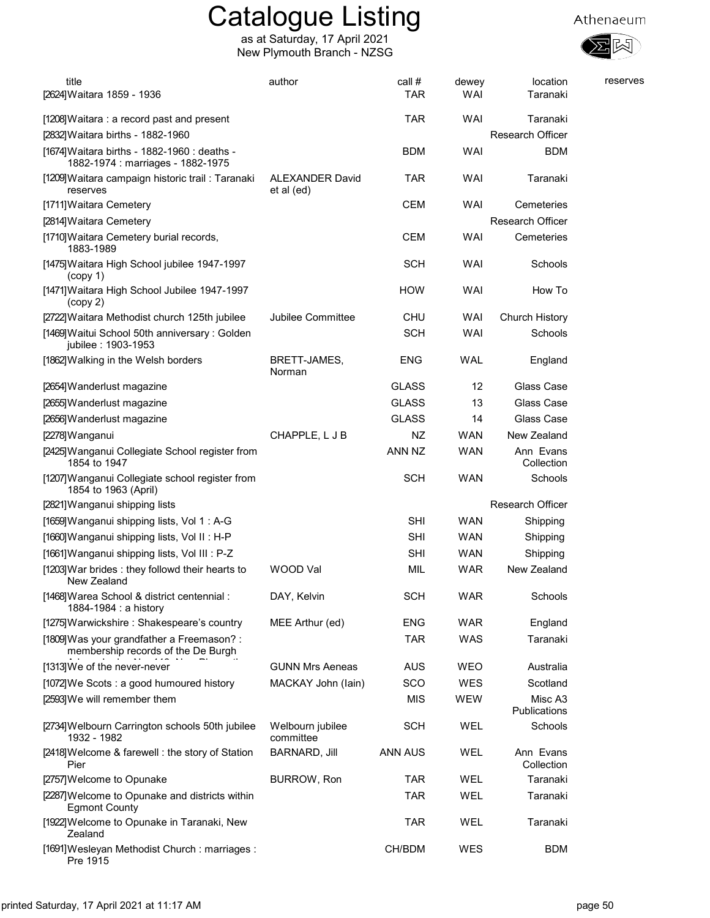# Catalogue Listing

as at Saturday, 17 April 2021
New Plymouth Branch - NZSG

| title | author | call # | dewey | location | reserves |
|---|---|---|---|---|---|
| [2624]Waitara 1859 - 1936 | | TAR | WAI | Taranaki | |
| [1208]Waitara : a record past and present | | TAR | WAI | Taranaki | |
| [2832]Waitara births - 1882-1960 | | | | Research Officer | |
| [1674]Waitara births - 1882-1960 : deaths - 1882-1974 : marriages - 1882-1975 | | BDM | WAI | BDM | |
| [1209]Waitara campaign historic trail : Taranaki reserves | ALEXANDER David et al (ed) | TAR | WAI | Taranaki | |
| [1711]Waitara Cemetery | | CEM | WAI | Cemeteries | |
| [2814]Waitara Cemetery | | | | Research Officer | |
| [1710]Waitara Cemetery burial records, 1883-1989 | | CEM | WAI | Cemeteries | |
| [1475]Waitara High School jubilee 1947-1997 (copy 1) | | SCH | WAI | Schools | |
| [1471]Waitara High School Jubilee 1947-1997 (copy 2) | | HOW | WAI | How To | |
| [2722]Waitara Methodist church 125th jubilee | Jubilee Committee | CHU | WAI | Church History | |
| [1469]Waitui School 50th anniversary : Golden jubilee : 1903-1953 | | SCH | WAI | Schools | |
| [1862]Walking in the Welsh borders | BRETT-JAMES, Norman | ENG | WAL | England | |
| [2654]Wanderlust magazine | | GLASS | 12 | Glass Case | |
| [2655]Wanderlust magazine | | GLASS | 13 | Glass Case | |
| [2656]Wanderlust magazine | | GLASS | 14 | Glass Case | |
| [2278]Wanganui | CHAPPLE, L J B | NZ | WAN | New Zealand | |
| [2425]Wanganui Collegiate School register from 1854 to 1947 | | ANN NZ | WAN | Ann Evans Collection | |
| [1207]Wanganui Collegiate school register from 1854 to 1963 (April) | | SCH | WAN | Schools | |
| [2821]Wanganui shipping lists | | | | Research Officer | |
| [1659]Wanganui shipping lists, Vol 1 : A-G | | SHI | WAN | Shipping | |
| [1660]Wanganui shipping lists, Vol II : H-P | | SHI | WAN | Shipping | |
| [1661]Wanganui shipping lists, Vol III : P-Z | | SHI | WAN | Shipping | |
| [1203]War brides : they followd their hearts to New Zealand | WOOD Val | MIL | WAR | New Zealand | |
| [1468]Warea School & district centennial : 1884-1984 : a history | DAY, Kelvin | SCH | WAR | Schools | |
| [1275]Warwickshire : Shakespeare's country | MEE Arthur (ed) | ENG | WAR | England | |
| [1809]Was your grandfather a Freemason? : membership records of the De Burgh Adams Lodge No 449, New Plymouth | | TAR | WAS | Taranaki | |
| [1313]We of the never-never | GUNN Mrs Aeneas | AUS | WEO | Australia | |
| [1072]We Scots : a good humoured history | MACKAY John (Iain) | SCO | WES | Scotland | |
| [2593]We will remember them | | MIS | WEW | Misc A3 Publications | |
| [2734]Welbourn Carrington schools 50th jubilee 1932 - 1982 | Welbourn jubilee committee | SCH | WEL | Schools | |
| [2418]Welcome & farewell : the story of Station Pier | BARNARD, Jill | ANN AUS | WEL | Ann Evans Collection | |
| [2757]Welcome to Opunake | BURROW, Ron | TAR | WEL | Taranaki | |
| [2287]Welcome to Opunake and districts within Egmont County | | TAR | WEL | Taranaki | |
| [1922]Welcome to Opunake in Taranaki, New Zealand | | TAR | WEL | Taranaki | |
| [1691]Wesleyan Methodist Church : marriages : Pre 1915 | | CH/BDM | WES | BDM | |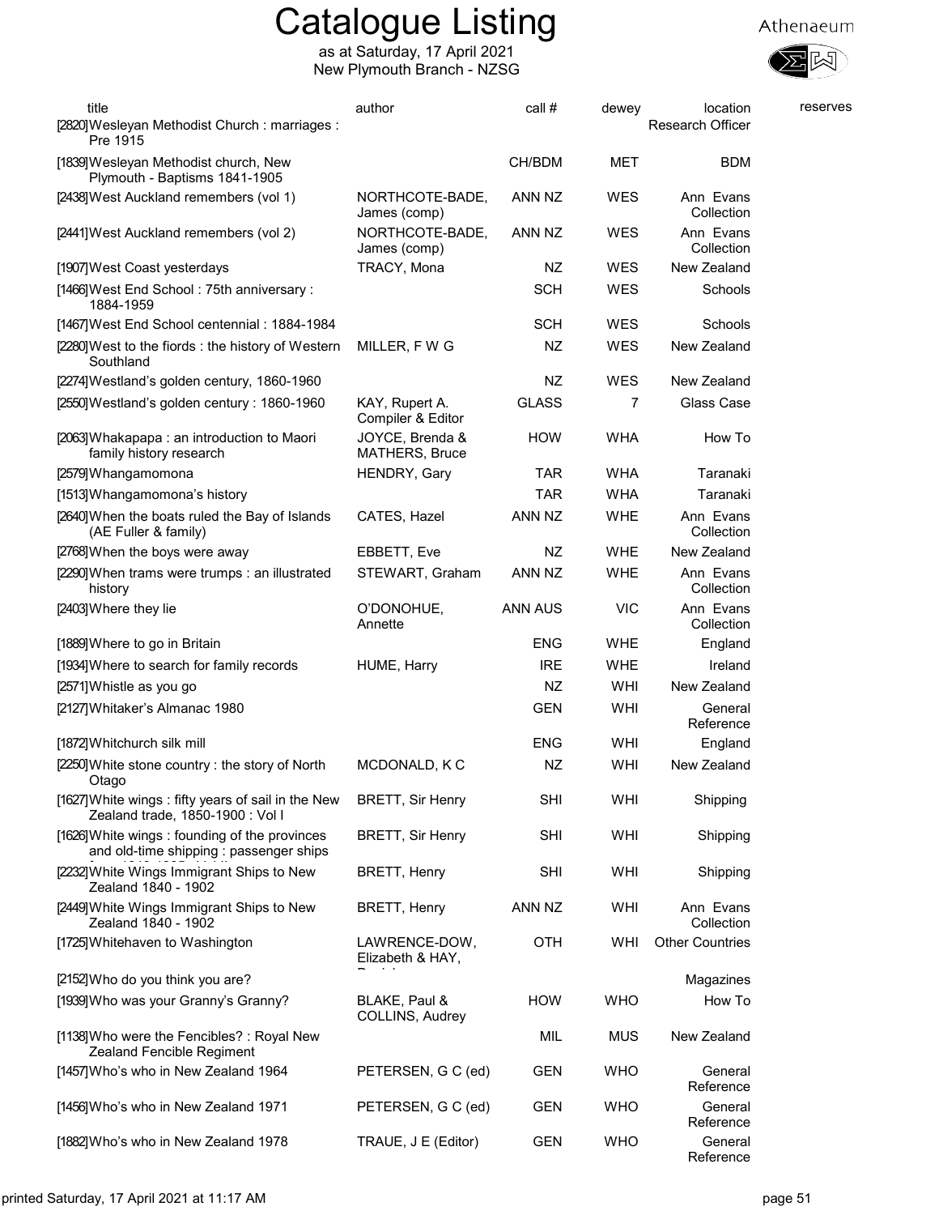# Catalogue Listing

as at Saturday, 17 April 2021
New Plymouth Branch - NZSG

| title | author | call # | dewey | location | reserves |
|---|---|---|---|---|---|
| [2820]Wesleyan Methodist Church : marriages : Pre 1915 | | | | Research Officer | |
| [1839]Wesleyan Methodist church, New Plymouth - Baptisms 1841-1905 | | CH/BDM | MET | BDM | |
| [2438]West Auckland remembers (vol 1) | NORTHCOTE-BADE, James (comp) | ANN NZ | WES | Ann Evans Collection | |
| [2441]West Auckland remembers (vol 2) | NORTHCOTE-BADE, James (comp) | ANN NZ | WES | Ann Evans Collection | |
| [1907]West Coast yesterdays | TRACY, Mona | NZ | WES | New Zealand | |
| [1466]West End School : 75th anniversary : 1884-1959 | | SCH | WES | Schools | |
| [1467]West End School centennial : 1884-1984 | | SCH | WES | Schools | |
| [2280]West to the fiords : the history of Western Southland | MILLER, F W G | NZ | WES | New Zealand | |
| [2274]Westland's golden century, 1860-1960 | | NZ | WES | New Zealand | |
| [2550]Westland's golden century : 1860-1960 | KAY, Rupert A. Compiler & Editor | GLASS | 7 | Glass Case | |
| [2063]Whakapapa : an introduction to Maori family history research | JOYCE, Brenda & MATHERS, Bruce | HOW | WHA | How To | |
| [2579]Whangamomona | HENDRY, Gary | TAR | WHA | Taranaki | |
| [1513]Whangamomona's history | | TAR | WHA | Taranaki | |
| [2640]When the boats ruled the Bay of Islands (AE Fuller & family) | CATES, Hazel | ANN NZ | WHE | Ann Evans Collection | |
| [2768]When the boys were away | EBBETT, Eve | NZ | WHE | New Zealand | |
| [2290]When trams were trumps : an illustrated history | STEWART, Graham | ANN NZ | WHE | Ann Evans Collection | |
| [2403]Where they lie | O'DONOHUE, Annette | ANN AUS | VIC | Ann Evans Collection | |
| [1889]Where to go in Britain | | ENG | WHE | England | |
| [1934]Where to search for family records | HUME, Harry | IRE | WHE | Ireland | |
| [2571]Whistle as you go | | NZ | WHI | New Zealand | |
| [2127]Whitaker's Almanac 1980 | | GEN | WHI | General Reference | |
| [1872]Whitchurch silk mill | | ENG | WHI | England | |
| [2250]White stone country : the story of North Otago | MCDONALD, K C | NZ | WHI | New Zealand | |
| [1627]White wings : fifty years of sail in the New Zealand trade, 1850-1900 : Vol I | BRETT, Sir Henry | SHI | WHI | Shipping | |
| [1626]White wings : founding of the provinces and old-time shipping : passenger ships | BRETT, Sir Henry | SHI | WHI | Shipping | |
| [2232]White Wings Immigrant Ships to New Zealand 1840 - 1902 | BRETT, Henry | SHI | WHI | Shipping | |
| [2449]White Wings Immigrant Ships to New Zealand 1840 - 1902 | BRETT, Henry | ANN NZ | WHI | Ann Evans Collection | |
| [1725]Whitehaven to Washington | LAWRENCE-DOW, Elizabeth & HAY, | OTH | WHI | Other Countries | |
| [2152]Who do you think you are? | | | | Magazines | |
| [1939]Who was your Granny's Granny? | BLAKE, Paul & COLLINS, Audrey | HOW | WHO | How To | |
| [1138]Who were the Fencibles? : Royal New Zealand Fencible Regiment | | MIL | MUS | New Zealand | |
| [1457]Who's who in New Zealand 1964 | PETERSEN, G C (ed) | GEN | WHO | General Reference | |
| [1456]Who's who in New Zealand 1971 | PETERSEN, G C (ed) | GEN | WHO | General Reference | |
| [1882]Who's who in New Zealand 1978 | TRAUE, J E (Editor) | GEN | WHO | General Reference | |

printed Saturday, 17 April 2021 at 11:17 AM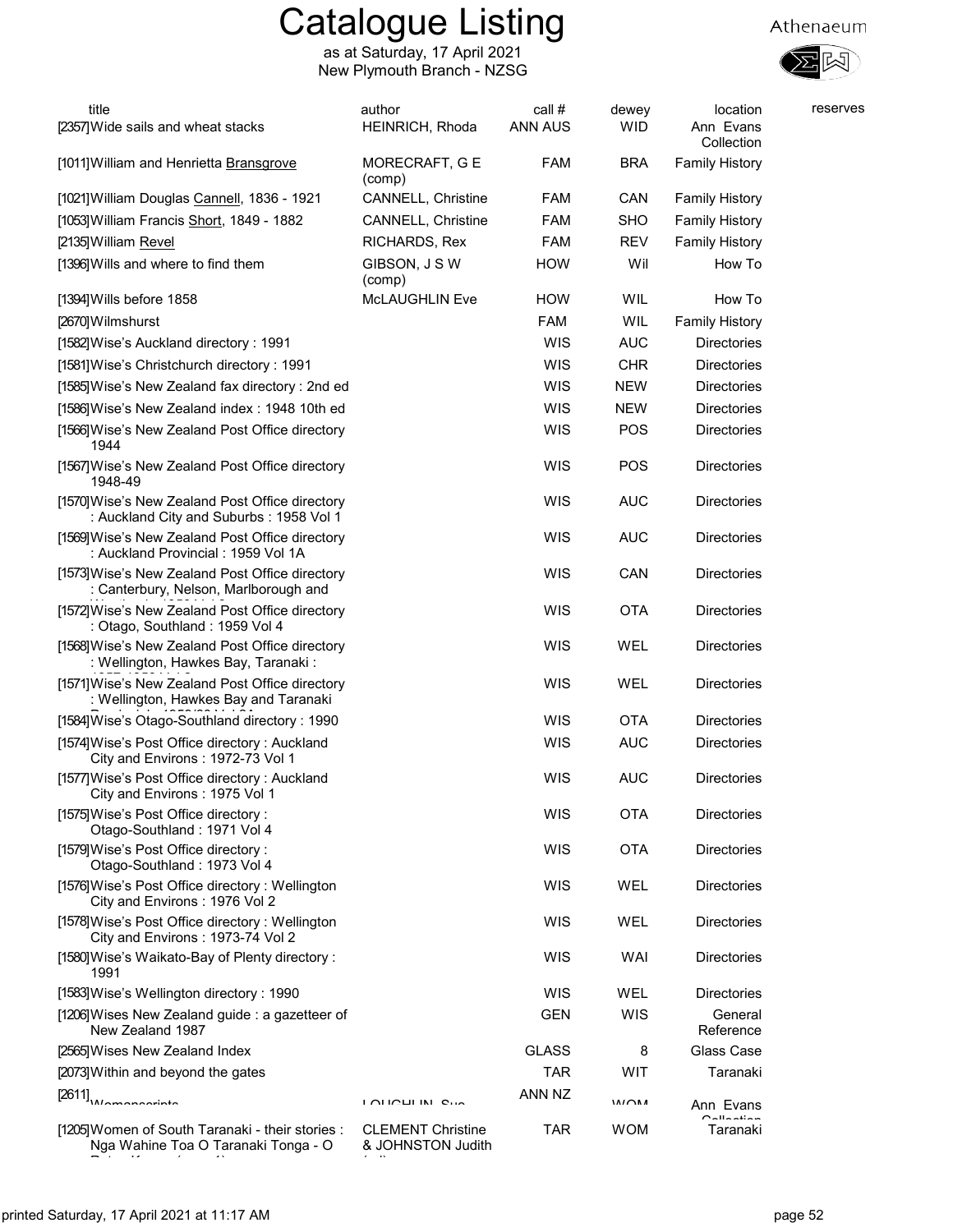# Catalogue Listing

as at Saturday, 17 April 2021
New Plymouth Branch - NZSG

Athenaeum

| title | author | call # | dewey | location | reserves |
|---|---|---|---|---|---|
| [2357]Wide sails and wheat stacks | HEINRICH, Rhoda | ANN AUS | WID | Ann Evans Collection | |
| [1011]William and Henrietta Bransgrove | MORECRAFT, G E (comp) | FAM | BRA | Family History | |
| [1021]William Douglas Cannell, 1836 - 1921 | CANNELL, Christine | FAM | CAN | Family History | |
| [1053]William Francis Short, 1849 - 1882 | CANNELL, Christine | FAM | SHO | Family History | |
| [2135]William Revel | RICHARDS, Rex | FAM | REV | Family History | |
| [1396]Wills and where to find them | GIBSON, J S W (comp) | HOW | Wil | How To | |
| [1394]Wills before 1858 | McLAUGHLIN Eve | HOW | WIL | How To | |
| [2670]Wilmshurst | | FAM | WIL | Family History | |
| [1582]Wise's Auckland directory : 1991 | | WIS | AUC | Directories | |
| [1581]Wise's Christchurch directory : 1991 | | WIS | CHR | Directories | |
| [1585]Wise's New Zealand fax directory : 2nd ed | | WIS | NEW | Directories | |
| [1586]Wise's New Zealand index : 1948 10th ed | | WIS | NEW | Directories | |
| [1566]Wise's New Zealand Post Office directory 1944 | | WIS | POS | Directories | |
| [1567]Wise's New Zealand Post Office directory 1948-49 | | WIS | POS | Directories | |
| [1570]Wise's New Zealand Post Office directory : Auckland City and Suburbs : 1958 Vol 1 | | WIS | AUC | Directories | |
| [1569]Wise's New Zealand Post Office directory : Auckland Provincial : 1959 Vol 1A | | WIS | AUC | Directories | |
| [1573]Wise's New Zealand Post Office directory : Canterbury, Nelson, Marlborough and | | WIS | CAN | Directories | |
| [1572]Wise's New Zealand Post Office directory : Otago, Southland : 1959 Vol 4 | | WIS | OTA | Directories | |
| [1568]Wise's New Zealand Post Office directory : Wellington, Hawkes Bay, Taranaki : | | WIS | WEL | Directories | |
| [1571]Wise's New Zealand Post Office directory : Wellington, Hawkes Bay and Taranaki | | WIS | WEL | Directories | |
| [1584]Wise's Otago-Southland directory : 1990 | | WIS | OTA | Directories | |
| [1574]Wise's Post Office directory : Auckland City and Environs : 1972-73 Vol 1 | | WIS | AUC | Directories | |
| [1577]Wise's Post Office directory : Auckland City and Environs : 1975 Vol 1 | | WIS | AUC | Directories | |
| [1575]Wise's Post Office directory : Otago-Southland : 1971 Vol 4 | | WIS | OTA | Directories | |
| [1579]Wise's Post Office directory : Otago-Southland : 1973 Vol 4 | | WIS | OTA | Directories | |
| [1576]Wise's Post Office directory : Wellington City and Environs : 1976 Vol 2 | | WIS | WEL | Directories | |
| [1578]Wise's Post Office directory : Wellington City and Environs : 1973-74 Vol 2 | | WIS | WEL | Directories | |
| [1580]Wise's Waikato-Bay of Plenty directory : 1991 | | WIS | WAI | Directories | |
| [1583]Wise's Wellington directory : 1990 | | WIS | WEL | Directories | |
| [1206]Wises New Zealand guide : a gazetteer of New Zealand 1987 | | GEN | WIS | General Reference | |
| [2565]Wises New Zealand Index | | GLASS | 8 | Glass Case | |
| [2073]Within and beyond the gates | | TAR | WIT | Taranaki | |
| [2611]Womanscripts | LOUGHLIN, Sue | ANN NZ | WOM | Ann Evans Collection | |
| [1205]Women of South Taranaki - their stories : Nga Wahine Toa O Taranaki Tonga - O | CLEMENT Christine & JOHNSTON Judith | TAR | WOM | Taranaki | |

printed Saturday, 17 April 2021 at 11:17 AM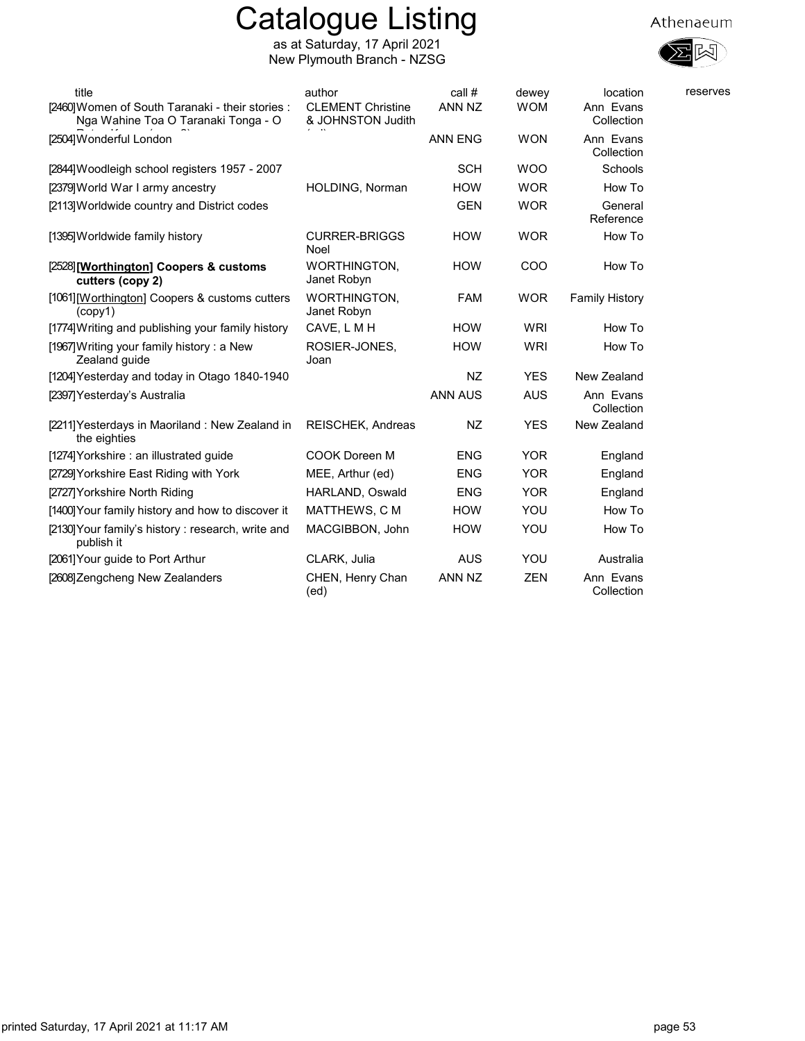# Catalogue Listing

as at Saturday, 17 April 2021
New Plymouth Branch - NZSG

Athenaeum

| title | author | call # | dewey | location | reserves |
|---|---|---|---|---|---|
| [2460] Women of South Taranaki - their stories : Nga Wahine Toa O Taranaki Tonga - O Rātou Korero (copy 2) | CLEMENT Christine & JOHNSTON Judith (ed) | ANN NZ | WOM | Ann Evans Collection | |
| [2504] Wonderful London | | ANN ENG | WON | Ann Evans Collection | |
| [2844] Woodleigh school registers 1957 - 2007 | | SCH | WOO | Schools | |
| [2379] World War I army ancestry | HOLDING, Norman | HOW | WOR | How To | |
| [2113] Worldwide country and District codes | | GEN | WOR | General Reference | |
| [1395] Worldwide family history | CURRER-BRIGGS Noel | HOW | WOR | How To | |
| [2528] **[Worthington] Coopers & customs cutters (copy 2)** | WORTHINGTON, Janet Robyn | HOW | COO | How To | |
| [1061] [Worthington] Coopers & customs cutters (copy1) | WORTHINGTON, Janet Robyn | FAM | WOR | Family History | |
| [1774] Writing and publishing your family history | CAVE, L M H | HOW | WRI | How To | |
| [1967] Writing your family history : a New Zealand guide | ROSIER-JONES, Joan | HOW | WRI | How To | |
| [1204] Yesterday and today in Otago 1840-1940 | | NZ | YES | New Zealand | |
| [2397] Yesterday's Australia | | ANN AUS | AUS | Ann Evans Collection | |
| [2211] Yesterdays in Maoriland : New Zealand in the eighties | REISCHEK, Andreas | NZ | YES | New Zealand | |
| [1274] Yorkshire : an illustrated guide | COOK Doreen M | ENG | YOR | England | |
| [2729] Yorkshire East Riding with York | MEE, Arthur (ed) | ENG | YOR | England | |
| [2727] Yorkshire North Riding | HARLAND, Oswald | ENG | YOR | England | |
| [1400] Your family history and how to discover it | MATTHEWS, C M | HOW | YOU | How To | |
| [2130] Your family's history : research, write and publish it | MACGIBBON, John | HOW | YOU | How To | |
| [2061] Your guide to Port Arthur | CLARK, Julia | AUS | YOU | Australia | |
| [2608] Zengcheng New Zealanders | CHEN, Henry Chan (ed) | ANN NZ | ZEN | Ann Evans Collection | |

printed Saturday, 17 April 2021 at 11:17 AM